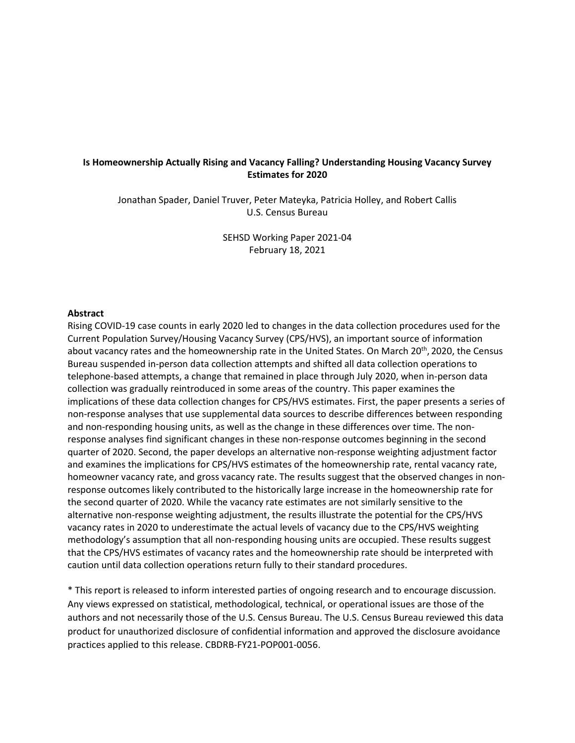# Is Homeownership Actually Rising and Vacancy Falling? Understanding Housing Vacancy Survey Estimates for 2020

Jonathan Spader, Daniel Truver, Peter Mateyka, Patricia Holley, and Robert Callis
U.S. Census Bureau

SEHSD Working Paper 2021-04
February 18, 2021

## Abstract

Rising COVID-19 case counts in early 2020 led to changes in the data collection procedures used for the Current Population Survey/Housing Vacancy Survey (CPS/HVS), an important source of information about vacancy rates and the homeownership rate in the United States. On March 20th, 2020, the Census Bureau suspended in-person data collection attempts and shifted all data collection operations to telephone-based attempts, a change that remained in place through July 2020, when in-person data collection was gradually reintroduced in some areas of the country. This paper examines the implications of these data collection changes for CPS/HVS estimates. First, the paper presents a series of non-response analyses that use supplemental data sources to describe differences between responding and non-responding housing units, as well as the change in these differences over time. The non-response analyses find significant changes in these non-response outcomes beginning in the second quarter of 2020. Second, the paper develops an alternative non-response weighting adjustment factor and examines the implications for CPS/HVS estimates of the homeownership rate, rental vacancy rate, homeowner vacancy rate, and gross vacancy rate. The results suggest that the observed changes in non-response outcomes likely contributed to the historically large increase in the homeownership rate for the second quarter of 2020. While the vacancy rate estimates are not similarly sensitive to the alternative non-response weighting adjustment, the results illustrate the potential for the CPS/HVS vacancy rates in 2020 to underestimate the actual levels of vacancy due to the CPS/HVS weighting methodology's assumption that all non-responding housing units are occupied. These results suggest that the CPS/HVS estimates of vacancy rates and the homeownership rate should be interpreted with caution until data collection operations return fully to their standard procedures.

* This report is released to inform interested parties of ongoing research and to encourage discussion. Any views expressed on statistical, methodological, technical, or operational issues are those of the authors and not necessarily those of the U.S. Census Bureau. The U.S. Census Bureau reviewed this data product for unauthorized disclosure of confidential information and approved the disclosure avoidance practices applied to this release. CBDRB-FY21-POP001-0056.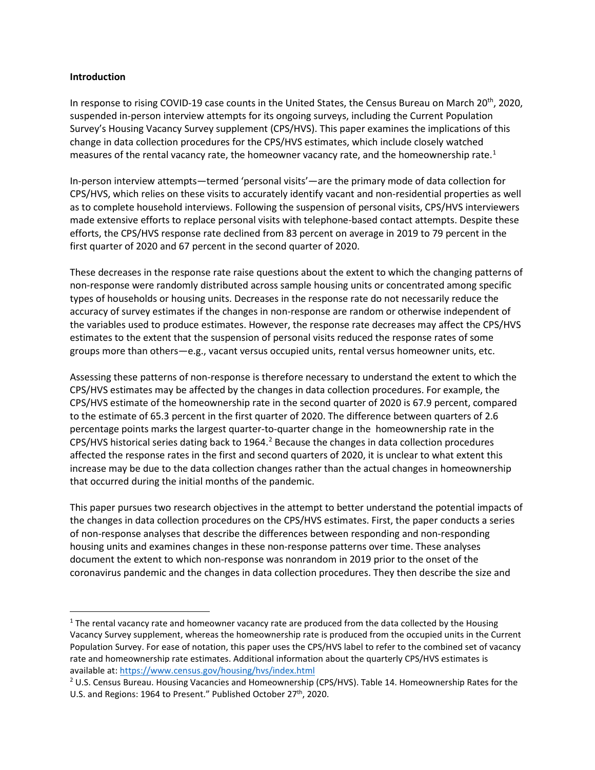**Introduction**

In response to rising COVID-19 case counts in the United States, the Census Bureau on March 20th, 2020, suspended in-person interview attempts for its ongoing surveys, including the Current Population Survey's Housing Vacancy Survey supplement (CPS/HVS). This paper examines the implications of this change in data collection procedures for the CPS/HVS estimates, which include closely watched measures of the rental vacancy rate, the homeowner vacancy rate, and the homeownership rate.[1]

In-person interview attempts—termed 'personal visits'—are the primary mode of data collection for CPS/HVS, which relies on these visits to accurately identify vacant and non-residential properties as well as to complete household interviews. Following the suspension of personal visits, CPS/HVS interviewers made extensive efforts to replace personal visits with telephone-based contact attempts. Despite these efforts, the CPS/HVS response rate declined from 83 percent on average in 2019 to 79 percent in the first quarter of 2020 and 67 percent in the second quarter of 2020.

These decreases in the response rate raise questions about the extent to which the changing patterns of non-response were randomly distributed across sample housing units or concentrated among specific types of households or housing units. Decreases in the response rate do not necessarily reduce the accuracy of survey estimates if the changes in non-response are random or otherwise independent of the variables used to produce estimates. However, the response rate decreases may affect the CPS/HVS estimates to the extent that the suspension of personal visits reduced the response rates of some groups more than others—e.g., vacant versus occupied units, rental versus homeowner units, etc.

Assessing these patterns of non-response is therefore necessary to understand the extent to which the CPS/HVS estimates may be affected by the changes in data collection procedures. For example, the CPS/HVS estimate of the homeownership rate in the second quarter of 2020 is 67.9 percent, compared to the estimate of 65.3 percent in the first quarter of 2020. The difference between quarters of 2.6 percentage points marks the largest quarter-to-quarter change in the homeownership rate in the CPS/HVS historical series dating back to 1964.[2] Because the changes in data collection procedures affected the response rates in the first and second quarters of 2020, it is unclear to what extent this increase may be due to the data collection changes rather than the actual changes in homeownership that occurred during the initial months of the pandemic.

This paper pursues two research objectives in the attempt to better understand the potential impacts of the changes in data collection procedures on the CPS/HVS estimates. First, the paper conducts a series of non-response analyses that describe the differences between responding and non-responding housing units and examines changes in these non-response patterns over time. These analyses document the extent to which non-response was nonrandom in 2019 prior to the onset of the coronavirus pandemic and the changes in data collection procedures. They then describe the size and

[1] The rental vacancy rate and homeowner vacancy rate are produced from the data collected by the Housing Vacancy Survey supplement, whereas the homeownership rate is produced from the occupied units in the Current Population Survey. For ease of notation, this paper uses the CPS/HVS label to refer to the combined set of vacancy rate and homeownership rate estimates. Additional information about the quarterly CPS/HVS estimates is available at: https://www.census.gov/housing/hvs/index.html

[2] U.S. Census Bureau. Housing Vacancies and Homeownership (CPS/HVS). Table 14. Homeownership Rates for the U.S. and Regions: 1964 to Present." Published October 27th, 2020.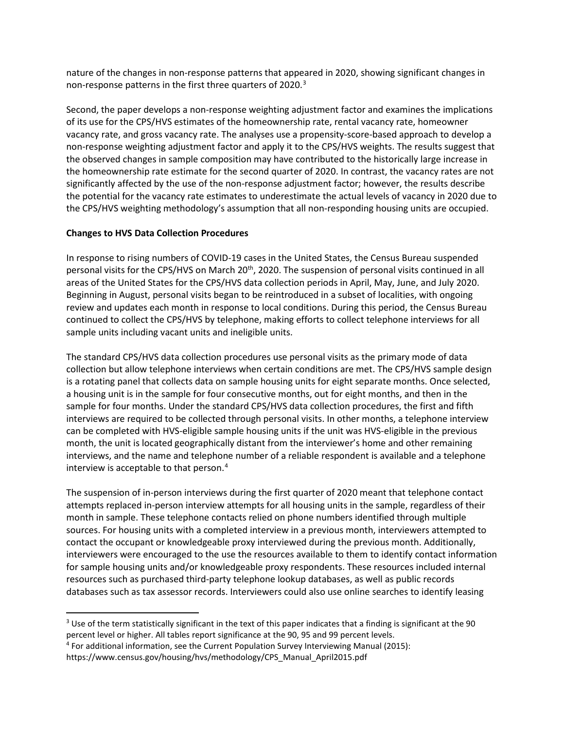nature of the changes in non-response patterns that appeared in 2020, showing significant changes in non-response patterns in the first three quarters of 2020.[3]

Second, the paper develops a non-response weighting adjustment factor and examines the implications of its use for the CPS/HVS estimates of the homeownership rate, rental vacancy rate, homeowner vacancy rate, and gross vacancy rate. The analyses use a propensity-score-based approach to develop a non-response weighting adjustment factor and apply it to the CPS/HVS weights. The results suggest that the observed changes in sample composition may have contributed to the historically large increase in the homeownership rate estimate for the second quarter of 2020. In contrast, the vacancy rates are not significantly affected by the use of the non-response adjustment factor; however, the results describe the potential for the vacancy rate estimates to underestimate the actual levels of vacancy in 2020 due to the CPS/HVS weighting methodology's assumption that all non-responding housing units are occupied.

**Changes to HVS Data Collection Procedures**

In response to rising numbers of COVID-19 cases in the United States, the Census Bureau suspended personal visits for the CPS/HVS on March 20th, 2020. The suspension of personal visits continued in all areas of the United States for the CPS/HVS data collection periods in April, May, June, and July 2020. Beginning in August, personal visits began to be reintroduced in a subset of localities, with ongoing review and updates each month in response to local conditions. During this period, the Census Bureau continued to collect the CPS/HVS by telephone, making efforts to collect telephone interviews for all sample units including vacant units and ineligible units.

The standard CPS/HVS data collection procedures use personal visits as the primary mode of data collection but allow telephone interviews when certain conditions are met. The CPS/HVS sample design is a rotating panel that collects data on sample housing units for eight separate months. Once selected, a housing unit is in the sample for four consecutive months, out for eight months, and then in the sample for four months. Under the standard CPS/HVS data collection procedures, the first and fifth interviews are required to be collected through personal visits. In other months, a telephone interview can be completed with HVS-eligible sample housing units if the unit was HVS-eligible in the previous month, the unit is located geographically distant from the interviewer's home and other remaining interviews, and the name and telephone number of a reliable respondent is available and a telephone interview is acceptable to that person.[4]

The suspension of in-person interviews during the first quarter of 2020 meant that telephone contact attempts replaced in-person interview attempts for all housing units in the sample, regardless of their month in sample. These telephone contacts relied on phone numbers identified through multiple sources. For housing units with a completed interview in a previous month, interviewers attempted to contact the occupant or knowledgeable proxy interviewed during the previous month. Additionally, interviewers were encouraged to the use the resources available to them to identify contact information for sample housing units and/or knowledgeable proxy respondents. These resources included internal resources such as purchased third-party telephone lookup databases, as well as public records databases such as tax assessor records. Interviewers could also use online searches to identify leasing

---

[3] Use of the term statistically significant in the text of this paper indicates that a finding is significant at the 90 percent level or higher. All tables report significance at the 90, 95 and 99 percent levels.

[4] For additional information, see the Current Population Survey Interviewing Manual (2015): https://www.census.gov/housing/hvs/methodology/CPS_Manual_April2015.pdf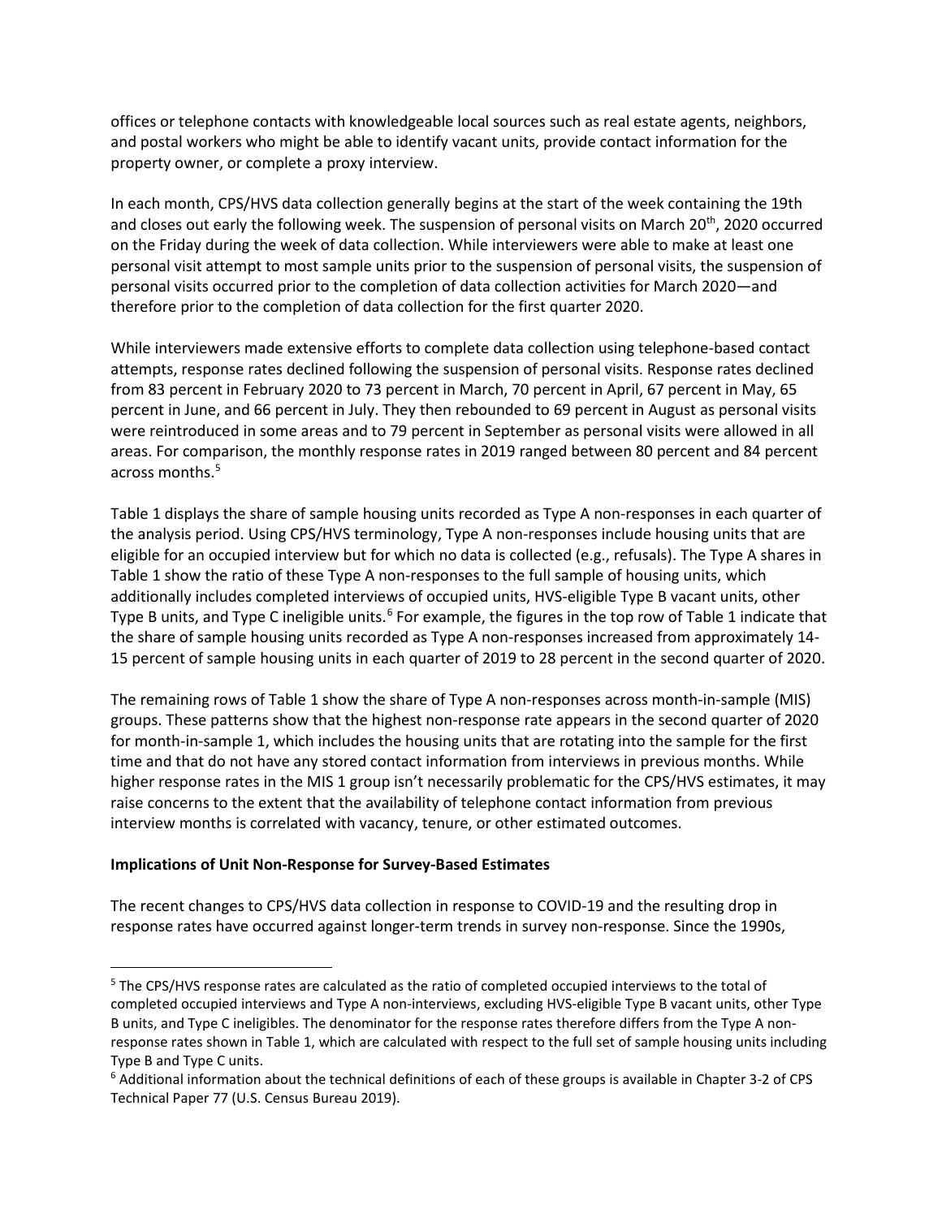offices or telephone contacts with knowledgeable local sources such as real estate agents, neighbors, and postal workers who might be able to identify vacant units, provide contact information for the property owner, or complete a proxy interview.

In each month, CPS/HVS data collection generally begins at the start of the week containing the 19th and closes out early the following week. The suspension of personal visits on March 20th, 2020 occurred on the Friday during the week of data collection. While interviewers were able to make at least one personal visit attempt to most sample units prior to the suspension of personal visits, the suspension of personal visits occurred prior to the completion of data collection activities for March 2020—and therefore prior to the completion of data collection for the first quarter 2020.

While interviewers made extensive efforts to complete data collection using telephone-based contact attempts, response rates declined following the suspension of personal visits. Response rates declined from 83 percent in February 2020 to 73 percent in March, 70 percent in April, 67 percent in May, 65 percent in June, and 66 percent in July. They then rebounded to 69 percent in August as personal visits were reintroduced in some areas and to 79 percent in September as personal visits were allowed in all areas. For comparison, the monthly response rates in 2019 ranged between 80 percent and 84 percent across months.[5]

Table 1 displays the share of sample housing units recorded as Type A non-responses in each quarter of the analysis period. Using CPS/HVS terminology, Type A non-responses include housing units that are eligible for an occupied interview but for which no data is collected (e.g., refusals). The Type A shares in Table 1 show the ratio of these Type A non-responses to the full sample of housing units, which additionally includes completed interviews of occupied units, HVS-eligible Type B vacant units, other Type B units, and Type C ineligible units.[6] For example, the figures in the top row of Table 1 indicate that the share of sample housing units recorded as Type A non-responses increased from approximately 14-15 percent of sample housing units in each quarter of 2019 to 28 percent in the second quarter of 2020.

The remaining rows of Table 1 show the share of Type A non-responses across month-in-sample (MIS) groups. These patterns show that the highest non-response rate appears in the second quarter of 2020 for month-in-sample 1, which includes the housing units that are rotating into the sample for the first time and that do not have any stored contact information from interviews in previous months. While higher response rates in the MIS 1 group isn't necessarily problematic for the CPS/HVS estimates, it may raise concerns to the extent that the availability of telephone contact information from previous interview months is correlated with vacancy, tenure, or other estimated outcomes.

**Implications of Unit Non-Response for Survey-Based Estimates**

The recent changes to CPS/HVS data collection in response to COVID-19 and the resulting drop in response rates have occurred against longer-term trends in survey non-response. Since the 1990s,

[5] The CPS/HVS response rates are calculated as the ratio of completed occupied interviews to the total of completed occupied interviews and Type A non-interviews, excluding HVS-eligible Type B vacant units, other Type B units, and Type C ineligibles. The denominator for the response rates therefore differs from the Type A non-response rates shown in Table 1, which are calculated with respect to the full set of sample housing units including Type B and Type C units.

[6] Additional information about the technical definitions of each of these groups is available in Chapter 3-2 of CPS Technical Paper 77 (U.S. Census Bureau 2019).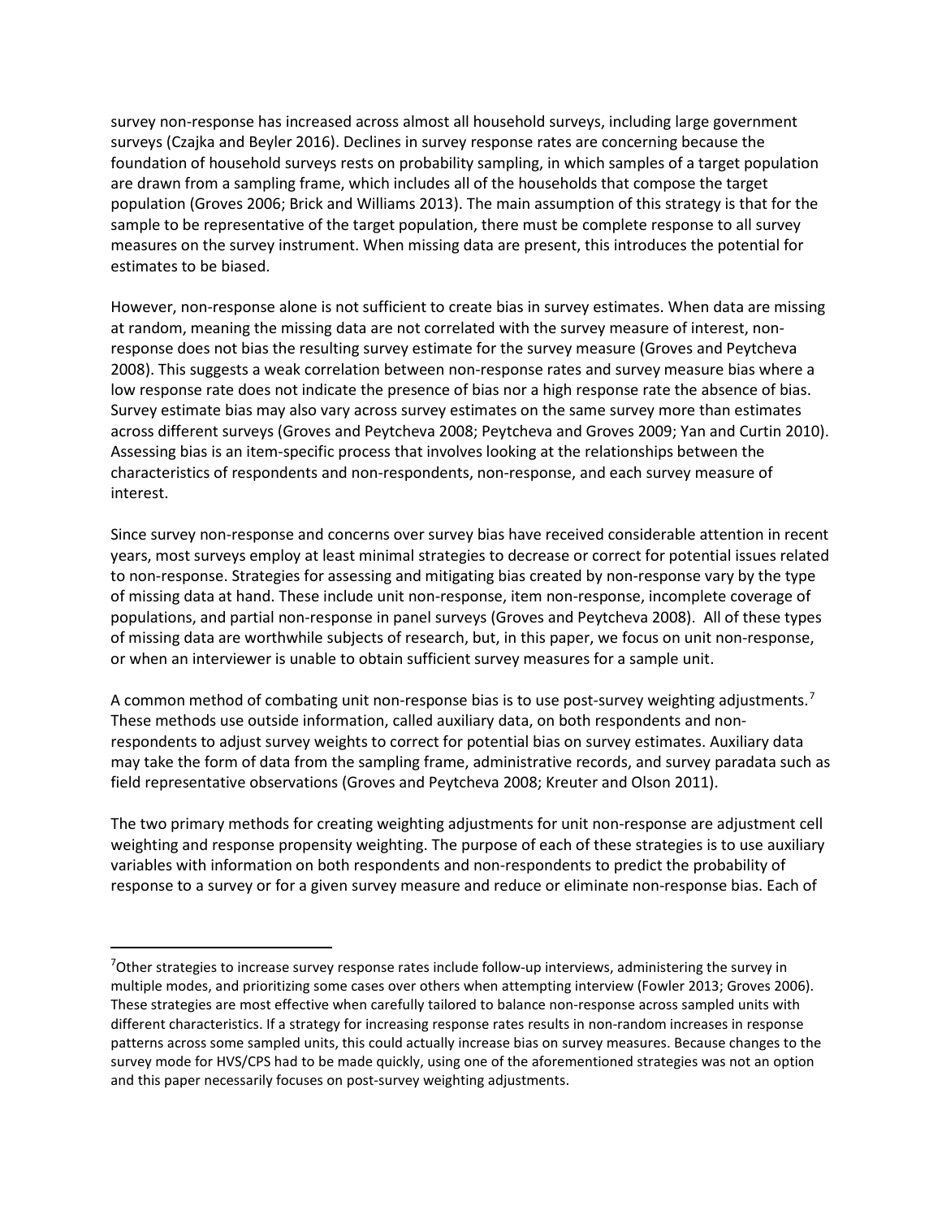survey non-response has increased across almost all household surveys, including large government surveys (Czajka and Beyler 2016). Declines in survey response rates are concerning because the foundation of household surveys rests on probability sampling, in which samples of a target population are drawn from a sampling frame, which includes all of the households that compose the target population (Groves 2006; Brick and Williams 2013). The main assumption of this strategy is that for the sample to be representative of the target population, there must be complete response to all survey measures on the survey instrument. When missing data are present, this introduces the potential for estimates to be biased.

However, non-response alone is not sufficient to create bias in survey estimates. When data are missing at random, meaning the missing data are not correlated with the survey measure of interest, non-response does not bias the resulting survey estimate for the survey measure (Groves and Peytcheva 2008). This suggests a weak correlation between non-response rates and survey measure bias where a low response rate does not indicate the presence of bias nor a high response rate the absence of bias. Survey estimate bias may also vary across survey estimates on the same survey more than estimates across different surveys (Groves and Peytcheva 2008; Peytcheva and Groves 2009; Yan and Curtin 2010). Assessing bias is an item-specific process that involves looking at the relationships between the characteristics of respondents and non-respondents, non-response, and each survey measure of interest.

Since survey non-response and concerns over survey bias have received considerable attention in recent years, most surveys employ at least minimal strategies to decrease or correct for potential issues related to non-response. Strategies for assessing and mitigating bias created by non-response vary by the type of missing data at hand. These include unit non-response, item non-response, incomplete coverage of populations, and partial non-response in panel surveys (Groves and Peytcheva 2008). All of these types of missing data are worthwhile subjects of research, but, in this paper, we focus on unit non-response, or when an interviewer is unable to obtain sufficient survey measures for a sample unit.

A common method of combating unit non-response bias is to use post-survey weighting adjustments.[7] These methods use outside information, called auxiliary data, on both respondents and non-respondents to adjust survey weights to correct for potential bias on survey estimates. Auxiliary data may take the form of data from the sampling frame, administrative records, and survey paradata such as field representative observations (Groves and Peytcheva 2008; Kreuter and Olson 2011).

The two primary methods for creating weighting adjustments for unit non-response are adjustment cell weighting and response propensity weighting. The purpose of each of these strategies is to use auxiliary variables with information on both respondents and non-respondents to predict the probability of response to a survey or for a given survey measure and reduce or eliminate non-response bias. Each of

[7]Other strategies to increase survey response rates include follow-up interviews, administering the survey in multiple modes, and prioritizing some cases over others when attempting interview (Fowler 2013; Groves 2006). These strategies are most effective when carefully tailored to balance non-response across sampled units with different characteristics. If a strategy for increasing response rates results in non-random increases in response patterns across some sampled units, this could actually increase bias on survey measures. Because changes to the survey mode for HVS/CPS had to be made quickly, using one of the aforementioned strategies was not an option and this paper necessarily focuses on post-survey weighting adjustments.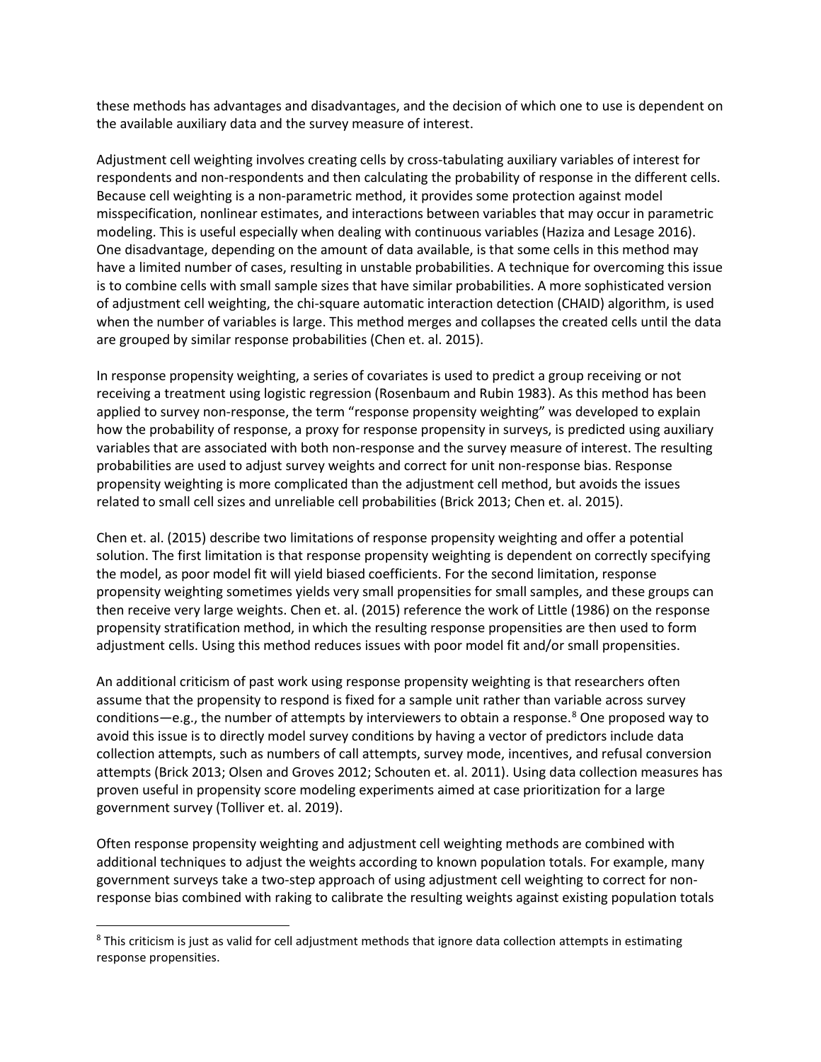these methods has advantages and disadvantages, and the decision of which one to use is dependent on the available auxiliary data and the survey measure of interest.

Adjustment cell weighting involves creating cells by cross-tabulating auxiliary variables of interest for respondents and non-respondents and then calculating the probability of response in the different cells. Because cell weighting is a non-parametric method, it provides some protection against model misspecification, nonlinear estimates, and interactions between variables that may occur in parametric modeling. This is useful especially when dealing with continuous variables (Haziza and Lesage 2016). One disadvantage, depending on the amount of data available, is that some cells in this method may have a limited number of cases, resulting in unstable probabilities. A technique for overcoming this issue is to combine cells with small sample sizes that have similar probabilities. A more sophisticated version of adjustment cell weighting, the chi-square automatic interaction detection (CHAID) algorithm, is used when the number of variables is large. This method merges and collapses the created cells until the data are grouped by similar response probabilities (Chen et. al. 2015).

In response propensity weighting, a series of covariates is used to predict a group receiving or not receiving a treatment using logistic regression (Rosenbaum and Rubin 1983). As this method has been applied to survey non-response, the term "response propensity weighting" was developed to explain how the probability of response, a proxy for response propensity in surveys, is predicted using auxiliary variables that are associated with both non-response and the survey measure of interest. The resulting probabilities are used to adjust survey weights and correct for unit non-response bias. Response propensity weighting is more complicated than the adjustment cell method, but avoids the issues related to small cell sizes and unreliable cell probabilities (Brick 2013; Chen et. al. 2015).

Chen et. al. (2015) describe two limitations of response propensity weighting and offer a potential solution. The first limitation is that response propensity weighting is dependent on correctly specifying the model, as poor model fit will yield biased coefficients. For the second limitation, response propensity weighting sometimes yields very small propensities for small samples, and these groups can then receive very large weights. Chen et. al. (2015) reference the work of Little (1986) on the response propensity stratification method, in which the resulting response propensities are then used to form adjustment cells. Using this method reduces issues with poor model fit and/or small propensities.

An additional criticism of past work using response propensity weighting is that researchers often assume that the propensity to respond is fixed for a sample unit rather than variable across survey conditions—e.g., the number of attempts by interviewers to obtain a response.[8] One proposed way to avoid this issue is to directly model survey conditions by having a vector of predictors include data collection attempts, such as numbers of call attempts, survey mode, incentives, and refusal conversion attempts (Brick 2013; Olsen and Groves 2012; Schouten et. al. 2011). Using data collection measures has proven useful in propensity score modeling experiments aimed at case prioritization for a large government survey (Tolliver et. al. 2019).

Often response propensity weighting and adjustment cell weighting methods are combined with additional techniques to adjust the weights according to known population totals. For example, many government surveys take a two-step approach of using adjustment cell weighting to correct for non-response bias combined with raking to calibrate the resulting weights against existing population totals

[8] This criticism is just as valid for cell adjustment methods that ignore data collection attempts in estimating response propensities.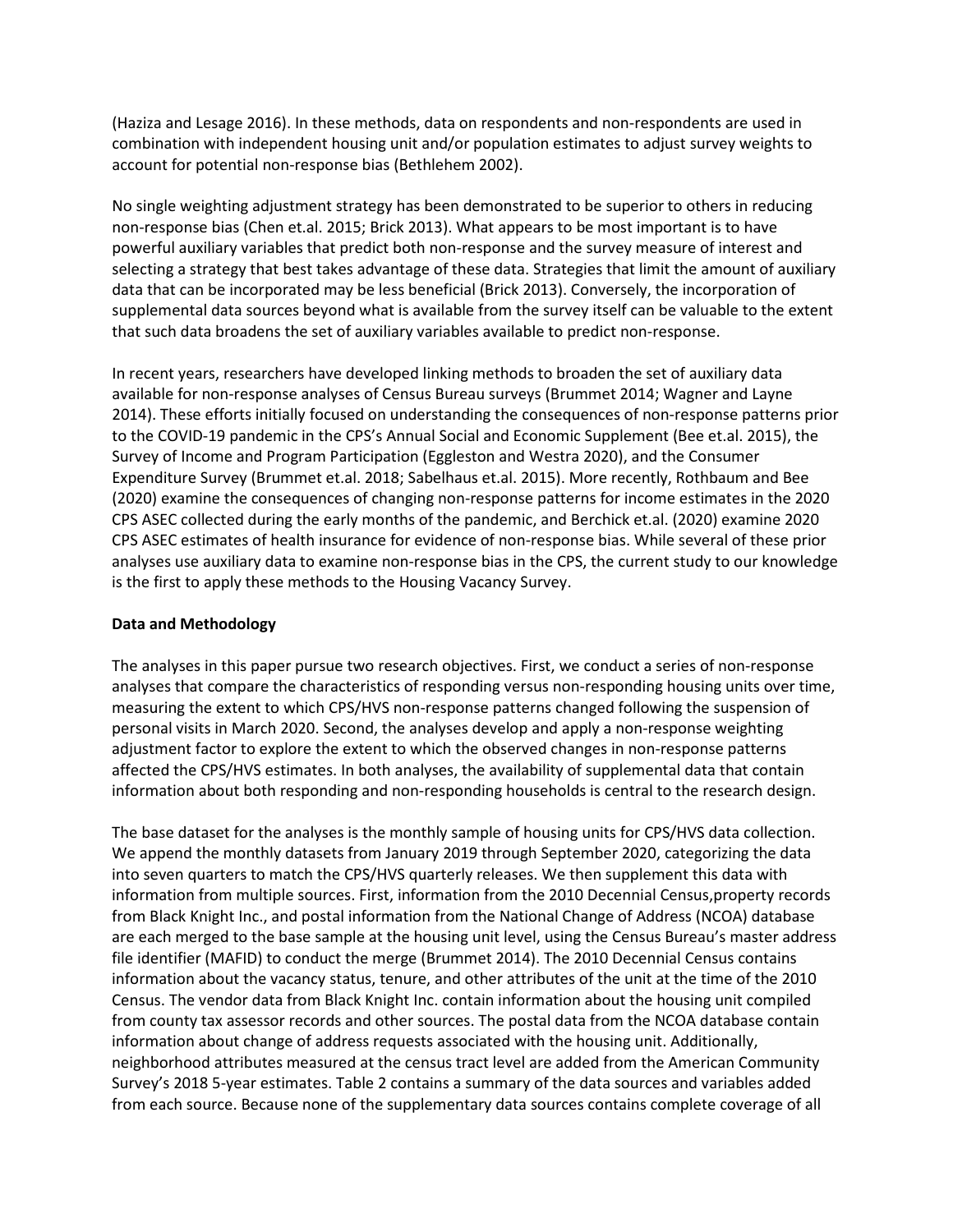(Haziza and Lesage 2016). In these methods, data on respondents and non-respondents are used in combination with independent housing unit and/or population estimates to adjust survey weights to account for potential non-response bias (Bethlehem 2002).

No single weighting adjustment strategy has been demonstrated to be superior to others in reducing non-response bias (Chen et.al. 2015; Brick 2013). What appears to be most important is to have powerful auxiliary variables that predict both non-response and the survey measure of interest and selecting a strategy that best takes advantage of these data. Strategies that limit the amount of auxiliary data that can be incorporated may be less beneficial (Brick 2013). Conversely, the incorporation of supplemental data sources beyond what is available from the survey itself can be valuable to the extent that such data broadens the set of auxiliary variables available to predict non-response.

In recent years, researchers have developed linking methods to broaden the set of auxiliary data available for non-response analyses of Census Bureau surveys (Brummet 2014; Wagner and Layne 2014). These efforts initially focused on understanding the consequences of non-response patterns prior to the COVID-19 pandemic in the CPS's Annual Social and Economic Supplement (Bee et.al. 2015), the Survey of Income and Program Participation (Eggleston and Westra 2020), and the Consumer Expenditure Survey (Brummet et.al. 2018; Sabelhaus et.al. 2015). More recently, Rothbaum and Bee (2020) examine the consequences of changing non-response patterns for income estimates in the 2020 CPS ASEC collected during the early months of the pandemic, and Berchick et.al. (2020) examine 2020 CPS ASEC estimates of health insurance for evidence of non-response bias. While several of these prior analyses use auxiliary data to examine non-response bias in the CPS, the current study to our knowledge is the first to apply these methods to the Housing Vacancy Survey.

**Data and Methodology**

The analyses in this paper pursue two research objectives. First, we conduct a series of non-response analyses that compare the characteristics of responding versus non-responding housing units over time, measuring the extent to which CPS/HVS non-response patterns changed following the suspension of personal visits in March 2020. Second, the analyses develop and apply a non-response weighting adjustment factor to explore the extent to which the observed changes in non-response patterns affected the CPS/HVS estimates. In both analyses, the availability of supplemental data that contain information about both responding and non-responding households is central to the research design.

The base dataset for the analyses is the monthly sample of housing units for CPS/HVS data collection. We append the monthly datasets from January 2019 through September 2020, categorizing the data into seven quarters to match the CPS/HVS quarterly releases. We then supplement this data with information from multiple sources. First, information from the 2010 Decennial Census,property records from Black Knight Inc., and postal information from the National Change of Address (NCOA) database are each merged to the base sample at the housing unit level, using the Census Bureau's master address file identifier (MAFID) to conduct the merge (Brummet 2014). The 2010 Decennial Census contains information about the vacancy status, tenure, and other attributes of the unit at the time of the 2010 Census. The vendor data from Black Knight Inc. contain information about the housing unit compiled from county tax assessor records and other sources. The postal data from the NCOA database contain information about change of address requests associated with the housing unit. Additionally, neighborhood attributes measured at the census tract level are added from the American Community Survey's 2018 5-year estimates. Table 2 contains a summary of the data sources and variables added from each source. Because none of the supplementary data sources contains complete coverage of all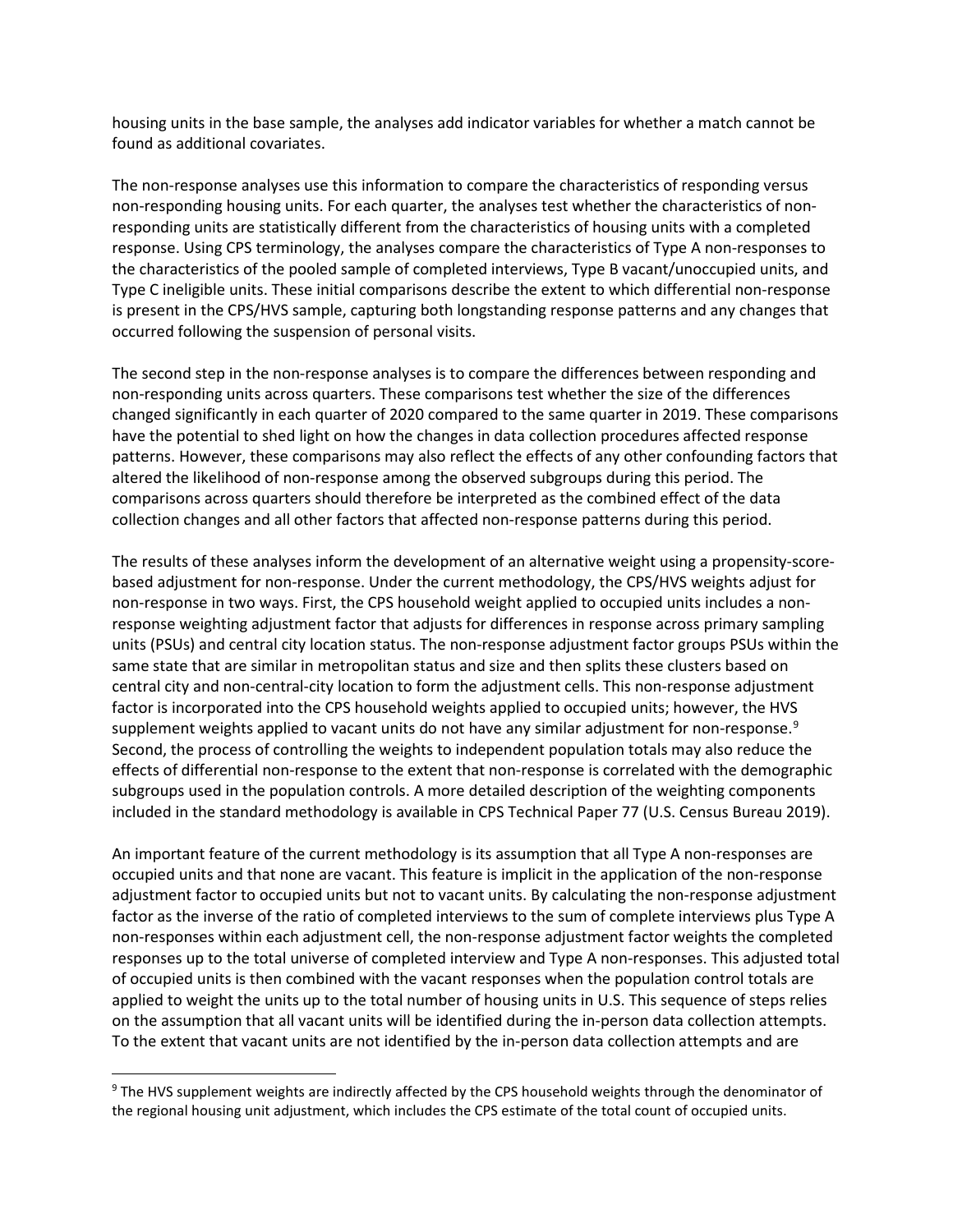housing units in the base sample, the analyses add indicator variables for whether a match cannot be found as additional covariates.

The non-response analyses use this information to compare the characteristics of responding versus non-responding housing units. For each quarter, the analyses test whether the characteristics of non-responding units are statistically different from the characteristics of housing units with a completed response. Using CPS terminology, the analyses compare the characteristics of Type A non-responses to the characteristics of the pooled sample of completed interviews, Type B vacant/unoccupied units, and Type C ineligible units. These initial comparisons describe the extent to which differential non-response is present in the CPS/HVS sample, capturing both longstanding response patterns and any changes that occurred following the suspension of personal visits.

The second step in the non-response analyses is to compare the differences between responding and non-responding units across quarters. These comparisons test whether the size of the differences changed significantly in each quarter of 2020 compared to the same quarter in 2019. These comparisons have the potential to shed light on how the changes in data collection procedures affected response patterns. However, these comparisons may also reflect the effects of any other confounding factors that altered the likelihood of non-response among the observed subgroups during this period. The comparisons across quarters should therefore be interpreted as the combined effect of the data collection changes and all other factors that affected non-response patterns during this period.

The results of these analyses inform the development of an alternative weight using a propensity-score-based adjustment for non-response. Under the current methodology, the CPS/HVS weights adjust for non-response in two ways. First, the CPS household weight applied to occupied units includes a non-response weighting adjustment factor that adjusts for differences in response across primary sampling units (PSUs) and central city location status. The non-response adjustment factor groups PSUs within the same state that are similar in metropolitan status and size and then splits these clusters based on central city and non-central-city location to form the adjustment cells. This non-response adjustment factor is incorporated into the CPS household weights applied to occupied units; however, the HVS supplement weights applied to vacant units do not have any similar adjustment for non-response.[9] Second, the process of controlling the weights to independent population totals may also reduce the effects of differential non-response to the extent that non-response is correlated with the demographic subgroups used in the population controls. A more detailed description of the weighting components included in the standard methodology is available in CPS Technical Paper 77 (U.S. Census Bureau 2019).

An important feature of the current methodology is its assumption that all Type A non-responses are occupied units and that none are vacant. This feature is implicit in the application of the non-response adjustment factor to occupied units but not to vacant units. By calculating the non-response adjustment factor as the inverse of the ratio of completed interviews to the sum of complete interviews plus Type A non-responses within each adjustment cell, the non-response adjustment factor weights the completed responses up to the total universe of completed interview and Type A non-responses. This adjusted total of occupied units is then combined with the vacant responses when the population control totals are applied to weight the units up to the total number of housing units in U.S. This sequence of steps relies on the assumption that all vacant units will be identified during the in-person data collection attempts. To the extent that vacant units are not identified by the in-person data collection attempts and are

[9] The HVS supplement weights are indirectly affected by the CPS household weights through the denominator of the regional housing unit adjustment, which includes the CPS estimate of the total count of occupied units.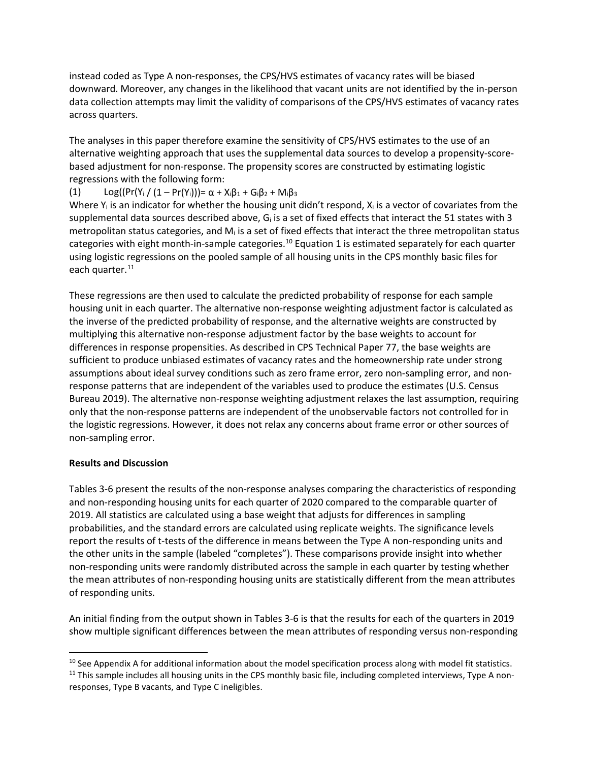instead coded as Type A non-responses, the CPS/HVS estimates of vacancy rates will be biased downward. Moreover, any changes in the likelihood that vacant units are not identified by the in-person data collection attempts may limit the validity of comparisons of the CPS/HVS estimates of vacancy rates across quarters.

The analyses in this paper therefore examine the sensitivity of CPS/HVS estimates to the use of an alternative weighting approach that uses the supplemental data sources to develop a propensity-score-based adjustment for non-response. The propensity scores are constructed by estimating logistic regressions with the following form:

(1) $\text{Log}((\Pr(Y_i / (1 - \Pr(Y_i))) = \alpha + X_i\beta_1 + G_i\beta_2 + M_i\beta_3$

Where $Y_i$ is an indicator for whether the housing unit didn't respond, $X_i$ is a vector of covariates from the supplemental data sources described above, $G_i$ is a set of fixed effects that interact the 51 states with 3 metropolitan status categories, and $M_i$ is a set of fixed effects that interact the three metropolitan status categories with eight month-in-sample categories.[10] Equation 1 is estimated separately for each quarter using logistic regressions on the pooled sample of all housing units in the CPS monthly basic files for each quarter.[11]

These regressions are then used to calculate the predicted probability of response for each sample housing unit in each quarter. The alternative non-response weighting adjustment factor is calculated as the inverse of the predicted probability of response, and the alternative weights are constructed by multiplying this alternative non-response adjustment factor by the base weights to account for differences in response propensities. As described in CPS Technical Paper 77, the base weights are sufficient to produce unbiased estimates of vacancy rates and the homeownership rate under strong assumptions about ideal survey conditions such as zero frame error, zero non-sampling error, and non-response patterns that are independent of the variables used to produce the estimates (U.S. Census Bureau 2019). The alternative non-response weighting adjustment relaxes the last assumption, requiring only that the non-response patterns are independent of the unobservable factors not controlled for in the logistic regressions. However, it does not relax any concerns about frame error or other sources of non-sampling error.

**Results and Discussion**

Tables 3-6 present the results of the non-response analyses comparing the characteristics of responding and non-responding housing units for each quarter of 2020 compared to the comparable quarter of 2019. All statistics are calculated using a base weight that adjusts for differences in sampling probabilities, and the standard errors are calculated using replicate weights. The significance levels report the results of t-tests of the difference in means between the Type A non-responding units and the other units in the sample (labeled "completes"). These comparisons provide insight into whether non-responding units were randomly distributed across the sample in each quarter by testing whether the mean attributes of non-responding housing units are statistically different from the mean attributes of responding units.

An initial finding from the output shown in Tables 3-6 is that the results for each of the quarters in 2019 show multiple significant differences between the mean attributes of responding versus non-responding

[10] See Appendix A for additional information about the model specification process along with model fit statistics.

[11] This sample includes all housing units in the CPS monthly basic file, including completed interviews, Type A non-responses, Type B vacants, and Type C ineligibles.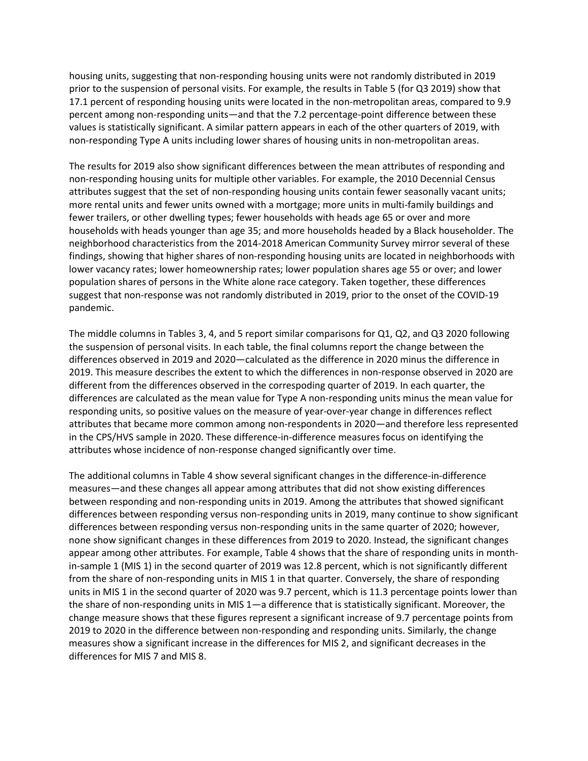housing units, suggesting that non-responding housing units were not randomly distributed in 2019 prior to the suspension of personal visits. For example, the results in Table 5 (for Q3 2019) show that 17.1 percent of responding housing units were located in the non-metropolitan areas, compared to 9.9 percent among non-responding units—and that the 7.2 percentage-point difference between these values is statistically significant. A similar pattern appears in each of the other quarters of 2019, with non-responding Type A units including lower shares of housing units in non-metropolitan areas.

The results for 2019 also show significant differences between the mean attributes of responding and non-responding housing units for multiple other variables. For example, the 2010 Decennial Census attributes suggest that the set of non-responding housing units contain fewer seasonally vacant units; more rental units and fewer units owned with a mortgage; more units in multi-family buildings and fewer trailers, or other dwelling types; fewer households with heads age 65 or over and more households with heads younger than age 35; and more households headed by a Black householder. The neighborhood characteristics from the 2014-2018 American Community Survey mirror several of these findings, showing that higher shares of non-responding housing units are located in neighborhoods with lower vacancy rates; lower homeownership rates; lower population shares age 55 or over; and lower population shares of persons in the White alone race category. Taken together, these differences suggest that non-response was not randomly distributed in 2019, prior to the onset of the COVID-19 pandemic.

The middle columns in Tables 3, 4, and 5 report similar comparisons for Q1, Q2, and Q3 2020 following the suspension of personal visits. In each table, the final columns report the change between the differences observed in 2019 and 2020—calculated as the difference in 2020 minus the difference in 2019. This measure describes the extent to which the differences in non-response observed in 2020 are different from the differences observed in the correspoding quarter of 2019. In each quarter, the differences are calculated as the mean value for Type A non-responding units minus the mean value for responding units, so positive values on the measure of year-over-year change in differences reflect attributes that became more common among non-respondents in 2020—and therefore less represented in the CPS/HVS sample in 2020. These difference-in-difference measures focus on identifying the attributes whose incidence of non-response changed significantly over time.

The additional columns in Table 4 show several significant changes in the difference-in-difference measures—and these changes all appear among attributes that did not show existing differences between responding and non-responding units in 2019. Among the attributes that showed significant differences between responding versus non-responding units in 2019, many continue to show significant differences between responding versus non-responding units in the same quarter of 2020; however, none show significant changes in these differences from 2019 to 2020. Instead, the significant changes appear among other attributes. For example, Table 4 shows that the share of responding units in month-in-sample 1 (MIS 1) in the second quarter of 2019 was 12.8 percent, which is not significantly different from the share of non-responding units in MIS 1 in that quarter. Conversely, the share of responding units in MIS 1 in the second quarter of 2020 was 9.7 percent, which is 11.3 percentage points lower than the share of non-responding units in MIS 1—a difference that is statistically significant. Moreover, the change measure shows that these figures represent a significant increase of 9.7 percentage points from 2019 to 2020 in the difference between non-responding and responding units. Similarly, the change measures show a significant increase in the differences for MIS 2, and significant decreases in the differences for MIS 7 and MIS 8.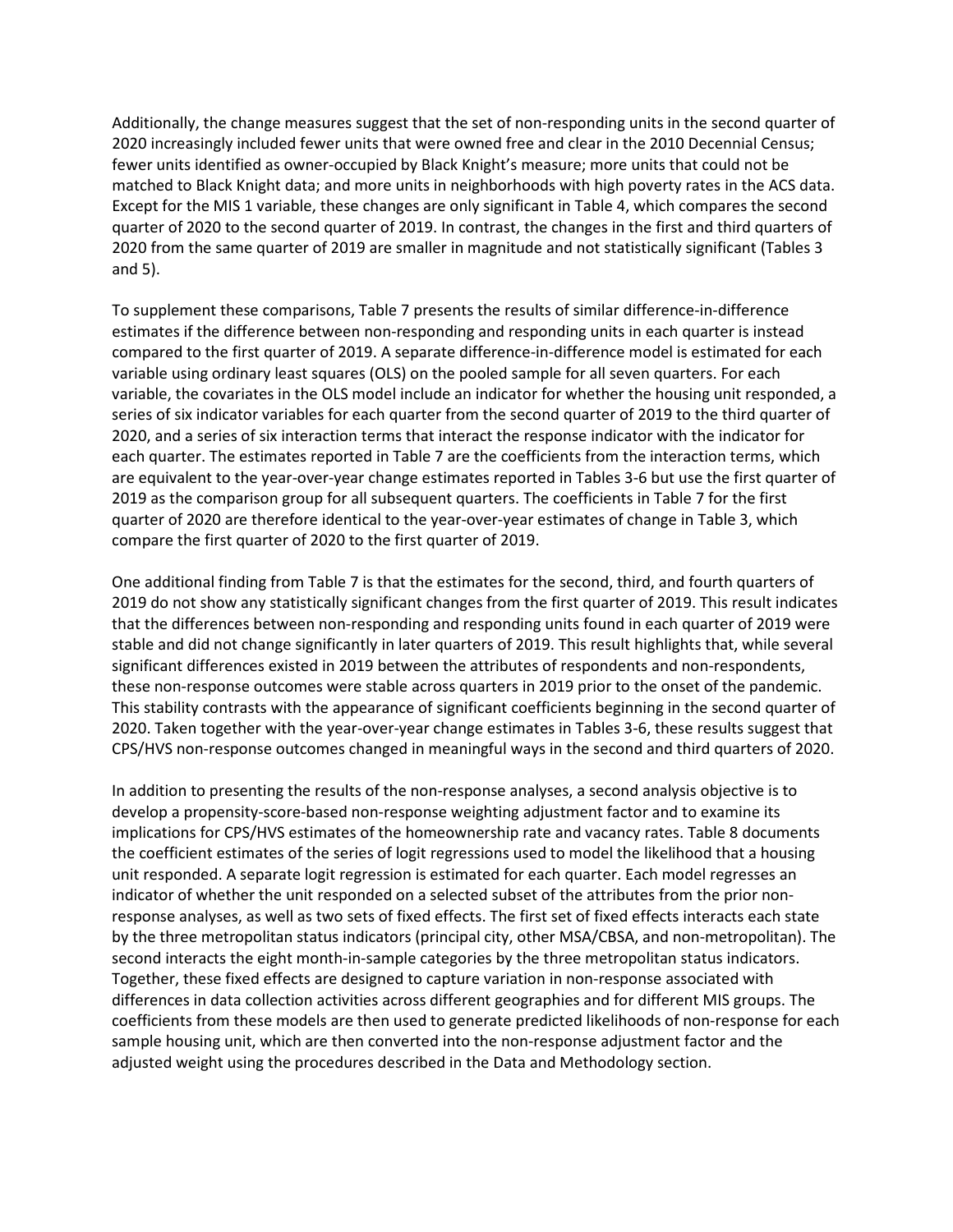Additionally, the change measures suggest that the set of non-responding units in the second quarter of 2020 increasingly included fewer units that were owned free and clear in the 2010 Decennial Census; fewer units identified as owner-occupied by Black Knight's measure; more units that could not be matched to Black Knight data; and more units in neighborhoods with high poverty rates in the ACS data. Except for the MIS 1 variable, these changes are only significant in Table 4, which compares the second quarter of 2020 to the second quarter of 2019. In contrast, the changes in the first and third quarters of 2020 from the same quarter of 2019 are smaller in magnitude and not statistically significant (Tables 3 and 5).

To supplement these comparisons, Table 7 presents the results of similar difference-in-difference estimates if the difference between non-responding and responding units in each quarter is instead compared to the first quarter of 2019. A separate difference-in-difference model is estimated for each variable using ordinary least squares (OLS) on the pooled sample for all seven quarters. For each variable, the covariates in the OLS model include an indicator for whether the housing unit responded, a series of six indicator variables for each quarter from the second quarter of 2019 to the third quarter of 2020, and a series of six interaction terms that interact the response indicator with the indicator for each quarter. The estimates reported in Table 7 are the coefficients from the interaction terms, which are equivalent to the year-over-year change estimates reported in Tables 3-6 but use the first quarter of 2019 as the comparison group for all subsequent quarters. The coefficients in Table 7 for the first quarter of 2020 are therefore identical to the year-over-year estimates of change in Table 3, which compare the first quarter of 2020 to the first quarter of 2019.

One additional finding from Table 7 is that the estimates for the second, third, and fourth quarters of 2019 do not show any statistically significant changes from the first quarter of 2019. This result indicates that the differences between non-responding and responding units found in each quarter of 2019 were stable and did not change significantly in later quarters of 2019. This result highlights that, while several significant differences existed in 2019 between the attributes of respondents and non-respondents, these non-response outcomes were stable across quarters in 2019 prior to the onset of the pandemic. This stability contrasts with the appearance of significant coefficients beginning in the second quarter of 2020. Taken together with the year-over-year change estimates in Tables 3-6, these results suggest that CPS/HVS non-response outcomes changed in meaningful ways in the second and third quarters of 2020.

In addition to presenting the results of the non-response analyses, a second analysis objective is to develop a propensity-score-based non-response weighting adjustment factor and to examine its implications for CPS/HVS estimates of the homeownership rate and vacancy rates. Table 8 documents the coefficient estimates of the series of logit regressions used to model the likelihood that a housing unit responded. A separate logit regression is estimated for each quarter. Each model regresses an indicator of whether the unit responded on a selected subset of the attributes from the prior non-response analyses, as well as two sets of fixed effects. The first set of fixed effects interacts each state by the three metropolitan status indicators (principal city, other MSA/CBSA, and non-metropolitan). The second interacts the eight month-in-sample categories by the three metropolitan status indicators. Together, these fixed effects are designed to capture variation in non-response associated with differences in data collection activities across different geographies and for different MIS groups. The coefficients from these models are then used to generate predicted likelihoods of non-response for each sample housing unit, which are then converted into the non-response adjustment factor and the adjusted weight using the procedures described in the Data and Methodology section.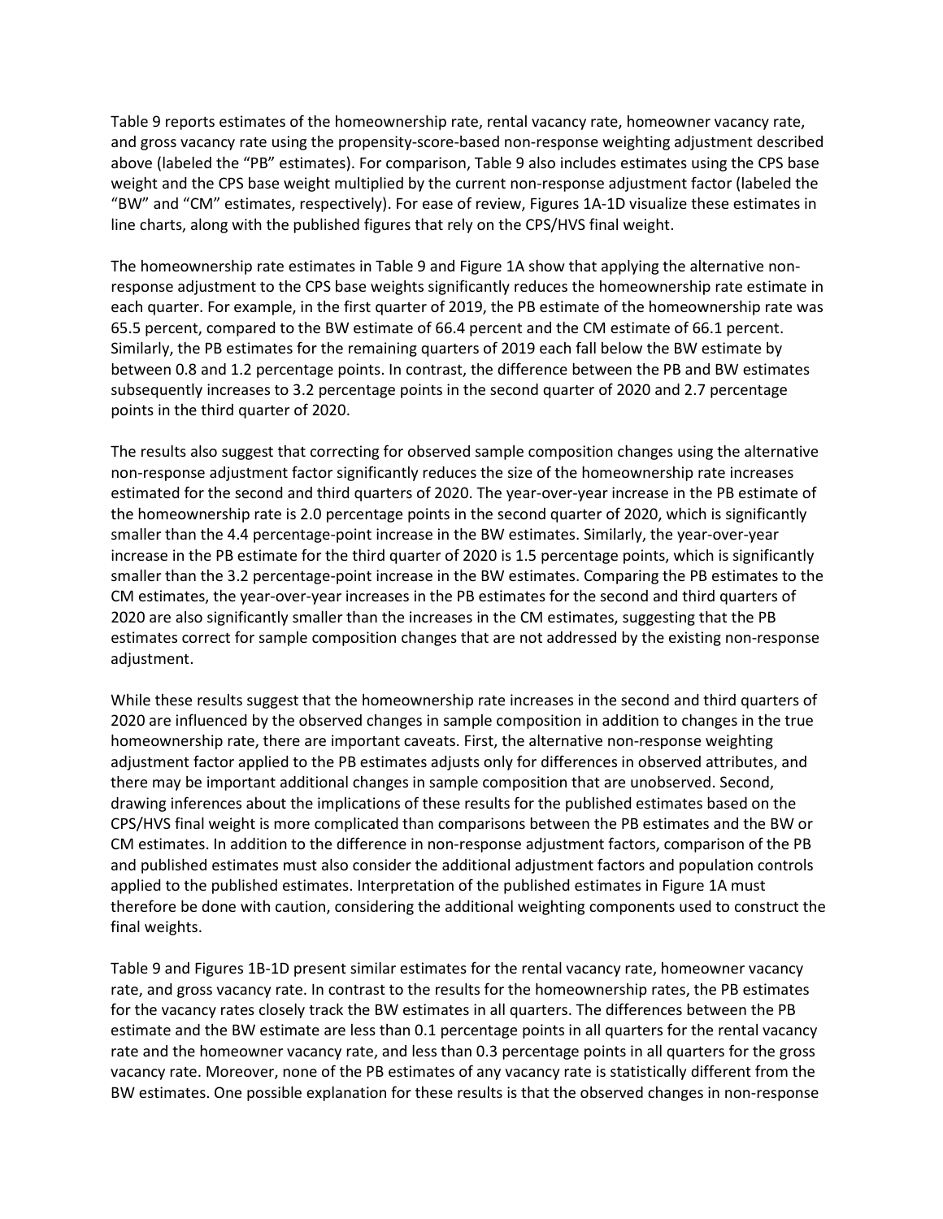Table 9 reports estimates of the homeownership rate, rental vacancy rate, homeowner vacancy rate, and gross vacancy rate using the propensity-score-based non-response weighting adjustment described above (labeled the "PB" estimates). For comparison, Table 9 also includes estimates using the CPS base weight and the CPS base weight multiplied by the current non-response adjustment factor (labeled the "BW" and "CM" estimates, respectively). For ease of review, Figures 1A-1D visualize these estimates in line charts, along with the published figures that rely on the CPS/HVS final weight.

The homeownership rate estimates in Table 9 and Figure 1A show that applying the alternative non-response adjustment to the CPS base weights significantly reduces the homeownership rate estimate in each quarter. For example, in the first quarter of 2019, the PB estimate of the homeownership rate was 65.5 percent, compared to the BW estimate of 66.4 percent and the CM estimate of 66.1 percent. Similarly, the PB estimates for the remaining quarters of 2019 each fall below the BW estimate by between 0.8 and 1.2 percentage points. In contrast, the difference between the PB and BW estimates subsequently increases to 3.2 percentage points in the second quarter of 2020 and 2.7 percentage points in the third quarter of 2020.

The results also suggest that correcting for observed sample composition changes using the alternative non-response adjustment factor significantly reduces the size of the homeownership rate increases estimated for the second and third quarters of 2020. The year-over-year increase in the PB estimate of the homeownership rate is 2.0 percentage points in the second quarter of 2020, which is significantly smaller than the 4.4 percentage-point increase in the BW estimates. Similarly, the year-over-year increase in the PB estimate for the third quarter of 2020 is 1.5 percentage points, which is significantly smaller than the 3.2 percentage-point increase in the BW estimates. Comparing the PB estimates to the CM estimates, the year-over-year increases in the PB estimates for the second and third quarters of 2020 are also significantly smaller than the increases in the CM estimates, suggesting that the PB estimates correct for sample composition changes that are not addressed by the existing non-response adjustment.

While these results suggest that the homeownership rate increases in the second and third quarters of 2020 are influenced by the observed changes in sample composition in addition to changes in the true homeownership rate, there are important caveats. First, the alternative non-response weighting adjustment factor applied to the PB estimates adjusts only for differences in observed attributes, and there may be important additional changes in sample composition that are unobserved. Second, drawing inferences about the implications of these results for the published estimates based on the CPS/HVS final weight is more complicated than comparisons between the PB estimates and the BW or CM estimates. In addition to the difference in non-response adjustment factors, comparison of the PB and published estimates must also consider the additional adjustment factors and population controls applied to the published estimates. Interpretation of the published estimates in Figure 1A must therefore be done with caution, considering the additional weighting components used to construct the final weights.

Table 9 and Figures 1B-1D present similar estimates for the rental vacancy rate, homeowner vacancy rate, and gross vacancy rate. In contrast to the results for the homeownership rates, the PB estimates for the vacancy rates closely track the BW estimates in all quarters. The differences between the PB estimate and the BW estimate are less than 0.1 percentage points in all quarters for the rental vacancy rate and the homeowner vacancy rate, and less than 0.3 percentage points in all quarters for the gross vacancy rate. Moreover, none of the PB estimates of any vacancy rate is statistically different from the BW estimates. One possible explanation for these results is that the observed changes in non-response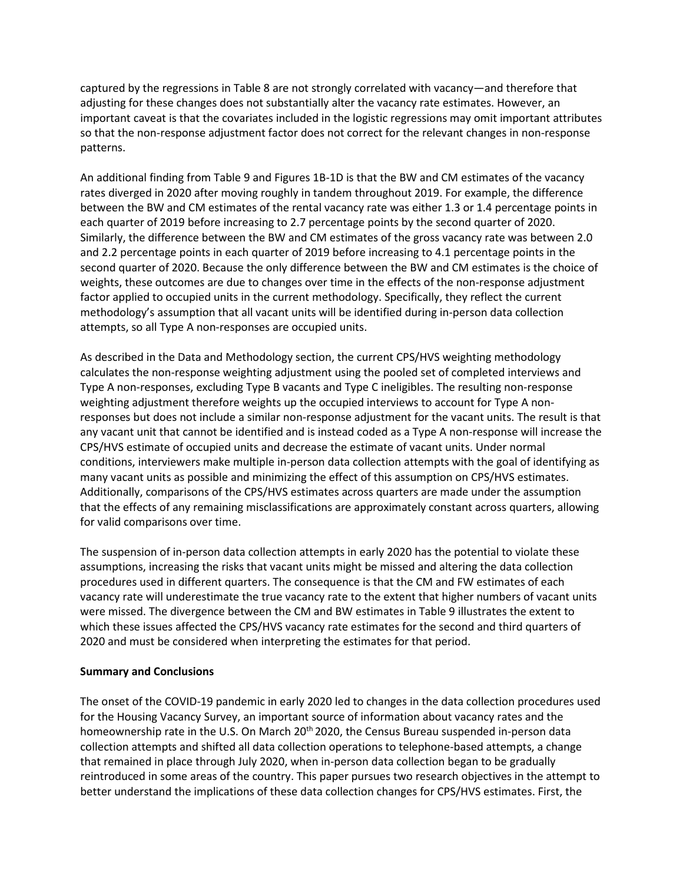captured by the regressions in Table 8 are not strongly correlated with vacancy—and therefore that adjusting for these changes does not substantially alter the vacancy rate estimates. However, an important caveat is that the covariates included in the logistic regressions may omit important attributes so that the non-response adjustment factor does not correct for the relevant changes in non-response patterns.

An additional finding from Table 9 and Figures 1B-1D is that the BW and CM estimates of the vacancy rates diverged in 2020 after moving roughly in tandem throughout 2019. For example, the difference between the BW and CM estimates of the rental vacancy rate was either 1.3 or 1.4 percentage points in each quarter of 2019 before increasing to 2.7 percentage points by the second quarter of 2020. Similarly, the difference between the BW and CM estimates of the gross vacancy rate was between 2.0 and 2.2 percentage points in each quarter of 2019 before increasing to 4.1 percentage points in the second quarter of 2020. Because the only difference between the BW and CM estimates is the choice of weights, these outcomes are due to changes over time in the effects of the non-response adjustment factor applied to occupied units in the current methodology. Specifically, they reflect the current methodology's assumption that all vacant units will be identified during in-person data collection attempts, so all Type A non-responses are occupied units.

As described in the Data and Methodology section, the current CPS/HVS weighting methodology calculates the non-response weighting adjustment using the pooled set of completed interviews and Type A non-responses, excluding Type B vacants and Type C ineligibles. The resulting non-response weighting adjustment therefore weights up the occupied interviews to account for Type A non-responses but does not include a similar non-response adjustment for the vacant units. The result is that any vacant unit that cannot be identified and is instead coded as a Type A non-response will increase the CPS/HVS estimate of occupied units and decrease the estimate of vacant units. Under normal conditions, interviewers make multiple in-person data collection attempts with the goal of identifying as many vacant units as possible and minimizing the effect of this assumption on CPS/HVS estimates. Additionally, comparisons of the CPS/HVS estimates across quarters are made under the assumption that the effects of any remaining misclassifications are approximately constant across quarters, allowing for valid comparisons over time.

The suspension of in-person data collection attempts in early 2020 has the potential to violate these assumptions, increasing the risks that vacant units might be missed and altering the data collection procedures used in different quarters. The consequence is that the CM and FW estimates of each vacancy rate will underestimate the true vacancy rate to the extent that higher numbers of vacant units were missed. The divergence between the CM and BW estimates in Table 9 illustrates the extent to which these issues affected the CPS/HVS vacancy rate estimates for the second and third quarters of 2020 and must be considered when interpreting the estimates for that period.

**Summary and Conclusions**

The onset of the COVID-19 pandemic in early 2020 led to changes in the data collection procedures used for the Housing Vacancy Survey, an important source of information about vacancy rates and the homeownership rate in the U.S. On March 20th 2020, the Census Bureau suspended in-person data collection attempts and shifted all data collection operations to telephone-based attempts, a change that remained in place through July 2020, when in-person data collection began to be gradually reintroduced in some areas of the country. This paper pursues two research objectives in the attempt to better understand the implications of these data collection changes for CPS/HVS estimates. First, the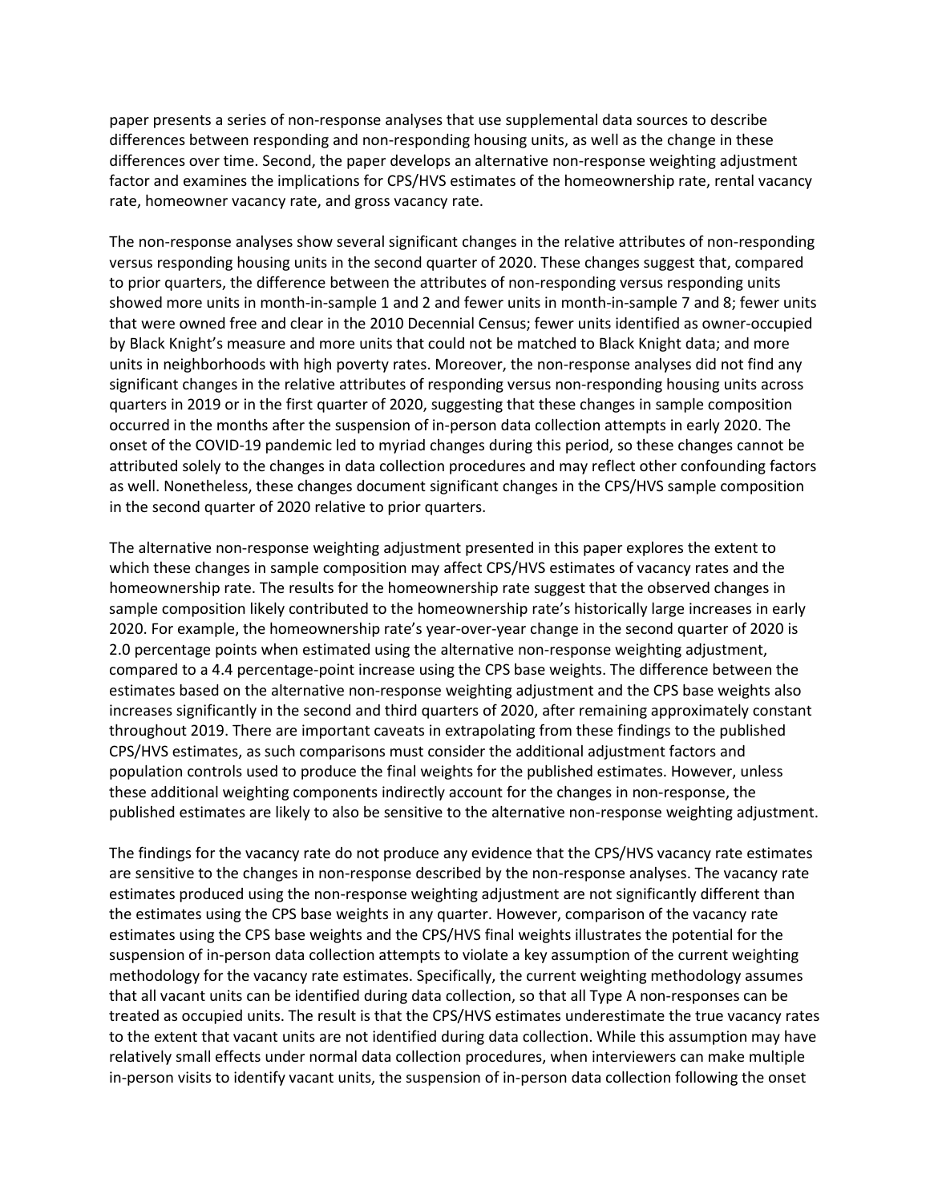paper presents a series of non-response analyses that use supplemental data sources to describe differences between responding and non-responding housing units, as well as the change in these differences over time. Second, the paper develops an alternative non-response weighting adjustment factor and examines the implications for CPS/HVS estimates of the homeownership rate, rental vacancy rate, homeowner vacancy rate, and gross vacancy rate.

The non-response analyses show several significant changes in the relative attributes of non-responding versus responding housing units in the second quarter of 2020. These changes suggest that, compared to prior quarters, the difference between the attributes of non-responding versus responding units showed more units in month-in-sample 1 and 2 and fewer units in month-in-sample 7 and 8; fewer units that were owned free and clear in the 2010 Decennial Census; fewer units identified as owner-occupied by Black Knight's measure and more units that could not be matched to Black Knight data; and more units in neighborhoods with high poverty rates. Moreover, the non-response analyses did not find any significant changes in the relative attributes of responding versus non-responding housing units across quarters in 2019 or in the first quarter of 2020, suggesting that these changes in sample composition occurred in the months after the suspension of in-person data collection attempts in early 2020. The onset of the COVID-19 pandemic led to myriad changes during this period, so these changes cannot be attributed solely to the changes in data collection procedures and may reflect other confounding factors as well. Nonetheless, these changes document significant changes in the CPS/HVS sample composition in the second quarter of 2020 relative to prior quarters.

The alternative non-response weighting adjustment presented in this paper explores the extent to which these changes in sample composition may affect CPS/HVS estimates of vacancy rates and the homeownership rate. The results for the homeownership rate suggest that the observed changes in sample composition likely contributed to the homeownership rate's historically large increases in early 2020. For example, the homeownership rate's year-over-year change in the second quarter of 2020 is 2.0 percentage points when estimated using the alternative non-response weighting adjustment, compared to a 4.4 percentage-point increase using the CPS base weights. The difference between the estimates based on the alternative non-response weighting adjustment and the CPS base weights also increases significantly in the second and third quarters of 2020, after remaining approximately constant throughout 2019. There are important caveats in extrapolating from these findings to the published CPS/HVS estimates, as such comparisons must consider the additional adjustment factors and population controls used to produce the final weights for the published estimates. However, unless these additional weighting components indirectly account for the changes in non-response, the published estimates are likely to also be sensitive to the alternative non-response weighting adjustment.

The findings for the vacancy rate do not produce any evidence that the CPS/HVS vacancy rate estimates are sensitive to the changes in non-response described by the non-response analyses. The vacancy rate estimates produced using the non-response weighting adjustment are not significantly different than the estimates using the CPS base weights in any quarter. However, comparison of the vacancy rate estimates using the CPS base weights and the CPS/HVS final weights illustrates the potential for the suspension of in-person data collection attempts to violate a key assumption of the current weighting methodology for the vacancy rate estimates. Specifically, the current weighting methodology assumes that all vacant units can be identified during data collection, so that all Type A non-responses can be treated as occupied units. The result is that the CPS/HVS estimates underestimate the true vacancy rates to the extent that vacant units are not identified during data collection. While this assumption may have relatively small effects under normal data collection procedures, when interviewers can make multiple in-person visits to identify vacant units, the suspension of in-person data collection following the onset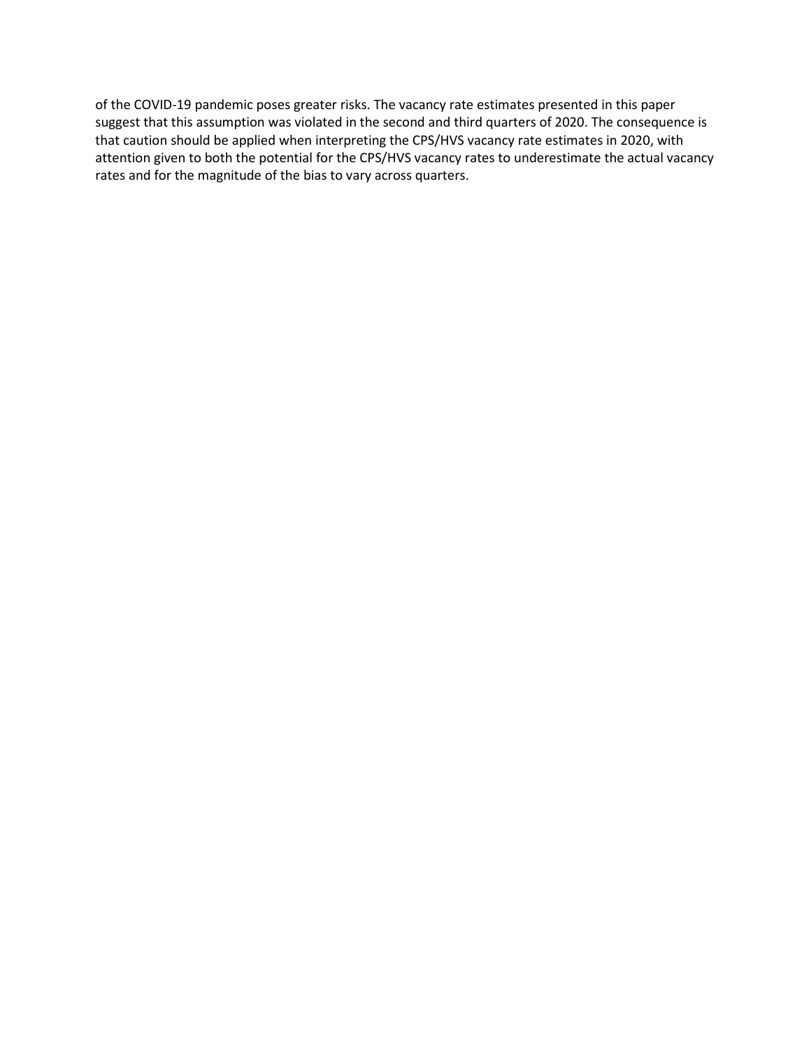of the COVID-19 pandemic poses greater risks. The vacancy rate estimates presented in this paper suggest that this assumption was violated in the second and third quarters of 2020. The consequence is that caution should be applied when interpreting the CPS/HVS vacancy rate estimates in 2020, with attention given to both the potential for the CPS/HVS vacancy rates to underestimate the actual vacancy rates and for the magnitude of the bias to vary across quarters.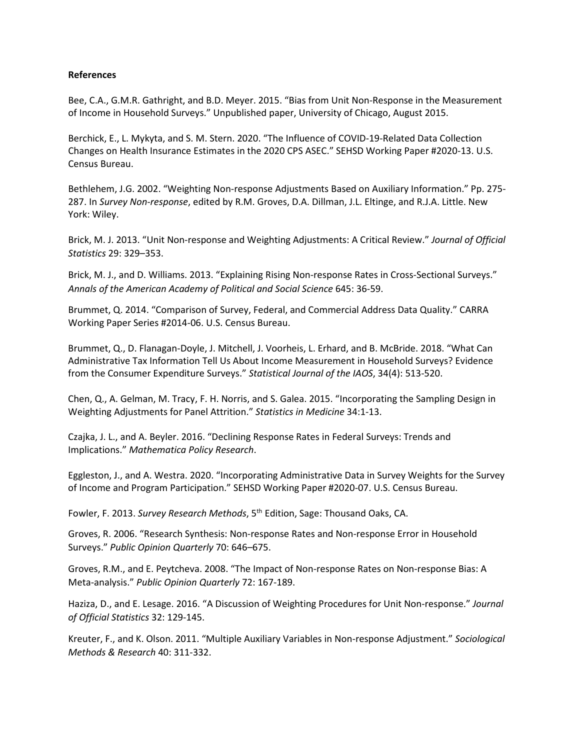**References**

Bee, C.A., G.M.R. Gathright, and B.D. Meyer. 2015. "Bias from Unit Non-Response in the Measurement of Income in Household Surveys." Unpublished paper, University of Chicago, August 2015.

Berchick, E., L. Mykyta, and S. M. Stern. 2020. "The Influence of COVID-19-Related Data Collection Changes on Health Insurance Estimates in the 2020 CPS ASEC." SEHSD Working Paper #2020-13. U.S. Census Bureau.

Bethlehem, J.G. 2002. "Weighting Non-response Adjustments Based on Auxiliary Information." Pp. 275-287. In *Survey Non-response*, edited by R.M. Groves, D.A. Dillman, J.L. Eltinge, and R.J.A. Little. New York: Wiley.

Brick, M. J. 2013. "Unit Non-response and Weighting Adjustments: A Critical Review." *Journal of Official Statistics* 29: 329–353.

Brick, M. J., and D. Williams. 2013. "Explaining Rising Non-response Rates in Cross-Sectional Surveys." *Annals of the American Academy of Political and Social Science* 645: 36-59.

Brummet, Q. 2014. "Comparison of Survey, Federal, and Commercial Address Data Quality." CARRA Working Paper Series #2014-06. U.S. Census Bureau.

Brummet, Q., D. Flanagan-Doyle, J. Mitchell, J. Voorheis, L. Erhard, and B. McBride. 2018. "What Can Administrative Tax Information Tell Us About Income Measurement in Household Surveys? Evidence from the Consumer Expenditure Surveys." *Statistical Journal of the IAOS*, 34(4): 513-520.

Chen, Q., A. Gelman, M. Tracy, F. H. Norris, and S. Galea. 2015. "Incorporating the Sampling Design in Weighting Adjustments for Panel Attrition." *Statistics in Medicine* 34:1-13.

Czajka, J. L., and A. Beyler. 2016. "Declining Response Rates in Federal Surveys: Trends and Implications." *Mathematica Policy Research*.

Eggleston, J., and A. Westra. 2020. "Incorporating Administrative Data in Survey Weights for the Survey of Income and Program Participation." SEHSD Working Paper #2020-07. U.S. Census Bureau.

Fowler, F. 2013. *Survey Research Methods*, 5th Edition, Sage: Thousand Oaks, CA.

Groves, R. 2006. "Research Synthesis: Non-response Rates and Non-response Error in Household Surveys." *Public Opinion Quarterly* 70: 646–675.

Groves, R.M., and E. Peytcheva. 2008. "The Impact of Non-response Rates on Non-response Bias: A Meta-analysis." *Public Opinion Quarterly* 72: 167-189.

Haziza, D., and E. Lesage. 2016. "A Discussion of Weighting Procedures for Unit Non-response." *Journal of Official Statistics* 32: 129-145.

Kreuter, F., and K. Olson. 2011. "Multiple Auxiliary Variables in Non-response Adjustment." *Sociological Methods & Research* 40: 311-332.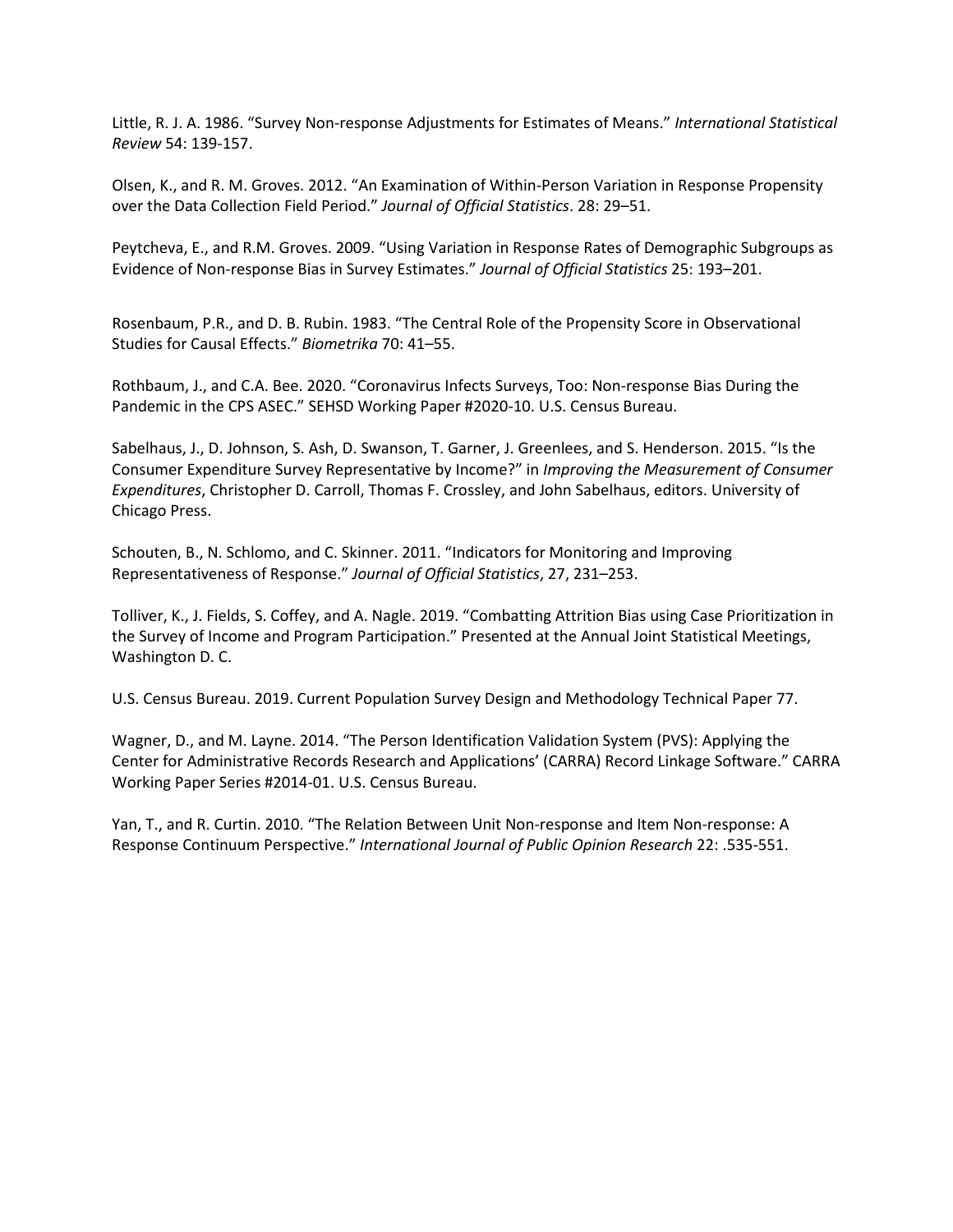Little, R. J. A. 1986. “Survey Non-response Adjustments for Estimates of Means.” *International Statistical Review* 54: 139-157.

Olsen, K., and R. M. Groves. 2012. “An Examination of Within-Person Variation in Response Propensity over the Data Collection Field Period.” *Journal of Official Statistics*. 28: 29–51.

Peytcheva, E., and R.M. Groves. 2009. “Using Variation in Response Rates of Demographic Subgroups as Evidence of Non-response Bias in Survey Estimates.” *Journal of Official Statistics* 25: 193–201.

Rosenbaum, P.R., and D. B. Rubin. 1983. “The Central Role of the Propensity Score in Observational Studies for Causal Effects.” *Biometrika* 70: 41–55.

Rothbaum, J., and C.A. Bee. 2020. “Coronavirus Infects Surveys, Too: Non-response Bias During the Pandemic in the CPS ASEC.” SEHSD Working Paper #2020-10. U.S. Census Bureau.

Sabelhaus, J., D. Johnson, S. Ash, D. Swanson, T. Garner, J. Greenlees, and S. Henderson. 2015. “Is the Consumer Expenditure Survey Representative by Income?” in *Improving the Measurement of Consumer Expenditures*, Christopher D. Carroll, Thomas F. Crossley, and John Sabelhaus, editors. University of Chicago Press.

Schouten, B., N. Schlomo, and C. Skinner. 2011. “Indicators for Monitoring and Improving Representativeness of Response.” *Journal of Official Statistics*, 27, 231–253.

Tolliver, K., J. Fields, S. Coffey, and A. Nagle. 2019. “Combatting Attrition Bias using Case Prioritization in the Survey of Income and Program Participation.” Presented at the Annual Joint Statistical Meetings, Washington D. C.

U.S. Census Bureau. 2019. Current Population Survey Design and Methodology Technical Paper 77.

Wagner, D., and M. Layne. 2014. “The Person Identification Validation System (PVS): Applying the Center for Administrative Records Research and Applications’ (CARRA) Record Linkage Software.” CARRA Working Paper Series #2014-01. U.S. Census Bureau.

Yan, T., and R. Curtin. 2010. “The Relation Between Unit Non-response and Item Non-response: A Response Continuum Perspective.” *International Journal of Public Opinion Research* 22: .535-551.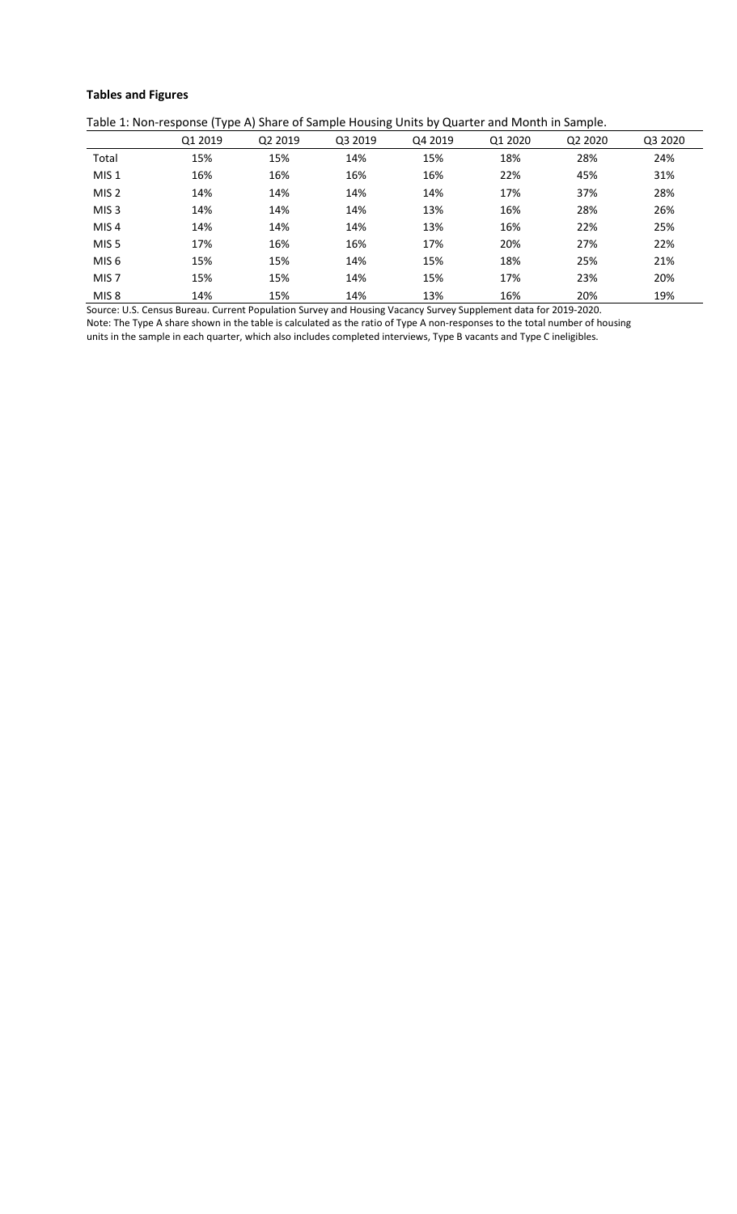**Tables and Figures**

Table 1: Non-response (Type A) Share of Sample Housing Units by Quarter and Month in Sample.

| | Q1 2019 | Q2 2019 | Q3 2019 | Q4 2019 | Q1 2020 | Q2 2020 | Q3 2020 |
|---|---|---|---|---|---|---|---|
| Total | 15% | 15% | 14% | 15% | 18% | 28% | 24% |
| MIS 1 | 16% | 16% | 16% | 16% | 22% | 45% | 31% |
| MIS 2 | 14% | 14% | 14% | 14% | 17% | 37% | 28% |
| MIS 3 | 14% | 14% | 14% | 13% | 16% | 28% | 26% |
| MIS 4 | 14% | 14% | 14% | 13% | 16% | 22% | 25% |
| MIS 5 | 17% | 16% | 16% | 17% | 20% | 27% | 22% |
| MIS 6 | 15% | 15% | 14% | 15% | 18% | 25% | 21% |
| MIS 7 | 15% | 15% | 14% | 15% | 17% | 23% | 20% |
| MIS 8 | 14% | 15% | 14% | 13% | 16% | 20% | 19% |

Source: U.S. Census Bureau. Current Population Survey and Housing Vacancy Survey Supplement data for 2019-2020.
Note: The Type A share shown in the table is calculated as the ratio of Type A non-responses to the total number of housing units in the sample in each quarter, which also includes completed interviews, Type B vacants and Type C ineligibles.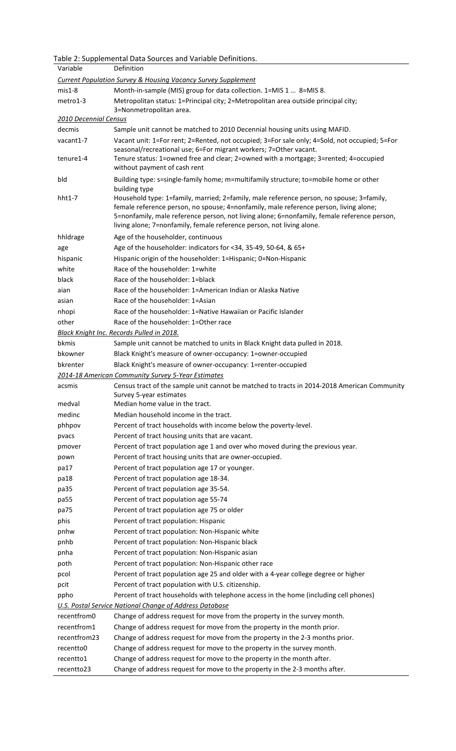Table 2: Supplemental Data Sources and Variable Definitions.

| Variable | Definition |
|---|---|
| *Current Population Survey & Housing Vacancy Survey Supplement* | |
| mis1-8 | Month-in-sample (MIS) group for data collection. 1=MIS 1 … 8=MIS 8. |
| metro1-3 | Metropolitan status: 1=Principal city; 2=Metropolitan area outside principal city; 3=Nonmetropolitan area. |
| *2010 Decennial Census* | |
| decmis | Sample unit cannot be matched to 2010 Decennial housing units using MAFID. |
| vacant1-7 | Vacant unit: 1=For rent; 2=Rented, not occupied; 3=For sale only; 4=Sold, not occupied; 5=For seasonal/recreational use; 6=For migrant workers; 7=Other vacant. |
| tenure1-4 | Tenure status: 1=owned free and clear; 2=owned with a mortgage; 3=rented; 4=occupied without payment of cash rent |
| bld | Building type: s=single-family home; m=multifamily structure; to=mobile home or other building type |
| hht1-7 | Household type: 1=family, married; 2=family, male reference person, no spouse; 3=family, female reference person, no spouse; 4=nonfamily, male reference person, living alone; 5=nonfamily, male reference person, not living alone; 6=nonfamily, female reference person, living alone; 7=nonfamily, female reference person, not living alone. |
| hhldrage | Age of the householder, continuous |
| age | Age of the householder: indicators for <34, 35-49, 50-64, & 65+ |
| hispanic | Hispanic origin of the householder: 1=Hispanic; 0=Non-Hispanic |
| white | Race of the householder: 1=white |
| black | Race of the householder: 1=black |
| aian | Race of the householder: 1=American Indian or Alaska Native |
| asian | Race of the householder: 1=Asian |
| nhopi | Race of the householder: 1=Native Hawaiian or Pacific Islander |
| other | Race of the householder: 1=Other race |
| *Black Knight Inc. Records Pulled in 2018.* | |
| bkmis | Sample unit cannot be matched to units in Black Knight data pulled in 2018. |
| bkowner | Black Knight's measure of owner-occupancy: 1=owner-occupied |
| bkrenter | Black Knight's measure of owner-occupancy: 1=renter-occupied |
| *2014-18 American Community Survey 5-Year Estimates* | |
| acsmis | Census tract of the sample unit cannot be matched to tracts in 2014-2018 American Community Survey 5-year estimates |
| medval | Median home value in the tract. |
| medinc | Median household income in the tract. |
| phhpov | Percent of tract households with income below the poverty-level. |
| pvacs | Percent of tract housing units that are vacant. |
| pmover | Percent of tract population age 1 and over who moved during the previous year. |
| pown | Percent of tract housing units that are owner-occupied. |
| pa17 | Percent of tract population age 17 or younger. |
| pa18 | Percent of tract population age 18-34. |
| pa35 | Percent of tract population age 35-54. |
| pa55 | Percent of tract population age 55-74 |
| pa75 | Percent of tract population age 75 or older |
| phis | Percent of tract population: Hispanic |
| pnhw | Percent of tract population: Non-Hispanic white |
| pnhb | Percent of tract population: Non-Hispanic black |
| pnha | Percent of tract population: Non-Hispanic asian |
| poth | Percent of tract population: Non-Hispanic other race |
| pcol | Percent of tract population age 25 and older with a 4-year college degree or higher |
| pcit | Percent of tract population with U.S. citizenship. |
| ppho | Percent of tract households with telephone access in the home (including cell phones) |
| *U.S. Postal Service National Change of Address Database* | |
| recentfrom0 | Change of address request for move from the property in the survey month. |
| recentfrom1 | Change of address request for move from the property in the month prior. |
| recentfrom23 | Change of address request for move from the property in the 2-3 months prior. |
| recentto0 | Change of address request for move to the property in the survey month. |
| recentto1 | Change of address request for move to the property in the month after. |
| recentto23 | Change of address request for move to the property in the 2-3 months after. |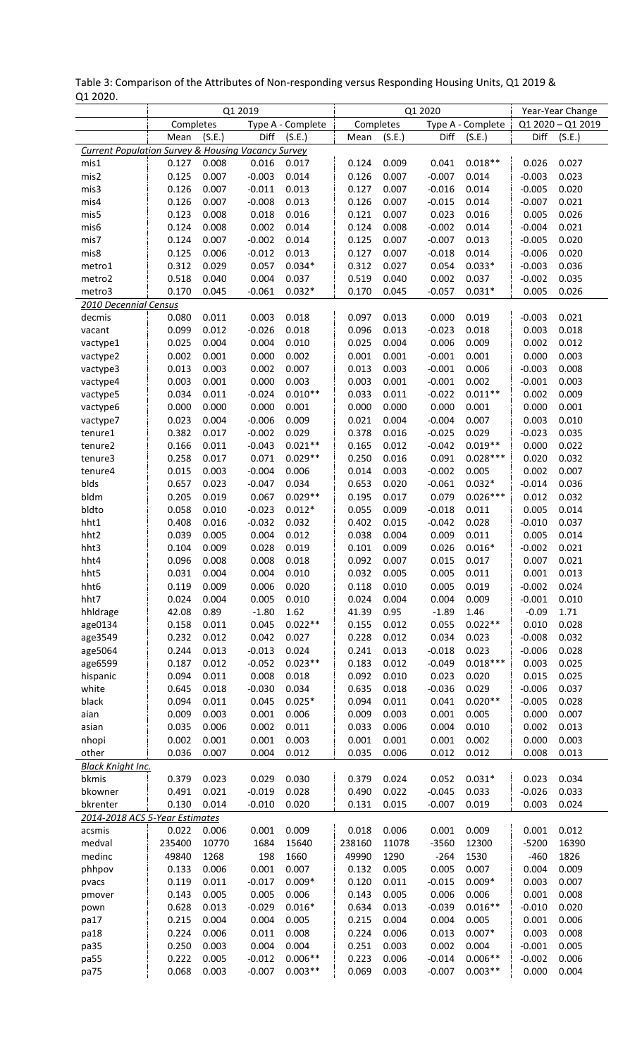Table 3: Comparison of the Attributes of Non-responding versus Responding Housing Units, Q1 2019 & Q1 2020.

| | Q1 2019 | | | | Q1 2020 | | | | Year-Year Change | |
|---|---|---|---|---|---|---|---|---|---|---|
| | Completes | | Type A - Complete | | Completes | | Type A - Complete | | Q1 2020 – Q1 2019 | |
| | Mean | (S.E.) | Diff | (S.E.) | Mean | (S.E.) | Diff | (S.E.) | Diff | (S.E.) |
| *Current Population Survey & Housing Vacancy Survey* | | | | | | | | | | |
| mis1 | 0.127 | 0.008 | 0.016 | 0.017 | 0.124 | 0.009 | 0.041 | 0.018** | 0.026 | 0.027 |
| mis2 | 0.125 | 0.007 | -0.003 | 0.014 | 0.126 | 0.007 | -0.007 | 0.014 | -0.003 | 0.023 |
| mis3 | 0.126 | 0.007 | -0.011 | 0.013 | 0.127 | 0.007 | -0.016 | 0.014 | -0.005 | 0.020 |
| mis4 | 0.126 | 0.007 | -0.008 | 0.013 | 0.126 | 0.007 | -0.015 | 0.014 | -0.007 | 0.021 |
| mis5 | 0.123 | 0.008 | 0.018 | 0.016 | 0.121 | 0.007 | 0.023 | 0.016 | 0.005 | 0.026 |
| mis6 | 0.124 | 0.008 | 0.002 | 0.014 | 0.124 | 0.008 | -0.002 | 0.014 | -0.004 | 0.021 |
| mis7 | 0.124 | 0.007 | -0.002 | 0.014 | 0.125 | 0.007 | -0.007 | 0.013 | -0.005 | 0.020 |
| mis8 | 0.125 | 0.006 | -0.012 | 0.013 | 0.127 | 0.007 | -0.018 | 0.014 | -0.006 | 0.020 |
| metro1 | 0.312 | 0.029 | 0.057 | 0.034* | 0.312 | 0.027 | 0.054 | 0.033* | -0.003 | 0.036 |
| metro2 | 0.518 | 0.040 | 0.004 | 0.037 | 0.519 | 0.040 | 0.002 | 0.037 | -0.002 | 0.035 |
| metro3 | 0.170 | 0.045 | -0.061 | 0.032* | 0.170 | 0.045 | -0.057 | 0.031* | 0.005 | 0.026 |
| *2010 Decennial Census* | | | | | | | | | | |
| decmis | 0.080 | 0.011 | 0.003 | 0.018 | 0.097 | 0.013 | 0.000 | 0.019 | -0.003 | 0.021 |
| vacant | 0.099 | 0.012 | -0.026 | 0.018 | 0.096 | 0.013 | -0.023 | 0.018 | 0.003 | 0.018 |
| vactype1 | 0.025 | 0.004 | 0.004 | 0.010 | 0.025 | 0.004 | 0.006 | 0.009 | 0.002 | 0.012 |
| vactype2 | 0.002 | 0.001 | 0.000 | 0.002 | 0.001 | 0.001 | -0.001 | 0.001 | 0.000 | 0.003 |
| vactype3 | 0.013 | 0.003 | 0.002 | 0.007 | 0.013 | 0.003 | -0.001 | 0.006 | -0.003 | 0.008 |
| vactype4 | 0.003 | 0.001 | 0.000 | 0.003 | 0.003 | 0.001 | -0.001 | 0.002 | -0.001 | 0.003 |
| vactype5 | 0.034 | 0.011 | -0.024 | 0.010** | 0.033 | 0.011 | -0.022 | 0.011** | 0.002 | 0.009 |
| vactype6 | 0.000 | 0.000 | 0.000 | 0.001 | 0.000 | 0.000 | 0.000 | 0.001 | 0.000 | 0.001 |
| vactype7 | 0.023 | 0.004 | -0.006 | 0.009 | 0.021 | 0.004 | -0.004 | 0.007 | 0.003 | 0.010 |
| tenure1 | 0.382 | 0.017 | -0.002 | 0.029 | 0.378 | 0.016 | -0.025 | 0.029 | -0.023 | 0.035 |
| tenure2 | 0.166 | 0.011 | -0.043 | 0.021** | 0.165 | 0.012 | -0.042 | 0.019** | 0.000 | 0.022 |
| tenure3 | 0.258 | 0.017 | 0.071 | 0.029** | 0.250 | 0.016 | 0.091 | 0.028*** | 0.020 | 0.032 |
| tenure4 | 0.015 | 0.003 | -0.004 | 0.006 | 0.014 | 0.003 | -0.002 | 0.005 | 0.002 | 0.007 |
| blds | 0.657 | 0.023 | -0.047 | 0.034 | 0.653 | 0.020 | -0.061 | 0.032* | -0.014 | 0.036 |
| bldm | 0.205 | 0.019 | 0.067 | 0.029** | 0.195 | 0.017 | 0.079 | 0.026*** | 0.012 | 0.032 |
| bldto | 0.058 | 0.010 | -0.023 | 0.012* | 0.055 | 0.009 | -0.018 | 0.011 | 0.005 | 0.014 |
| hht1 | 0.408 | 0.016 | -0.032 | 0.032 | 0.402 | 0.015 | -0.042 | 0.028 | -0.010 | 0.037 |
| hht2 | 0.039 | 0.005 | 0.004 | 0.012 | 0.038 | 0.004 | 0.009 | 0.011 | 0.005 | 0.014 |
| hht3 | 0.104 | 0.009 | 0.028 | 0.019 | 0.101 | 0.009 | 0.026 | 0.016* | -0.002 | 0.021 |
| hht4 | 0.096 | 0.008 | 0.008 | 0.018 | 0.092 | 0.007 | 0.015 | 0.017 | 0.007 | 0.021 |
| hht5 | 0.031 | 0.004 | 0.004 | 0.010 | 0.032 | 0.005 | 0.005 | 0.011 | 0.001 | 0.013 |
| hht6 | 0.119 | 0.009 | 0.006 | 0.020 | 0.118 | 0.010 | 0.005 | 0.019 | -0.002 | 0.024 |
| hht7 | 0.024 | 0.004 | 0.005 | 0.010 | 0.024 | 0.004 | 0.004 | 0.009 | -0.001 | 0.010 |
| hhldrage | 42.08 | 0.89 | -1.80 | 1.62 | 41.39 | 0.95 | -1.89 | 1.46 | -0.09 | 1.71 |
| age0134 | 0.158 | 0.011 | 0.045 | 0.022** | 0.155 | 0.012 | 0.055 | 0.022** | 0.010 | 0.028 |
| age3549 | 0.232 | 0.012 | 0.042 | 0.027 | 0.228 | 0.012 | 0.034 | 0.023 | -0.008 | 0.032 |
| age5064 | 0.244 | 0.013 | -0.013 | 0.024 | 0.241 | 0.013 | -0.018 | 0.023 | -0.006 | 0.028 |
| age6599 | 0.187 | 0.012 | -0.052 | 0.023** | 0.183 | 0.012 | -0.049 | 0.018*** | 0.003 | 0.025 |
| hispanic | 0.094 | 0.011 | 0.008 | 0.018 | 0.092 | 0.010 | 0.023 | 0.020 | 0.015 | 0.025 |
| white | 0.645 | 0.018 | -0.030 | 0.034 | 0.635 | 0.018 | -0.036 | 0.029 | -0.006 | 0.037 |
| black | 0.094 | 0.011 | 0.045 | 0.025* | 0.094 | 0.011 | 0.041 | 0.020** | -0.005 | 0.028 |
| aian | 0.009 | 0.003 | 0.001 | 0.006 | 0.009 | 0.003 | 0.001 | 0.005 | 0.000 | 0.007 |
| asian | 0.035 | 0.006 | 0.002 | 0.011 | 0.033 | 0.006 | 0.004 | 0.010 | 0.002 | 0.013 |
| nhopi | 0.002 | 0.001 | 0.001 | 0.003 | 0.001 | 0.001 | 0.001 | 0.002 | 0.000 | 0.003 |
| other | 0.036 | 0.007 | 0.004 | 0.012 | 0.035 | 0.006 | 0.012 | 0.012 | 0.008 | 0.013 |
| *Black Knight Inc.* | | | | | | | | | | |
| bkmis | 0.379 | 0.023 | 0.029 | 0.030 | 0.379 | 0.024 | 0.052 | 0.031* | 0.023 | 0.034 |
| bkowner | 0.491 | 0.021 | -0.019 | 0.028 | 0.490 | 0.022 | -0.045 | 0.033 | -0.026 | 0.033 |
| bkrenter | 0.130 | 0.014 | -0.010 | 0.020 | 0.131 | 0.015 | -0.007 | 0.019 | 0.003 | 0.024 |
| *2014-2018 ACS 5-Year Estimates* | | | | | | | | | | |
| acsmis | 0.022 | 0.006 | 0.001 | 0.009 | 0.018 | 0.006 | 0.001 | 0.009 | 0.001 | 0.012 |
| medval | 235400 | 10770 | 1684 | 15640 | 238160 | 11078 | -3560 | 12300 | -5200 | 16390 |
| medinc | 49840 | 1268 | 198 | 1660 | 49990 | 1290 | -264 | 1530 | -460 | 1826 |
| phhpov | 0.133 | 0.006 | 0.001 | 0.007 | 0.132 | 0.005 | 0.005 | 0.007 | 0.004 | 0.009 |
| pvacs | 0.119 | 0.011 | -0.017 | 0.009* | 0.120 | 0.011 | -0.015 | 0.009* | 0.003 | 0.007 |
| pmover | 0.143 | 0.005 | 0.005 | 0.006 | 0.143 | 0.005 | 0.006 | 0.006 | 0.001 | 0.008 |
| pown | 0.628 | 0.013 | -0.029 | 0.016* | 0.634 | 0.013 | -0.039 | 0.016** | -0.010 | 0.020 |
| pa17 | 0.215 | 0.004 | 0.004 | 0.005 | 0.215 | 0.004 | 0.004 | 0.005 | 0.001 | 0.006 |
| pa18 | 0.224 | 0.006 | 0.011 | 0.008 | 0.224 | 0.006 | 0.013 | 0.007* | 0.003 | 0.008 |
| pa35 | 0.250 | 0.003 | 0.004 | 0.004 | 0.251 | 0.003 | 0.002 | 0.004 | -0.001 | 0.005 |
| pa55 | 0.222 | 0.005 | -0.012 | 0.006** | 0.223 | 0.006 | -0.014 | 0.006** | -0.002 | 0.006 |
| pa75 | 0.068 | 0.003 | -0.007 | 0.003** | 0.069 | 0.003 | -0.007 | 0.003** | 0.000 | 0.004 |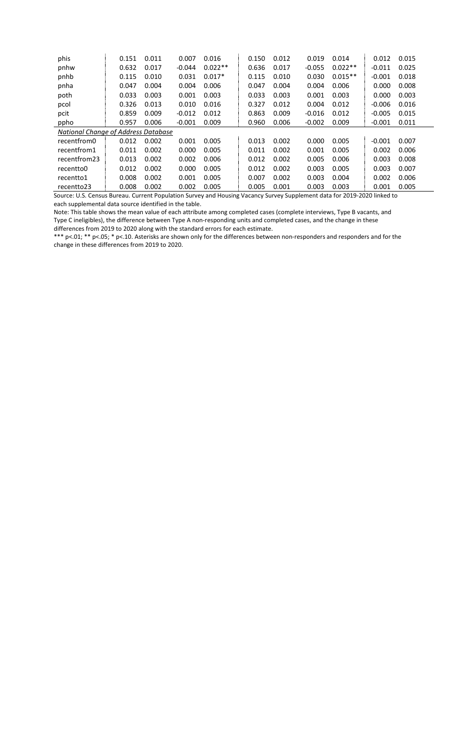| | | | | | | | | | | |
|---|---|---|---|---|---|---|---|---|---|---|
| phis | 0.151 | 0.011 | 0.007 | 0.016 | 0.150 | 0.012 | 0.019 | 0.014 | 0.012 | 0.015 |
| pnhw | 0.632 | 0.017 | -0.044 | 0.022** | 0.636 | 0.017 | -0.055 | 0.022** | -0.011 | 0.025 |
| pnhb | 0.115 | 0.010 | 0.031 | 0.017* | 0.115 | 0.010 | 0.030 | 0.015** | -0.001 | 0.018 |
| pnha | 0.047 | 0.004 | 0.004 | 0.006 | 0.047 | 0.004 | 0.004 | 0.006 | 0.000 | 0.008 |
| poth | 0.033 | 0.003 | 0.001 | 0.003 | 0.033 | 0.003 | 0.001 | 0.003 | 0.000 | 0.003 |
| pcol | 0.326 | 0.013 | 0.010 | 0.016 | 0.327 | 0.012 | 0.004 | 0.012 | -0.006 | 0.016 |
| pcit | 0.859 | 0.009 | -0.012 | 0.012 | 0.863 | 0.009 | -0.016 | 0.012 | -0.005 | 0.015 |
| ppho | 0.957 | 0.006 | -0.001 | 0.009 | 0.960 | 0.006 | -0.002 | 0.009 | -0.001 | 0.011 |
| *National Change of Address Database* | | | | | | | | | | |
| recentfrom0 | 0.012 | 0.002 | 0.001 | 0.005 | 0.013 | 0.002 | 0.000 | 0.005 | -0.001 | 0.007 |
| recentfrom1 | 0.011 | 0.002 | 0.000 | 0.005 | 0.011 | 0.002 | 0.001 | 0.005 | 0.002 | 0.006 |
| recentfrom23 | 0.013 | 0.002 | 0.002 | 0.006 | 0.012 | 0.002 | 0.005 | 0.006 | 0.003 | 0.008 |
| recentto0 | 0.012 | 0.002 | 0.000 | 0.005 | 0.012 | 0.002 | 0.003 | 0.005 | 0.003 | 0.007 |
| recentto1 | 0.008 | 0.002 | 0.001 | 0.005 | 0.007 | 0.002 | 0.003 | 0.004 | 0.002 | 0.006 |
| recentto23 | 0.008 | 0.002 | 0.002 | 0.005 | 0.005 | 0.001 | 0.003 | 0.003 | 0.001 | 0.005 |

Source: U.S. Census Bureau. Current Population Survey and Housing Vacancy Survey Supplement data for 2019-2020 linked to each supplemental data source identified in the table.

Note: This table shows the mean value of each attribute among completed cases (complete interviews, Type B vacants, and Type C ineligibles), the difference between Type A non-responding units and completed cases, and the change in these differences from 2019 to 2020 along with the standard errors for each estimate.

*** p<.01; ** p<.05; * p<.10. Asterisks are shown only for the differences between non-responders and responders and for the change in these differences from 2019 to 2020.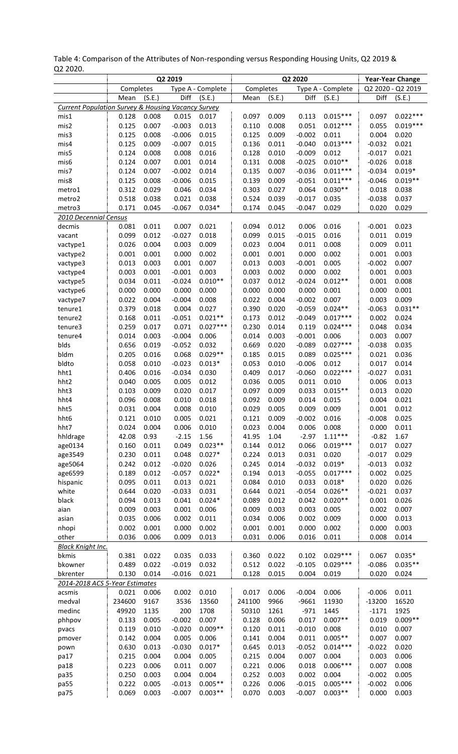Table 4: Comparison of the Attributes of Non-responding versus Responding Housing Units, Q2 2019 & Q2 2020.

| | Q2 2019 | | | | Q2 2020 | | | | Year-Year Change | |
|---|---|---|---|---|---|---|---|---|---|---|
| | Completes | | Type A - Complete | | Completes | | Type A - Complete | | Q2 2020 - Q2 2019 | |
| | Mean | (S.E.) | Diff | (S.E.) | Mean | (S.E.) | Diff | (S.E.) | Diff | (S.E.) |
| *Current Population Survey & Housing Vacancy Survey* | | | | | | | | | | |
| mis1 | 0.128 | 0.008 | 0.015 | 0.017 | 0.097 | 0.009 | 0.113 | 0.015*** | 0.097 | 0.022*** |
| mis2 | 0.125 | 0.007 | -0.003 | 0.013 | 0.110 | 0.008 | 0.051 | 0.012*** | 0.055 | 0.019*** |
| mis3 | 0.125 | 0.008 | -0.006 | 0.015 | 0.125 | 0.009 | -0.002 | 0.011 | 0.004 | 0.020 |
| mis4 | 0.125 | 0.009 | -0.007 | 0.015 | 0.136 | 0.011 | -0.040 | 0.013*** | -0.032 | 0.021 |
| mis5 | 0.124 | 0.008 | 0.008 | 0.016 | 0.128 | 0.010 | -0.009 | 0.012 | -0.017 | 0.021 |
| mis6 | 0.124 | 0.007 | 0.001 | 0.014 | 0.131 | 0.008 | -0.025 | 0.010** | -0.026 | 0.018 |
| mis7 | 0.124 | 0.007 | -0.002 | 0.014 | 0.135 | 0.007 | -0.036 | 0.011*** | -0.034 | 0.019* |
| mis8 | 0.125 | 0.008 | -0.006 | 0.015 | 0.139 | 0.009 | -0.051 | 0.011*** | -0.046 | 0.019** |
| metro1 | 0.312 | 0.029 | 0.046 | 0.034 | 0.303 | 0.027 | 0.064 | 0.030** | 0.018 | 0.038 |
| metro2 | 0.518 | 0.038 | 0.021 | 0.038 | 0.524 | 0.039 | -0.017 | 0.035 | -0.038 | 0.037 |
| metro3 | 0.171 | 0.045 | -0.067 | 0.034* | 0.174 | 0.045 | -0.047 | 0.029 | 0.020 | 0.029 |
| *2010 Decennial Census* | | | | | | | | | | |
| decmis | 0.081 | 0.011 | 0.007 | 0.021 | 0.094 | 0.012 | 0.006 | 0.016 | -0.001 | 0.023 |
| vacant | 0.099 | 0.012 | -0.027 | 0.018 | 0.099 | 0.015 | -0.015 | 0.016 | 0.011 | 0.019 |
| vactype1 | 0.026 | 0.004 | 0.003 | 0.009 | 0.023 | 0.004 | 0.011 | 0.008 | 0.009 | 0.011 |
| vactype2 | 0.001 | 0.001 | 0.000 | 0.002 | 0.001 | 0.001 | 0.000 | 0.002 | 0.001 | 0.003 |
| vactype3 | 0.013 | 0.003 | 0.001 | 0.007 | 0.013 | 0.003 | -0.001 | 0.005 | -0.002 | 0.007 |
| vactype4 | 0.003 | 0.001 | -0.001 | 0.003 | 0.003 | 0.002 | 0.000 | 0.002 | 0.001 | 0.003 |
| vactype5 | 0.034 | 0.011 | -0.024 | 0.010** | 0.037 | 0.012 | -0.024 | 0.012** | 0.001 | 0.008 |
| vactype6 | 0.000 | 0.000 | 0.000 | 0.000 | 0.000 | 0.000 | 0.000 | 0.001 | 0.000 | 0.001 |
| vactype7 | 0.022 | 0.004 | -0.004 | 0.008 | 0.022 | 0.004 | -0.002 | 0.007 | 0.003 | 0.009 |
| tenure1 | 0.379 | 0.018 | 0.004 | 0.027 | 0.390 | 0.020 | -0.059 | 0.024** | -0.063 | 0.031** |
| tenure2 | 0.168 | 0.011 | -0.051 | 0.021** | 0.173 | 0.012 | -0.049 | 0.017*** | 0.002 | 0.024 |
| tenure3 | 0.259 | 0.017 | 0.071 | 0.027*** | 0.230 | 0.014 | 0.119 | 0.024*** | 0.048 | 0.034 |
| tenure4 | 0.014 | 0.003 | -0.004 | 0.006 | 0.014 | 0.003 | -0.001 | 0.006 | 0.003 | 0.007 |
| blds | 0.656 | 0.019 | -0.052 | 0.032 | 0.669 | 0.020 | -0.089 | 0.027*** | -0.038 | 0.035 |
| bldm | 0.205 | 0.016 | 0.068 | 0.029** | 0.185 | 0.015 | 0.089 | 0.025*** | 0.021 | 0.036 |
| bldto | 0.058 | 0.010 | -0.023 | 0.013* | 0.053 | 0.010 | -0.006 | 0.012 | 0.017 | 0.014 |
| hht1 | 0.406 | 0.016 | -0.034 | 0.030 | 0.409 | 0.017 | -0.060 | 0.022*** | -0.027 | 0.031 |
| hht2 | 0.040 | 0.005 | 0.005 | 0.012 | 0.036 | 0.005 | 0.011 | 0.010 | 0.006 | 0.013 |
| hht3 | 0.103 | 0.009 | 0.020 | 0.017 | 0.097 | 0.009 | 0.033 | 0.015** | 0.013 | 0.020 |
| hht4 | 0.096 | 0.008 | 0.010 | 0.018 | 0.092 | 0.009 | 0.014 | 0.015 | 0.004 | 0.021 |
| hht5 | 0.031 | 0.004 | 0.008 | 0.010 | 0.029 | 0.005 | 0.009 | 0.009 | 0.001 | 0.012 |
| hht6 | 0.121 | 0.010 | 0.005 | 0.021 | 0.121 | 0.009 | -0.002 | 0.016 | -0.008 | 0.025 |
| hht7 | 0.024 | 0.004 | 0.006 | 0.010 | 0.023 | 0.004 | 0.006 | 0.008 | 0.000 | 0.011 |
| hhldrage | 42.08 | 0.93 | -2.15 | 1.56 | 41.95 | 1.04 | -2.97 | 1.11*** | -0.82 | 1.67 |
| age0134 | 0.160 | 0.011 | 0.049 | 0.023** | 0.144 | 0.012 | 0.066 | 0.019*** | 0.017 | 0.027 |
| age3549 | 0.230 | 0.011 | 0.048 | 0.027* | 0.224 | 0.013 | 0.031 | 0.020 | -0.017 | 0.029 |
| age5064 | 0.242 | 0.012 | -0.020 | 0.026 | 0.245 | 0.014 | -0.032 | 0.019* | -0.013 | 0.032 |
| age6599 | 0.189 | 0.012 | -0.057 | 0.022* | 0.194 | 0.013 | -0.055 | 0.017*** | 0.002 | 0.025 |
| hispanic | 0.095 | 0.011 | 0.013 | 0.021 | 0.084 | 0.010 | 0.033 | 0.018* | 0.020 | 0.026 |
| white | 0.644 | 0.020 | -0.033 | 0.031 | 0.644 | 0.021 | -0.054 | 0.026** | -0.021 | 0.037 |
| black | 0.094 | 0.013 | 0.041 | 0.024* | 0.089 | 0.012 | 0.042 | 0.020** | 0.001 | 0.026 |
| aian | 0.009 | 0.003 | 0.001 | 0.006 | 0.009 | 0.003 | 0.003 | 0.005 | 0.002 | 0.007 |
| asian | 0.035 | 0.006 | 0.002 | 0.011 | 0.034 | 0.006 | 0.002 | 0.009 | 0.000 | 0.013 |
| nhopi | 0.002 | 0.001 | 0.000 | 0.002 | 0.001 | 0.001 | 0.000 | 0.002 | 0.000 | 0.003 |
| other | 0.036 | 0.006 | 0.009 | 0.013 | 0.031 | 0.006 | 0.016 | 0.011 | 0.008 | 0.014 |
| *Black Knight Inc.* | | | | | | | | | | |
| bkmis | 0.381 | 0.022 | 0.035 | 0.033 | 0.360 | 0.022 | 0.102 | 0.029*** | 0.067 | 0.035* |
| bkowner | 0.489 | 0.022 | -0.019 | 0.032 | 0.512 | 0.022 | -0.105 | 0.029*** | -0.086 | 0.035** |
| bkrenter | 0.130 | 0.014 | -0.016 | 0.021 | 0.128 | 0.015 | 0.004 | 0.019 | 0.020 | 0.024 |
| *2014-2018 ACS 5-Year Estimates* | | | | | | | | | | |
| acsmis | 0.021 | 0.006 | 0.002 | 0.010 | 0.017 | 0.006 | -0.004 | 0.006 | -0.006 | 0.011 |
| medval | 234600 | 9167 | 3536 | 13560 | 241100 | 9966 | -9661 | 11930 | -13200 | 16520 |
| medinc | 49920 | 1135 | 200 | 1708 | 50310 | 1261 | -971 | 1445 | -1171 | 1925 |
| phhpov | 0.133 | 0.005 | -0.002 | 0.007 | 0.128 | 0.006 | 0.017 | 0.007** | 0.019 | 0.009** |
| pvacs | 0.119 | 0.010 | -0.020 | 0.009** | 0.120 | 0.011 | -0.010 | 0.008 | 0.010 | 0.007 |
| pmover | 0.142 | 0.004 | 0.005 | 0.006 | 0.141 | 0.004 | 0.011 | 0.005** | 0.007 | 0.007 |
| pown | 0.630 | 0.013 | -0.030 | 0.017* | 0.645 | 0.013 | -0.052 | 0.014*** | -0.022 | 0.020 |
| pa17 | 0.215 | 0.004 | 0.004 | 0.005 | 0.215 | 0.004 | 0.007 | 0.004 | 0.003 | 0.006 |
| pa18 | 0.223 | 0.006 | 0.011 | 0.007 | 0.221 | 0.006 | 0.018 | 0.006*** | 0.007 | 0.008 |
| pa35 | 0.250 | 0.003 | 0.004 | 0.004 | 0.252 | 0.003 | 0.002 | 0.004 | -0.002 | 0.005 |
| pa55 | 0.222 | 0.005 | -0.013 | 0.005** | 0.226 | 0.006 | -0.015 | 0.005*** | -0.002 | 0.006 |
| pa75 | 0.069 | 0.003 | -0.007 | 0.003** | 0.070 | 0.003 | -0.007 | 0.003** | 0.000 | 0.003 |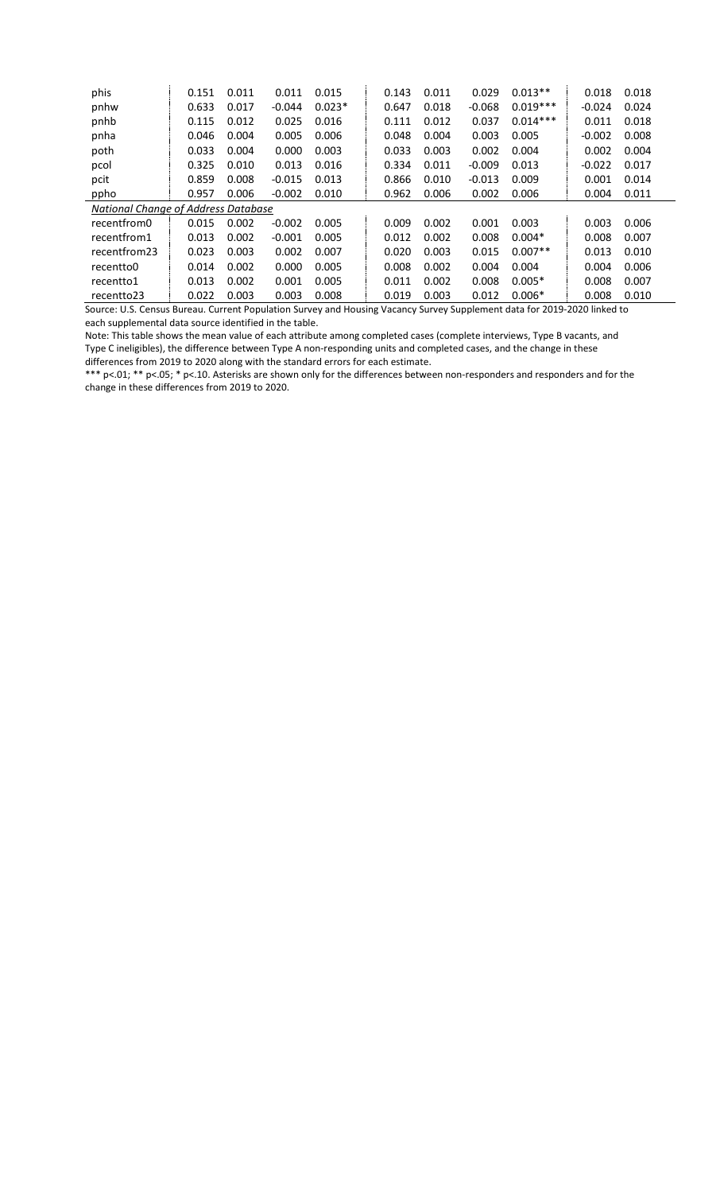| | | | | | | | | | | |
|---|---|---|---|---|---|---|---|---|---|---|
| phis | 0.151 | 0.011 | 0.011 | 0.015 | 0.143 | 0.011 | 0.029 | 0.013** | 0.018 | 0.018 |
| pnhw | 0.633 | 0.017 | -0.044 | 0.023* | 0.647 | 0.018 | -0.068 | 0.019*** | -0.024 | 0.024 |
| pnhb | 0.115 | 0.012 | 0.025 | 0.016 | 0.111 | 0.012 | 0.037 | 0.014*** | 0.011 | 0.018 |
| pnha | 0.046 | 0.004 | 0.005 | 0.006 | 0.048 | 0.004 | 0.003 | 0.005 | -0.002 | 0.008 |
| poth | 0.033 | 0.004 | 0.000 | 0.003 | 0.033 | 0.003 | 0.002 | 0.004 | 0.002 | 0.004 |
| pcol | 0.325 | 0.010 | 0.013 | 0.016 | 0.334 | 0.011 | -0.009 | 0.013 | -0.022 | 0.017 |
| pcit | 0.859 | 0.008 | -0.015 | 0.013 | 0.866 | 0.010 | -0.013 | 0.009 | 0.001 | 0.014 |
| ppho | 0.957 | 0.006 | -0.002 | 0.010 | 0.962 | 0.006 | 0.002 | 0.006 | 0.004 | 0.011 |
| *National Change of Address Database* | | | | | | | | | | |
| recentfrom0 | 0.015 | 0.002 | -0.002 | 0.005 | 0.009 | 0.002 | 0.001 | 0.003 | 0.003 | 0.006 |
| recentfrom1 | 0.013 | 0.002 | -0.001 | 0.005 | 0.012 | 0.002 | 0.008 | 0.004* | 0.008 | 0.007 |
| recentfrom23 | 0.023 | 0.003 | 0.002 | 0.007 | 0.020 | 0.003 | 0.015 | 0.007** | 0.013 | 0.010 |
| recentto0 | 0.014 | 0.002 | 0.000 | 0.005 | 0.008 | 0.002 | 0.004 | 0.004 | 0.004 | 0.006 |
| recentto1 | 0.013 | 0.002 | 0.001 | 0.005 | 0.011 | 0.002 | 0.008 | 0.005* | 0.008 | 0.007 |
| recentto23 | 0.022 | 0.003 | 0.003 | 0.008 | 0.019 | 0.003 | 0.012 | 0.006* | 0.008 | 0.010 |

Source: U.S. Census Bureau. Current Population Survey and Housing Vacancy Survey Supplement data for 2019-2020 linked to each supplemental data source identified in the table.

Note: This table shows the mean value of each attribute among completed cases (complete interviews, Type B vacants, and Type C ineligibles), the difference between Type A non-responding units and completed cases, and the change in these differences from 2019 to 2020 along with the standard errors for each estimate.

*** p<.01; ** p<.05; * p<.10. Asterisks are shown only for the differences between non-responders and responders and for the change in these differences from 2019 to 2020.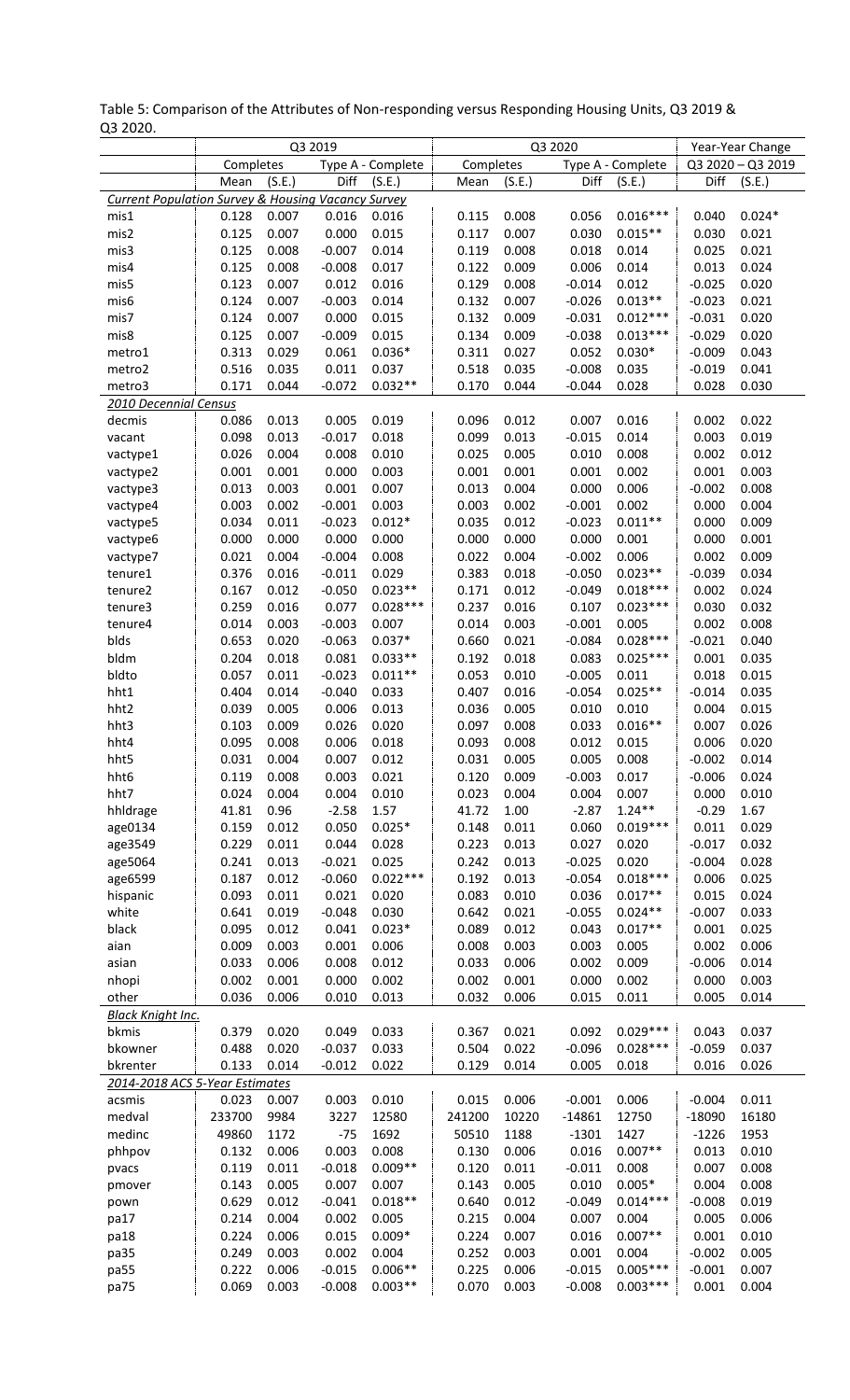Table 5: Comparison of the Attributes of Non-responding versus Responding Housing Units, Q3 2019 & Q3 2020.

| | Q3 2019 | | | | Q3 2020 | | | | Year-Year Change | |
|---|---|---|---|---|---|---|---|---|---|---|
| | Completes | | Type A - Complete | | Completes | | Type A - Complete | | Q3 2020 – Q3 2019 | |
| | Mean | (S.E.) | Diff | (S.E.) | Mean | (S.E.) | Diff | (S.E.) | Diff | (S.E.) |
| *Current Population Survey & Housing Vacancy Survey* | | | | | | | | | | |
| mis1 | 0.128 | 0.007 | 0.016 | 0.016 | 0.115 | 0.008 | 0.056 | 0.016*** | 0.040 | 0.024* |
| mis2 | 0.125 | 0.007 | 0.000 | 0.015 | 0.117 | 0.007 | 0.030 | 0.015** | 0.030 | 0.021 |
| mis3 | 0.125 | 0.008 | -0.007 | 0.014 | 0.119 | 0.008 | 0.018 | 0.014 | 0.025 | 0.021 |
| mis4 | 0.125 | 0.008 | -0.008 | 0.017 | 0.122 | 0.009 | 0.006 | 0.014 | 0.013 | 0.024 |
| mis5 | 0.123 | 0.007 | 0.012 | 0.016 | 0.129 | 0.008 | -0.014 | 0.012 | -0.025 | 0.020 |
| mis6 | 0.124 | 0.007 | -0.003 | 0.014 | 0.132 | 0.007 | -0.026 | 0.013** | -0.023 | 0.021 |
| mis7 | 0.124 | 0.007 | 0.000 | 0.015 | 0.132 | 0.009 | -0.031 | 0.012*** | -0.031 | 0.020 |
| mis8 | 0.125 | 0.007 | -0.009 | 0.015 | 0.134 | 0.009 | -0.038 | 0.013*** | -0.029 | 0.020 |
| metro1 | 0.313 | 0.029 | 0.061 | 0.036* | 0.311 | 0.027 | 0.052 | 0.030* | -0.009 | 0.043 |
| metro2 | 0.516 | 0.035 | 0.011 | 0.037 | 0.518 | 0.035 | -0.008 | 0.035 | -0.019 | 0.041 |
| metro3 | 0.171 | 0.044 | -0.072 | 0.032** | 0.170 | 0.044 | -0.044 | 0.028 | 0.028 | 0.030 |
| *2010 Decennial Census* | | | | | | | | | | |
| decmis | 0.086 | 0.013 | 0.005 | 0.019 | 0.096 | 0.012 | 0.007 | 0.016 | 0.002 | 0.022 |
| vacant | 0.098 | 0.013 | -0.017 | 0.018 | 0.099 | 0.013 | -0.015 | 0.014 | 0.003 | 0.019 |
| vactype1 | 0.026 | 0.004 | 0.008 | 0.010 | 0.025 | 0.005 | 0.010 | 0.008 | 0.002 | 0.012 |
| vactype2 | 0.001 | 0.001 | 0.000 | 0.003 | 0.001 | 0.001 | 0.001 | 0.002 | 0.001 | 0.003 |
| vactype3 | 0.013 | 0.003 | 0.001 | 0.007 | 0.013 | 0.004 | 0.000 | 0.006 | -0.002 | 0.008 |
| vactype4 | 0.003 | 0.002 | -0.001 | 0.003 | 0.003 | 0.002 | -0.001 | 0.002 | 0.000 | 0.004 |
| vactype5 | 0.034 | 0.011 | -0.023 | 0.012* | 0.035 | 0.012 | -0.023 | 0.011** | 0.000 | 0.009 |
| vactype6 | 0.000 | 0.000 | 0.000 | 0.000 | 0.000 | 0.000 | 0.000 | 0.001 | 0.000 | 0.001 |
| vactype7 | 0.021 | 0.004 | -0.004 | 0.008 | 0.022 | 0.004 | -0.002 | 0.006 | 0.002 | 0.009 |
| tenure1 | 0.376 | 0.016 | -0.011 | 0.029 | 0.383 | 0.018 | -0.050 | 0.023** | -0.039 | 0.034 |
| tenure2 | 0.167 | 0.012 | -0.050 | 0.023** | 0.171 | 0.012 | -0.049 | 0.018*** | 0.002 | 0.024 |
| tenure3 | 0.259 | 0.016 | 0.077 | 0.028*** | 0.237 | 0.016 | 0.107 | 0.023*** | 0.030 | 0.032 |
| tenure4 | 0.014 | 0.003 | -0.003 | 0.007 | 0.014 | 0.003 | -0.001 | 0.005 | 0.002 | 0.008 |
| blds | 0.653 | 0.020 | -0.063 | 0.037* | 0.660 | 0.021 | -0.084 | 0.028*** | -0.021 | 0.040 |
| bldm | 0.204 | 0.018 | 0.081 | 0.033** | 0.192 | 0.018 | 0.083 | 0.025*** | 0.001 | 0.035 |
| bldto | 0.057 | 0.011 | -0.023 | 0.011** | 0.053 | 0.010 | -0.005 | 0.011 | 0.018 | 0.015 |
| hht1 | 0.404 | 0.014 | -0.040 | 0.033 | 0.407 | 0.016 | -0.054 | 0.025** | -0.014 | 0.035 |
| hht2 | 0.039 | 0.005 | 0.006 | 0.013 | 0.036 | 0.005 | 0.010 | 0.010 | 0.004 | 0.015 |
| hht3 | 0.103 | 0.009 | 0.026 | 0.020 | 0.097 | 0.008 | 0.033 | 0.016** | 0.007 | 0.026 |
| hht4 | 0.095 | 0.008 | 0.006 | 0.018 | 0.093 | 0.008 | 0.012 | 0.015 | 0.006 | 0.020 |
| hht5 | 0.031 | 0.004 | 0.007 | 0.012 | 0.031 | 0.005 | 0.005 | 0.008 | -0.002 | 0.014 |
| hht6 | 0.119 | 0.008 | 0.003 | 0.021 | 0.120 | 0.009 | -0.003 | 0.017 | -0.006 | 0.024 |
| hht7 | 0.024 | 0.004 | 0.004 | 0.010 | 0.023 | 0.004 | 0.004 | 0.007 | 0.000 | 0.010 |
| hhldrage | 41.81 | 0.96 | -2.58 | 1.57 | 41.72 | 1.00 | -2.87 | 1.24** | -0.29 | 1.67 |
| age0134 | 0.159 | 0.012 | 0.050 | 0.025* | 0.148 | 0.011 | 0.060 | 0.019*** | 0.011 | 0.029 |
| age3549 | 0.229 | 0.011 | 0.044 | 0.028 | 0.223 | 0.013 | 0.027 | 0.020 | -0.017 | 0.032 |
| age5064 | 0.241 | 0.013 | -0.021 | 0.025 | 0.242 | 0.013 | -0.025 | 0.020 | -0.004 | 0.028 |
| age6599 | 0.187 | 0.012 | -0.060 | 0.022*** | 0.192 | 0.013 | -0.054 | 0.018*** | 0.006 | 0.025 |
| hispanic | 0.093 | 0.011 | 0.021 | 0.020 | 0.083 | 0.010 | 0.036 | 0.017** | 0.015 | 0.024 |
| white | 0.641 | 0.019 | -0.048 | 0.030 | 0.642 | 0.021 | -0.055 | 0.024** | -0.007 | 0.033 |
| black | 0.095 | 0.012 | 0.041 | 0.023* | 0.089 | 0.012 | 0.043 | 0.017** | 0.001 | 0.025 |
| aian | 0.009 | 0.003 | 0.001 | 0.006 | 0.008 | 0.003 | 0.003 | 0.005 | 0.002 | 0.006 |
| asian | 0.033 | 0.006 | 0.008 | 0.012 | 0.033 | 0.006 | 0.002 | 0.009 | -0.006 | 0.014 |
| nhopi | 0.002 | 0.001 | 0.000 | 0.002 | 0.002 | 0.001 | 0.000 | 0.002 | 0.000 | 0.003 |
| other | 0.036 | 0.006 | 0.010 | 0.013 | 0.032 | 0.006 | 0.015 | 0.011 | 0.005 | 0.014 |
| *Black Knight Inc.* | | | | | | | | | | |
| bkmis | 0.379 | 0.020 | 0.049 | 0.033 | 0.367 | 0.021 | 0.092 | 0.029*** | 0.043 | 0.037 |
| bkowner | 0.488 | 0.020 | -0.037 | 0.033 | 0.504 | 0.022 | -0.096 | 0.028*** | -0.059 | 0.037 |
| bkrenter | 0.133 | 0.014 | -0.012 | 0.022 | 0.129 | 0.014 | 0.005 | 0.018 | 0.016 | 0.026 |
| *2014-2018 ACS 5-Year Estimates* | | | | | | | | | | |
| acsmis | 0.023 | 0.007 | 0.003 | 0.010 | 0.015 | 0.006 | -0.001 | 0.006 | -0.004 | 0.011 |
| medval | 233700 | 9984 | 3227 | 12580 | 241200 | 10220 | -14861 | 12750 | -18090 | 16180 |
| medinc | 49860 | 1172 | -75 | 1692 | 50510 | 1188 | -1301 | 1427 | -1226 | 1953 |
| phhpov | 0.132 | 0.006 | 0.003 | 0.008 | 0.130 | 0.006 | 0.016 | 0.007** | 0.013 | 0.010 |
| pvacs | 0.119 | 0.011 | -0.018 | 0.009** | 0.120 | 0.011 | -0.011 | 0.008 | 0.007 | 0.008 |
| pmover | 0.143 | 0.005 | 0.007 | 0.007 | 0.143 | 0.005 | 0.010 | 0.005* | 0.004 | 0.008 |
| pown | 0.629 | 0.012 | -0.041 | 0.018** | 0.640 | 0.012 | -0.049 | 0.014*** | -0.008 | 0.019 |
| pa17 | 0.214 | 0.004 | 0.002 | 0.005 | 0.215 | 0.004 | 0.007 | 0.004 | 0.005 | 0.006 |
| pa18 | 0.224 | 0.006 | 0.015 | 0.009* | 0.224 | 0.007 | 0.016 | 0.007** | 0.001 | 0.010 |
| pa35 | 0.249 | 0.003 | 0.002 | 0.004 | 0.252 | 0.003 | 0.001 | 0.004 | -0.002 | 0.005 |
| pa55 | 0.222 | 0.006 | -0.015 | 0.006** | 0.225 | 0.006 | -0.015 | 0.005*** | -0.001 | 0.007 |
| pa75 | 0.069 | 0.003 | -0.008 | 0.003** | 0.070 | 0.003 | -0.008 | 0.003*** | 0.001 | 0.004 |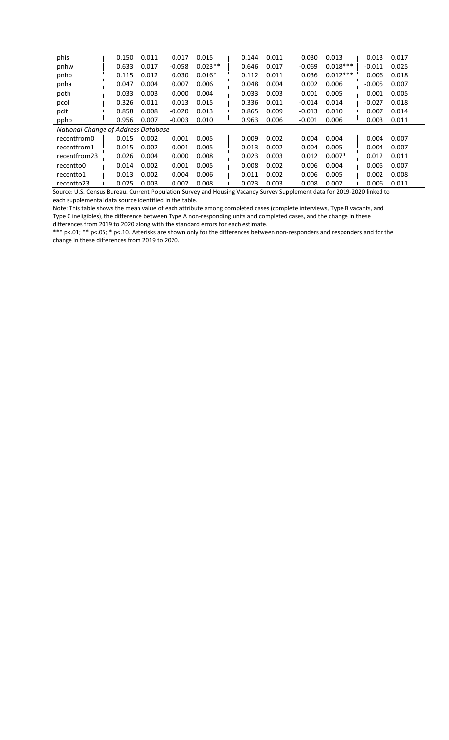| | | | | | | | | | | |
|---|---|---|---|---|---|---|---|---|---|---|
| phis | 0.150 | 0.011 | 0.017 | 0.015 | 0.144 | 0.011 | 0.030 | 0.013 | 0.013 | 0.017 |
| pnhw | 0.633 | 0.017 | -0.058 | 0.023** | 0.646 | 0.017 | -0.069 | 0.018*** | -0.011 | 0.025 |
| pnhb | 0.115 | 0.012 | 0.030 | 0.016* | 0.112 | 0.011 | 0.036 | 0.012*** | 0.006 | 0.018 |
| pnha | 0.047 | 0.004 | 0.007 | 0.006 | 0.048 | 0.004 | 0.002 | 0.006 | -0.005 | 0.007 |
| poth | 0.033 | 0.003 | 0.000 | 0.004 | 0.033 | 0.003 | 0.001 | 0.005 | 0.001 | 0.005 |
| pcol | 0.326 | 0.011 | 0.013 | 0.015 | 0.336 | 0.011 | -0.014 | 0.014 | -0.027 | 0.018 |
| pcit | 0.858 | 0.008 | -0.020 | 0.013 | 0.865 | 0.009 | -0.013 | 0.010 | 0.007 | 0.014 |
| ppho | 0.956 | 0.007 | -0.003 | 0.010 | 0.963 | 0.006 | -0.001 | 0.006 | 0.003 | 0.011 |
| *National Change of Address Database* | | | | | | | | | | |
| recentfrom0 | 0.015 | 0.002 | 0.001 | 0.005 | 0.009 | 0.002 | 0.004 | 0.004 | 0.004 | 0.007 |
| recentfrom1 | 0.015 | 0.002 | 0.001 | 0.005 | 0.013 | 0.002 | 0.004 | 0.005 | 0.004 | 0.007 |
| recentfrom23 | 0.026 | 0.004 | 0.000 | 0.008 | 0.023 | 0.003 | 0.012 | 0.007* | 0.012 | 0.011 |
| recentto0 | 0.014 | 0.002 | 0.001 | 0.005 | 0.008 | 0.002 | 0.006 | 0.004 | 0.005 | 0.007 |
| recentto1 | 0.013 | 0.002 | 0.004 | 0.006 | 0.011 | 0.002 | 0.006 | 0.005 | 0.002 | 0.008 |
| recentto23 | 0.025 | 0.003 | 0.002 | 0.008 | 0.023 | 0.003 | 0.008 | 0.007 | 0.006 | 0.011 |

Source: U.S. Census Bureau. Current Population Survey and Housing Vacancy Survey Supplement data for 2019-2020 linked to each supplemental data source identified in the table.

Note: This table shows the mean value of each attribute among completed cases (complete interviews, Type B vacants, and Type C ineligibles), the difference between Type A non-responding units and completed cases, and the change in these differences from 2019 to 2020 along with the standard errors for each estimate.

*** p<.01; ** p<.05; * p<.10. Asterisks are shown only for the differences between non-responders and responders and for the change in these differences from 2019 to 2020.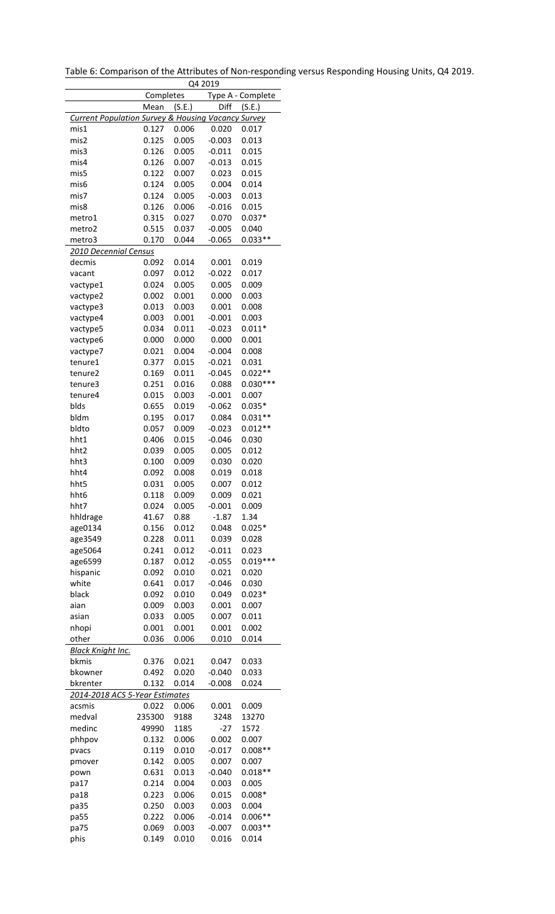Table 6: Comparison of the Attributes of Non-responding versus Responding Housing Units, Q4 2019.

| | Q4 2019 | | | |
|---|---|---|---|---|
| | Completes | | Type A - Complete | |
| | Mean | (S.E.) | Diff | (S.E.) |
| *Current Population Survey & Housing Vacancy Survey* | | | | |
| mis1 | 0.127 | 0.006 | 0.020 | 0.017 |
| mis2 | 0.125 | 0.005 | -0.003 | 0.013 |
| mis3 | 0.126 | 0.005 | -0.011 | 0.015 |
| mis4 | 0.126 | 0.007 | -0.013 | 0.015 |
| mis5 | 0.122 | 0.007 | 0.023 | 0.015 |
| mis6 | 0.124 | 0.005 | 0.004 | 0.014 |
| mis7 | 0.124 | 0.005 | -0.003 | 0.013 |
| mis8 | 0.126 | 0.006 | -0.016 | 0.015 |
| metro1 | 0.315 | 0.027 | 0.070 | 0.037* |
| metro2 | 0.515 | 0.037 | -0.005 | 0.040 |
| metro3 | 0.170 | 0.044 | -0.065 | 0.033** |
| *2010 Decennial Census* | | | | |
| decmis | 0.092 | 0.014 | 0.001 | 0.019 |
| vacant | 0.097 | 0.012 | -0.022 | 0.017 |
| vactype1 | 0.024 | 0.005 | 0.005 | 0.009 |
| vactype2 | 0.002 | 0.001 | 0.000 | 0.003 |
| vactype3 | 0.013 | 0.003 | 0.001 | 0.008 |
| vactype4 | 0.003 | 0.001 | -0.001 | 0.003 |
| vactype5 | 0.034 | 0.011 | -0.023 | 0.011* |
| vactype6 | 0.000 | 0.000 | 0.000 | 0.001 |
| vactype7 | 0.021 | 0.004 | -0.004 | 0.008 |
| tenure1 | 0.377 | 0.015 | -0.021 | 0.031 |
| tenure2 | 0.169 | 0.011 | -0.045 | 0.022** |
| tenure3 | 0.251 | 0.016 | 0.088 | 0.030*** |
| tenure4 | 0.015 | 0.003 | -0.001 | 0.007 |
| blds | 0.655 | 0.019 | -0.062 | 0.035* |
| bldm | 0.195 | 0.017 | 0.084 | 0.031** |
| bldto | 0.057 | 0.009 | -0.023 | 0.012** |
| hht1 | 0.406 | 0.015 | -0.046 | 0.030 |
| hht2 | 0.039 | 0.005 | 0.005 | 0.012 |
| hht3 | 0.100 | 0.009 | 0.030 | 0.020 |
| hht4 | 0.092 | 0.008 | 0.019 | 0.018 |
| hht5 | 0.031 | 0.005 | 0.007 | 0.012 |
| hht6 | 0.118 | 0.009 | 0.009 | 0.021 |
| hht7 | 0.024 | 0.005 | -0.001 | 0.009 |
| hhldrage | 41.67 | 0.88 | -1.87 | 1.34 |
| age0134 | 0.156 | 0.012 | 0.048 | 0.025* |
| age3549 | 0.228 | 0.011 | 0.039 | 0.028 |
| age5064 | 0.241 | 0.012 | -0.011 | 0.023 |
| age6599 | 0.187 | 0.012 | -0.055 | 0.019*** |
| hispanic | 0.092 | 0.010 | 0.021 | 0.020 |
| white | 0.641 | 0.017 | -0.046 | 0.030 |
| black | 0.092 | 0.010 | 0.049 | 0.023* |
| aian | 0.009 | 0.003 | 0.001 | 0.007 |
| asian | 0.033 | 0.005 | 0.007 | 0.011 |
| nhopi | 0.001 | 0.001 | 0.001 | 0.002 |
| other | 0.036 | 0.006 | 0.010 | 0.014 |
| *Black Knight Inc.* | | | | |
| bkmis | 0.376 | 0.021 | 0.047 | 0.033 |
| bkowner | 0.492 | 0.020 | -0.040 | 0.033 |
| bkrenter | 0.132 | 0.014 | -0.008 | 0.024 |
| *2014-2018 ACS 5-Year Estimates* | | | | |
| acsmis | 0.022 | 0.006 | 0.001 | 0.009 |
| medval | 235300 | 9188 | 3248 | 13270 |
| medinc | 49990 | 1185 | -27 | 1572 |
| phhpov | 0.132 | 0.006 | 0.002 | 0.007 |
| pvacs | 0.119 | 0.010 | -0.017 | 0.008** |
| pmover | 0.142 | 0.005 | 0.007 | 0.007 |
| pown | 0.631 | 0.013 | -0.040 | 0.018** |
| pa17 | 0.214 | 0.004 | 0.003 | 0.005 |
| pa18 | 0.223 | 0.006 | 0.015 | 0.008* |
| pa35 | 0.250 | 0.003 | 0.003 | 0.004 |
| pa55 | 0.222 | 0.006 | -0.014 | 0.006** |
| pa75 | 0.069 | 0.003 | -0.007 | 0.003** |
| phis | 0.149 | 0.010 | 0.016 | 0.014 |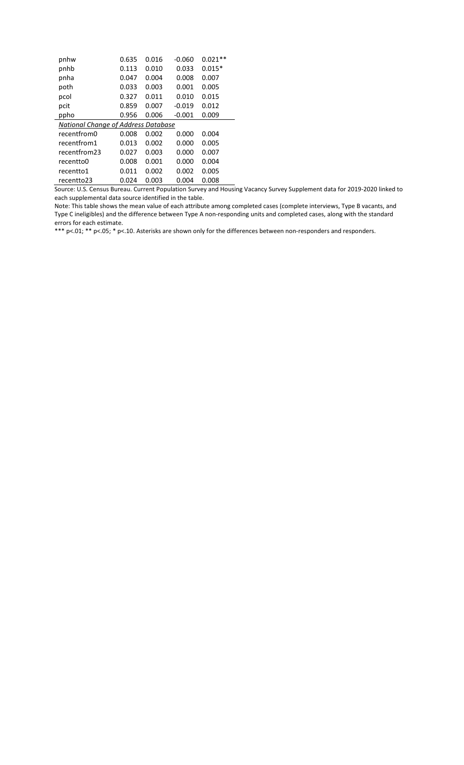| | | | | |
|---|---|---|---|---|
| pnhw | 0.635 | 0.016 | -0.060 | 0.021** |
| pnhb | 0.113 | 0.010 | 0.033 | 0.015* |
| pnha | 0.047 | 0.004 | 0.008 | 0.007 |
| poth | 0.033 | 0.003 | 0.001 | 0.005 |
| pcol | 0.327 | 0.011 | 0.010 | 0.015 |
| pcit | 0.859 | 0.007 | -0.019 | 0.012 |
| ppho | 0.956 | 0.006 | -0.001 | 0.009 |
| *National Change of Address Database* | | | | |
| recentfrom0 | 0.008 | 0.002 | 0.000 | 0.004 |
| recentfrom1 | 0.013 | 0.002 | 0.000 | 0.005 |
| recentfrom23 | 0.027 | 0.003 | 0.000 | 0.007 |
| recentto0 | 0.008 | 0.001 | 0.000 | 0.004 |
| recentto1 | 0.011 | 0.002 | 0.002 | 0.005 |
| recentto23 | 0.024 | 0.003 | 0.004 | 0.008 |

Source: U.S. Census Bureau. Current Population Survey and Housing Vacancy Survey Supplement data for 2019-2020 linked to each supplemental data source identified in the table.

Note: This table shows the mean value of each attribute among completed cases (complete interviews, Type B vacants, and Type C ineligibles) and the difference between Type A non-responding units and completed cases, along with the standard errors for each estimate.

*** p<.01; ** p<.05; * p<.10. Asterisks are shown only for the differences between non-responders and responders.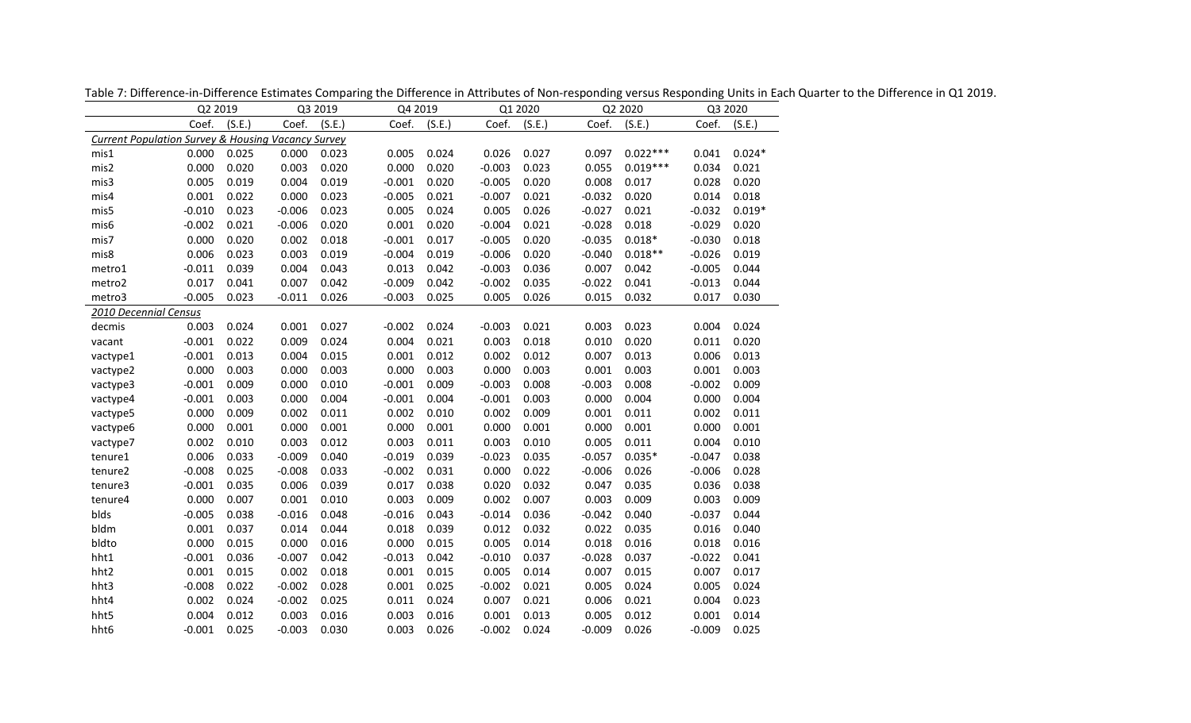Table 7: Difference-in-Difference Estimates Comparing the Difference in Attributes of Non-responding versus Responding Units in Each Quarter to the Difference in Q1 2019.

| | Q2 2019 | | Q3 2019 | | Q4 2019 | | Q1 2020 | | Q2 2020 | | Q3 2020 | |
|---|---|---|---|---|---|---|---|---|---|---|---|---|
| | Coef. | (S.E.) | Coef. | (S.E.) | Coef. | (S.E.) | Coef. | (S.E.) | Coef. | (S.E.) | Coef. | (S.E.) |
| *Current Population Survey & Housing Vacancy Survey* | | | | | | | | | | | | |
| mis1 | 0.000 | 0.025 | 0.000 | 0.023 | 0.005 | 0.024 | 0.026 | 0.027 | 0.097 | 0.022*** | 0.041 | 0.024* |
| mis2 | 0.000 | 0.020 | 0.003 | 0.020 | 0.000 | 0.020 | -0.003 | 0.023 | 0.055 | 0.019*** | 0.034 | 0.021 |
| mis3 | 0.005 | 0.019 | 0.004 | 0.019 | -0.001 | 0.020 | -0.005 | 0.020 | 0.008 | 0.017 | 0.028 | 0.020 |
| mis4 | 0.001 | 0.022 | 0.000 | 0.023 | -0.005 | 0.021 | -0.007 | 0.021 | -0.032 | 0.020 | 0.014 | 0.018 |
| mis5 | -0.010 | 0.023 | -0.006 | 0.023 | 0.005 | 0.024 | 0.005 | 0.026 | -0.027 | 0.021 | -0.032 | 0.019* |
| mis6 | -0.002 | 0.021 | -0.006 | 0.020 | 0.001 | 0.020 | -0.004 | 0.021 | -0.028 | 0.018 | -0.029 | 0.020 |
| mis7 | 0.000 | 0.020 | 0.002 | 0.018 | -0.001 | 0.017 | -0.005 | 0.020 | -0.035 | 0.018* | -0.030 | 0.018 |
| mis8 | 0.006 | 0.023 | 0.003 | 0.019 | -0.004 | 0.019 | -0.006 | 0.020 | -0.040 | 0.018** | -0.026 | 0.019 |
| metro1 | -0.011 | 0.039 | 0.004 | 0.043 | 0.013 | 0.042 | -0.003 | 0.036 | 0.007 | 0.042 | -0.005 | 0.044 |
| metro2 | 0.017 | 0.041 | 0.007 | 0.042 | -0.009 | 0.042 | -0.002 | 0.035 | -0.022 | 0.041 | -0.013 | 0.044 |
| metro3 | -0.005 | 0.023 | -0.011 | 0.026 | -0.003 | 0.025 | 0.005 | 0.026 | 0.015 | 0.032 | 0.017 | 0.030 |
| *2010 Decennial Census* | | | | | | | | | | | | |
| decmis | 0.003 | 0.024 | 0.001 | 0.027 | -0.002 | 0.024 | -0.003 | 0.021 | 0.003 | 0.023 | 0.004 | 0.024 |
| vacant | -0.001 | 0.022 | 0.009 | 0.024 | 0.004 | 0.021 | 0.003 | 0.018 | 0.010 | 0.020 | 0.011 | 0.020 |
| vactype1 | -0.001 | 0.013 | 0.004 | 0.015 | 0.001 | 0.012 | 0.002 | 0.012 | 0.007 | 0.013 | 0.006 | 0.013 |
| vactype2 | 0.000 | 0.003 | 0.000 | 0.003 | 0.000 | 0.003 | 0.000 | 0.003 | 0.001 | 0.003 | 0.001 | 0.003 |
| vactype3 | -0.001 | 0.009 | 0.000 | 0.010 | -0.001 | 0.009 | -0.003 | 0.008 | -0.003 | 0.008 | -0.002 | 0.009 |
| vactype4 | -0.001 | 0.003 | 0.000 | 0.004 | -0.001 | 0.004 | -0.001 | 0.003 | 0.000 | 0.004 | 0.000 | 0.004 |
| vactype5 | 0.000 | 0.009 | 0.002 | 0.011 | 0.002 | 0.010 | 0.002 | 0.009 | 0.001 | 0.011 | 0.002 | 0.011 |
| vactype6 | 0.000 | 0.001 | 0.000 | 0.001 | 0.000 | 0.001 | 0.000 | 0.001 | 0.000 | 0.001 | 0.000 | 0.001 |
| vactype7 | 0.002 | 0.010 | 0.003 | 0.012 | 0.003 | 0.011 | 0.003 | 0.010 | 0.005 | 0.011 | 0.004 | 0.010 |
| tenure1 | 0.006 | 0.033 | -0.009 | 0.040 | -0.019 | 0.039 | -0.023 | 0.035 | -0.057 | 0.035* | -0.047 | 0.038 |
| tenure2 | -0.008 | 0.025 | -0.008 | 0.033 | -0.002 | 0.031 | 0.000 | 0.022 | -0.006 | 0.026 | -0.006 | 0.028 |
| tenure3 | -0.001 | 0.035 | 0.006 | 0.039 | 0.017 | 0.038 | 0.020 | 0.032 | 0.047 | 0.035 | 0.036 | 0.038 |
| tenure4 | 0.000 | 0.007 | 0.001 | 0.010 | 0.003 | 0.009 | 0.002 | 0.007 | 0.003 | 0.009 | 0.003 | 0.009 |
| blds | -0.005 | 0.038 | -0.016 | 0.048 | -0.016 | 0.043 | -0.014 | 0.036 | -0.042 | 0.040 | -0.037 | 0.044 |
| bldm | 0.001 | 0.037 | 0.014 | 0.044 | 0.018 | 0.039 | 0.012 | 0.032 | 0.022 | 0.035 | 0.016 | 0.040 |
| bldto | 0.000 | 0.015 | 0.000 | 0.016 | 0.000 | 0.015 | 0.005 | 0.014 | 0.018 | 0.016 | 0.018 | 0.016 |
| hht1 | -0.001 | 0.036 | -0.007 | 0.042 | -0.013 | 0.042 | -0.010 | 0.037 | -0.028 | 0.037 | -0.022 | 0.041 |
| hht2 | 0.001 | 0.015 | 0.002 | 0.018 | 0.001 | 0.015 | 0.005 | 0.014 | 0.007 | 0.015 | 0.007 | 0.017 |
| hht3 | -0.008 | 0.022 | -0.002 | 0.028 | 0.001 | 0.025 | -0.002 | 0.021 | 0.005 | 0.024 | 0.005 | 0.024 |
| hht4 | 0.002 | 0.024 | -0.002 | 0.025 | 0.011 | 0.024 | 0.007 | 0.021 | 0.006 | 0.021 | 0.004 | 0.023 |
| hht5 | 0.004 | 0.012 | 0.003 | 0.016 | 0.003 | 0.016 | 0.001 | 0.013 | 0.005 | 0.012 | 0.001 | 0.014 |
| hht6 | -0.001 | 0.025 | -0.003 | 0.030 | 0.003 | 0.026 | -0.002 | 0.024 | -0.009 | 0.026 | -0.009 | 0.025 |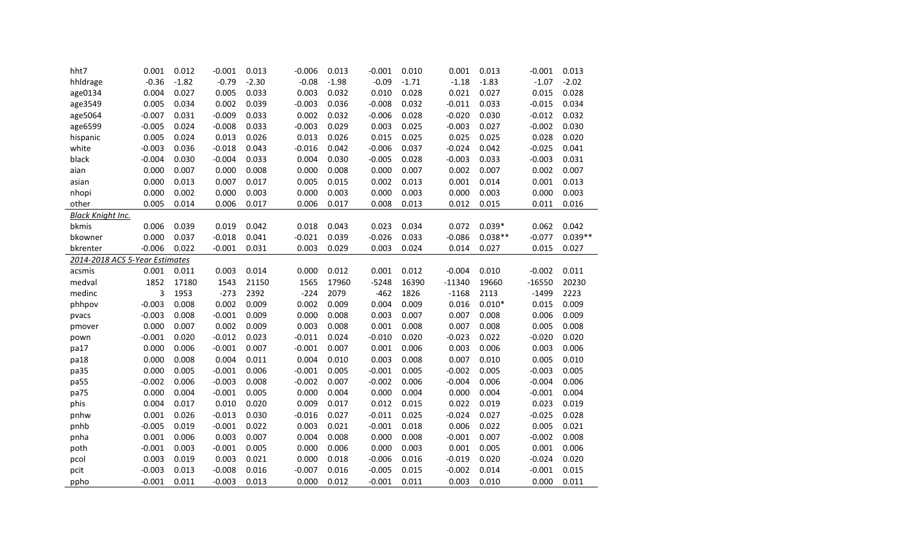| | | | | | | | | | | | | |
|---|---|---|---|---|---|---|---|---|---|---|---|---|
| hht7 | 0.001 | 0.012 | -0.001 | 0.013 | -0.006 | 0.013 | -0.001 | 0.010 | 0.001 | 0.013 | -0.001 | 0.013 |
| hhldrage | -0.36 | -1.82 | -0.79 | -2.30 | -0.08 | -1.98 | -0.09 | -1.71 | -1.18 | -1.83 | -1.07 | -2.02 |
| age0134 | 0.004 | 0.027 | 0.005 | 0.033 | 0.003 | 0.032 | 0.010 | 0.028 | 0.021 | 0.027 | 0.015 | 0.028 |
| age3549 | 0.005 | 0.034 | 0.002 | 0.039 | -0.003 | 0.036 | -0.008 | 0.032 | -0.011 | 0.033 | -0.015 | 0.034 |
| age5064 | -0.007 | 0.031 | -0.009 | 0.033 | 0.002 | 0.032 | -0.006 | 0.028 | -0.020 | 0.030 | -0.012 | 0.032 |
| age6599 | -0.005 | 0.024 | -0.008 | 0.033 | -0.003 | 0.029 | 0.003 | 0.025 | -0.003 | 0.027 | -0.002 | 0.030 |
| hispanic | 0.005 | 0.024 | 0.013 | 0.026 | 0.013 | 0.026 | 0.015 | 0.025 | 0.025 | 0.025 | 0.028 | 0.020 |
| white | -0.003 | 0.036 | -0.018 | 0.043 | -0.016 | 0.042 | -0.006 | 0.037 | -0.024 | 0.042 | -0.025 | 0.041 |
| black | -0.004 | 0.030 | -0.004 | 0.033 | 0.004 | 0.030 | -0.005 | 0.028 | -0.003 | 0.033 | -0.003 | 0.031 |
| aian | 0.000 | 0.007 | 0.000 | 0.008 | 0.000 | 0.008 | 0.000 | 0.007 | 0.002 | 0.007 | 0.002 | 0.007 |
| asian | 0.000 | 0.013 | 0.007 | 0.017 | 0.005 | 0.015 | 0.002 | 0.013 | 0.001 | 0.014 | 0.001 | 0.013 |
| nhopi | 0.000 | 0.002 | 0.000 | 0.003 | 0.000 | 0.003 | 0.000 | 0.003 | 0.000 | 0.003 | 0.000 | 0.003 |
| other | 0.005 | 0.014 | 0.006 | 0.017 | 0.006 | 0.017 | 0.008 | 0.013 | 0.012 | 0.015 | 0.011 | 0.016 |
| *Black Knight Inc.* | | | | | | | | | | | | |
| bkmis | 0.006 | 0.039 | 0.019 | 0.042 | 0.018 | 0.043 | 0.023 | 0.034 | 0.072 | 0.039* | 0.062 | 0.042 |
| bkowner | 0.000 | 0.037 | -0.018 | 0.041 | -0.021 | 0.039 | -0.026 | 0.033 | -0.086 | 0.038** | -0.077 | 0.039** |
| bkrenter | -0.006 | 0.022 | -0.001 | 0.031 | 0.003 | 0.029 | 0.003 | 0.024 | 0.014 | 0.027 | 0.015 | 0.027 |
| *2014-2018 ACS 5-Year Estimates* | | | | | | | | | | | | |
| acsmis | 0.001 | 0.011 | 0.003 | 0.014 | 0.000 | 0.012 | 0.001 | 0.012 | -0.004 | 0.010 | -0.002 | 0.011 |
| medval | 1852 | 17180 | 1543 | 21150 | 1565 | 17960 | -5248 | 16390 | -11340 | 19660 | -16550 | 20230 |
| medinc | 3 | 1953 | -273 | 2392 | -224 | 2079 | -462 | 1826 | -1168 | 2113 | -1499 | 2223 |
| phhpov | -0.003 | 0.008 | 0.002 | 0.009 | 0.002 | 0.009 | 0.004 | 0.009 | 0.016 | 0.010* | 0.015 | 0.009 |
| pvacs | -0.003 | 0.008 | -0.001 | 0.009 | 0.000 | 0.008 | 0.003 | 0.007 | 0.007 | 0.008 | 0.006 | 0.009 |
| pmover | 0.000 | 0.007 | 0.002 | 0.009 | 0.003 | 0.008 | 0.001 | 0.008 | 0.007 | 0.008 | 0.005 | 0.008 |
| pown | -0.001 | 0.020 | -0.012 | 0.023 | -0.011 | 0.024 | -0.010 | 0.020 | -0.023 | 0.022 | -0.020 | 0.020 |
| pa17 | 0.000 | 0.006 | -0.001 | 0.007 | -0.001 | 0.007 | 0.001 | 0.006 | 0.003 | 0.006 | 0.003 | 0.006 |
| pa18 | 0.000 | 0.008 | 0.004 | 0.011 | 0.004 | 0.010 | 0.003 | 0.008 | 0.007 | 0.010 | 0.005 | 0.010 |
| pa35 | 0.000 | 0.005 | -0.001 | 0.006 | -0.001 | 0.005 | -0.001 | 0.005 | -0.002 | 0.005 | -0.003 | 0.005 |
| pa55 | -0.002 | 0.006 | -0.003 | 0.008 | -0.002 | 0.007 | -0.002 | 0.006 | -0.004 | 0.006 | -0.004 | 0.006 |
| pa75 | 0.000 | 0.004 | -0.001 | 0.005 | 0.000 | 0.004 | 0.000 | 0.004 | 0.000 | 0.004 | -0.001 | 0.004 |
| phis | 0.004 | 0.017 | 0.010 | 0.020 | 0.009 | 0.017 | 0.012 | 0.015 | 0.022 | 0.019 | 0.023 | 0.019 |
| pnhw | 0.001 | 0.026 | -0.013 | 0.030 | -0.016 | 0.027 | -0.011 | 0.025 | -0.024 | 0.027 | -0.025 | 0.028 |
| pnhb | -0.005 | 0.019 | -0.001 | 0.022 | 0.003 | 0.021 | -0.001 | 0.018 | 0.006 | 0.022 | 0.005 | 0.021 |
| pnha | 0.001 | 0.006 | 0.003 | 0.007 | 0.004 | 0.008 | 0.000 | 0.008 | -0.001 | 0.007 | -0.002 | 0.008 |
| poth | -0.001 | 0.003 | -0.001 | 0.005 | 0.000 | 0.006 | 0.000 | 0.003 | 0.001 | 0.005 | 0.001 | 0.006 |
| pcol | 0.003 | 0.019 | 0.003 | 0.021 | 0.000 | 0.018 | -0.006 | 0.016 | -0.019 | 0.020 | -0.024 | 0.020 |
| pcit | -0.003 | 0.013 | -0.008 | 0.016 | -0.007 | 0.016 | -0.005 | 0.015 | -0.002 | 0.014 | -0.001 | 0.015 |
| ppho | -0.001 | 0.011 | -0.003 | 0.013 | 0.000 | 0.012 | -0.001 | 0.011 | 0.003 | 0.010 | 0.000 | 0.011 |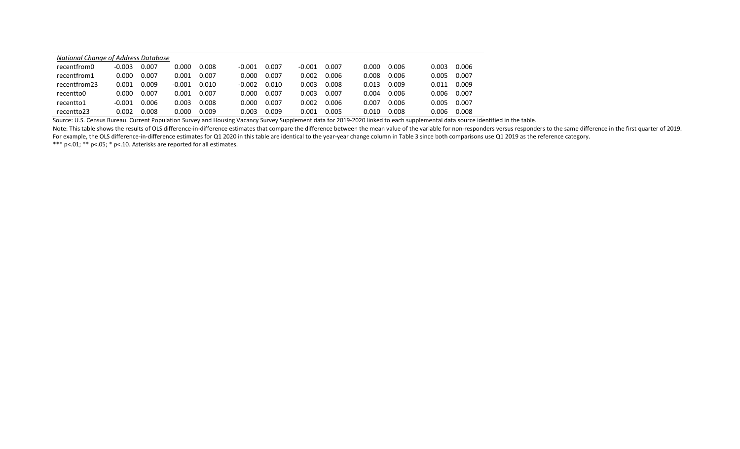| | | | | | | | | | | | | |
|---|---|---|---|---|---|---|---|---|---|---|---|---|
| *National Change of Address Database* | | | | | | | | | | | | |
| recentfrom0 | -0.003 | 0.007 | 0.000 | 0.008 | -0.001 | 0.007 | -0.001 | 0.007 | 0.000 | 0.006 | 0.003 | 0.006 |
| recentfrom1 | 0.000 | 0.007 | 0.001 | 0.007 | 0.000 | 0.007 | 0.002 | 0.006 | 0.008 | 0.006 | 0.005 | 0.007 |
| recentfrom23 | 0.001 | 0.009 | -0.001 | 0.010 | -0.002 | 0.010 | 0.003 | 0.008 | 0.013 | 0.009 | 0.011 | 0.009 |
| recentto0 | 0.000 | 0.007 | 0.001 | 0.007 | 0.000 | 0.007 | 0.003 | 0.007 | 0.004 | 0.006 | 0.006 | 0.007 |
| recentto1 | -0.001 | 0.006 | 0.003 | 0.008 | 0.000 | 0.007 | 0.002 | 0.006 | 0.007 | 0.006 | 0.005 | 0.007 |
| recentto23 | 0.002 | 0.008 | 0.000 | 0.009 | 0.003 | 0.009 | 0.001 | 0.005 | 0.010 | 0.008 | 0.006 | 0.008 |

Source: U.S. Census Bureau. Current Population Survey and Housing Vacancy Survey Supplement data for 2019-2020 linked to each supplemental data source identified in the table.

Note: This table shows the results of OLS difference-in-difference estimates that compare the difference between the mean value of the variable for non-responders versus responders to the same difference in the first quarter of 2019. For example, the OLS difference-in-difference estimates for Q1 2020 in this table are identical to the year-year change column in Table 3 since both comparisons use Q1 2019 as the reference category.

*** p<.01; ** p<.05; * p<.10. Asterisks are reported for all estimates.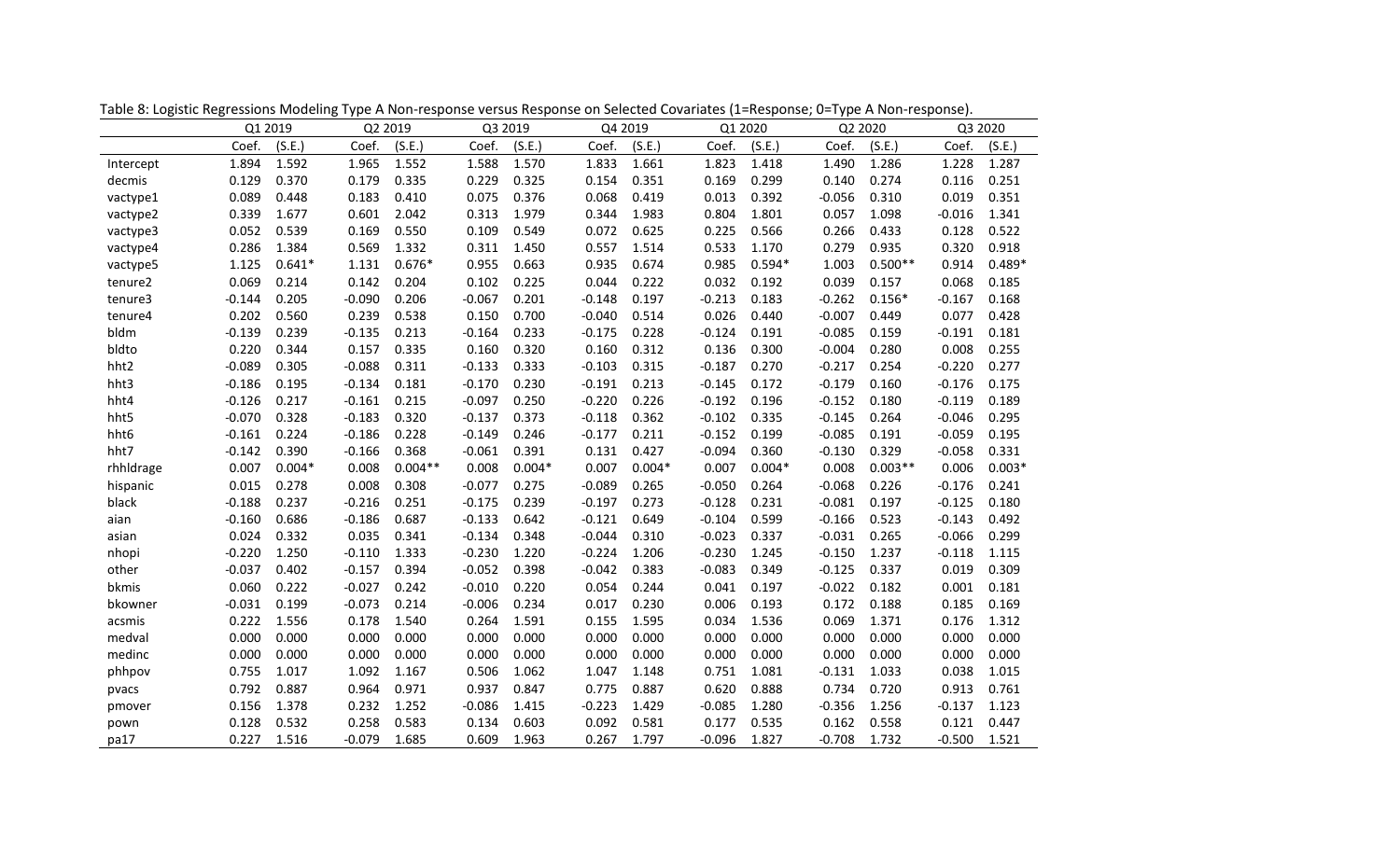Table 8: Logistic Regressions Modeling Type A Non-response versus Response on Selected Covariates (1=Response; 0=Type A Non-response).

| | Q1 2019 | | Q2 2019 | | Q3 2019 | | Q4 2019 | | Q1 2020 | | Q2 2020 | | Q3 2020 | |
|---|---|---|---|---|---|---|---|---|---|---|---|---|---|---|
| | Coef. | (S.E.) | Coef. | (S.E.) | Coef. | (S.E.) | Coef. | (S.E.) | Coef. | (S.E.) | Coef. | (S.E.) | Coef. | (S.E.) |
| Intercept | 1.894 | 1.592 | 1.965 | 1.552 | 1.588 | 1.570 | 1.833 | 1.661 | 1.823 | 1.418 | 1.490 | 1.286 | 1.228 | 1.287 |
| decmis | 0.129 | 0.370 | 0.179 | 0.335 | 0.229 | 0.325 | 0.154 | 0.351 | 0.169 | 0.299 | 0.140 | 0.274 | 0.116 | 0.251 |
| vactype1 | 0.089 | 0.448 | 0.183 | 0.410 | 0.075 | 0.376 | 0.068 | 0.419 | 0.013 | 0.392 | -0.056 | 0.310 | 0.019 | 0.351 |
| vactype2 | 0.339 | 1.677 | 0.601 | 2.042 | 0.313 | 1.979 | 0.344 | 1.983 | 0.804 | 1.801 | 0.057 | 1.098 | -0.016 | 1.341 |
| vactype3 | 0.052 | 0.539 | 0.169 | 0.550 | 0.109 | 0.549 | 0.072 | 0.625 | 0.225 | 0.566 | 0.266 | 0.433 | 0.128 | 0.522 |
| vactype4 | 0.286 | 1.384 | 0.569 | 1.332 | 0.311 | 1.450 | 0.557 | 1.514 | 0.533 | 1.170 | 0.279 | 0.935 | 0.320 | 0.918 |
| vactype5 | 1.125 | 0.641* | 1.131 | 0.676* | 0.955 | 0.663 | 0.935 | 0.674 | 0.985 | 0.594* | 1.003 | 0.500** | 0.914 | 0.489* |
| tenure2 | 0.069 | 0.214 | 0.142 | 0.204 | 0.102 | 0.225 | 0.044 | 0.222 | 0.032 | 0.192 | 0.039 | 0.157 | 0.068 | 0.185 |
| tenure3 | -0.144 | 0.205 | -0.090 | 0.206 | -0.067 | 0.201 | -0.148 | 0.197 | -0.213 | 0.183 | -0.262 | 0.156* | -0.167 | 0.168 |
| tenure4 | 0.202 | 0.560 | 0.239 | 0.538 | 0.150 | 0.700 | -0.040 | 0.514 | 0.026 | 0.440 | -0.007 | 0.449 | 0.077 | 0.428 |
| bldm | -0.139 | 0.239 | -0.135 | 0.213 | -0.164 | 0.233 | -0.175 | 0.228 | -0.124 | 0.191 | -0.085 | 0.159 | -0.191 | 0.181 |
| bldto | 0.220 | 0.344 | 0.157 | 0.335 | 0.160 | 0.320 | 0.160 | 0.312 | 0.136 | 0.300 | -0.004 | 0.280 | 0.008 | 0.255 |
| hht2 | -0.089 | 0.305 | -0.088 | 0.311 | -0.133 | 0.333 | -0.103 | 0.315 | -0.187 | 0.270 | -0.217 | 0.254 | -0.220 | 0.277 |
| hht3 | -0.186 | 0.195 | -0.134 | 0.181 | -0.170 | 0.230 | -0.191 | 0.213 | -0.145 | 0.172 | -0.179 | 0.160 | -0.176 | 0.175 |
| hht4 | -0.126 | 0.217 | -0.161 | 0.215 | -0.097 | 0.250 | -0.220 | 0.226 | -0.192 | 0.196 | -0.152 | 0.180 | -0.119 | 0.189 |
| hht5 | -0.070 | 0.328 | -0.183 | 0.320 | -0.137 | 0.373 | -0.118 | 0.362 | -0.102 | 0.335 | -0.145 | 0.264 | -0.046 | 0.295 |
| hht6 | -0.161 | 0.224 | -0.186 | 0.228 | -0.149 | 0.246 | -0.177 | 0.211 | -0.152 | 0.199 | -0.085 | 0.191 | -0.059 | 0.195 |
| hht7 | -0.142 | 0.390 | -0.166 | 0.368 | -0.061 | 0.391 | 0.131 | 0.427 | -0.094 | 0.360 | -0.130 | 0.329 | -0.058 | 0.331 |
| rhhldrage | 0.007 | 0.004* | 0.008 | 0.004** | 0.008 | 0.004* | 0.007 | 0.004* | 0.007 | 0.004* | 0.008 | 0.003** | 0.006 | 0.003* |
| hispanic | 0.015 | 0.278 | 0.008 | 0.308 | -0.077 | 0.275 | -0.089 | 0.265 | -0.050 | 0.264 | -0.068 | 0.226 | -0.176 | 0.241 |
| black | -0.188 | 0.237 | -0.216 | 0.251 | -0.175 | 0.239 | -0.197 | 0.273 | -0.128 | 0.231 | -0.081 | 0.197 | -0.125 | 0.180 |
| aian | -0.160 | 0.686 | -0.186 | 0.687 | -0.133 | 0.642 | -0.121 | 0.649 | -0.104 | 0.599 | -0.166 | 0.523 | -0.143 | 0.492 |
| asian | 0.024 | 0.332 | 0.035 | 0.341 | -0.134 | 0.348 | -0.044 | 0.310 | -0.023 | 0.337 | -0.031 | 0.265 | -0.066 | 0.299 |
| nhopi | -0.220 | 1.250 | -0.110 | 1.333 | -0.230 | 1.220 | -0.224 | 1.206 | -0.230 | 1.245 | -0.150 | 1.237 | -0.118 | 1.115 |
| other | -0.037 | 0.402 | -0.157 | 0.394 | -0.052 | 0.398 | -0.042 | 0.383 | -0.083 | 0.349 | -0.125 | 0.337 | 0.019 | 0.309 |
| bkmis | 0.060 | 0.222 | -0.027 | 0.242 | -0.010 | 0.220 | 0.054 | 0.244 | 0.041 | 0.197 | -0.022 | 0.182 | 0.001 | 0.181 |
| bkowner | -0.031 | 0.199 | -0.073 | 0.214 | -0.006 | 0.234 | 0.017 | 0.230 | 0.006 | 0.193 | 0.172 | 0.188 | 0.185 | 0.169 |
| acsmis | 0.222 | 1.556 | 0.178 | 1.540 | 0.264 | 1.591 | 0.155 | 1.595 | 0.034 | 1.536 | 0.069 | 1.371 | 0.176 | 1.312 |
| medval | 0.000 | 0.000 | 0.000 | 0.000 | 0.000 | 0.000 | 0.000 | 0.000 | 0.000 | 0.000 | 0.000 | 0.000 | 0.000 | 0.000 |
| medinc | 0.000 | 0.000 | 0.000 | 0.000 | 0.000 | 0.000 | 0.000 | 0.000 | 0.000 | 0.000 | 0.000 | 0.000 | 0.000 | 0.000 |
| phhpov | 0.755 | 1.017 | 1.092 | 1.167 | 0.506 | 1.062 | 1.047 | 1.148 | 0.751 | 1.081 | -0.131 | 1.033 | 0.038 | 1.015 |
| pvacs | 0.792 | 0.887 | 0.964 | 0.971 | 0.937 | 0.847 | 0.775 | 0.887 | 0.620 | 0.888 | 0.734 | 0.720 | 0.913 | 0.761 |
| pmover | 0.156 | 1.378 | 0.232 | 1.252 | -0.086 | 1.415 | -0.223 | 1.429 | -0.085 | 1.280 | -0.356 | 1.256 | -0.137 | 1.123 |
| pown | 0.128 | 0.532 | 0.258 | 0.583 | 0.134 | 0.603 | 0.092 | 0.581 | 0.177 | 0.535 | 0.162 | 0.558 | 0.121 | 0.447 |
| pa17 | 0.227 | 1.516 | -0.079 | 1.685 | 0.609 | 1.963 | 0.267 | 1.797 | -0.096 | 1.827 | -0.708 | 1.732 | -0.500 | 1.521 |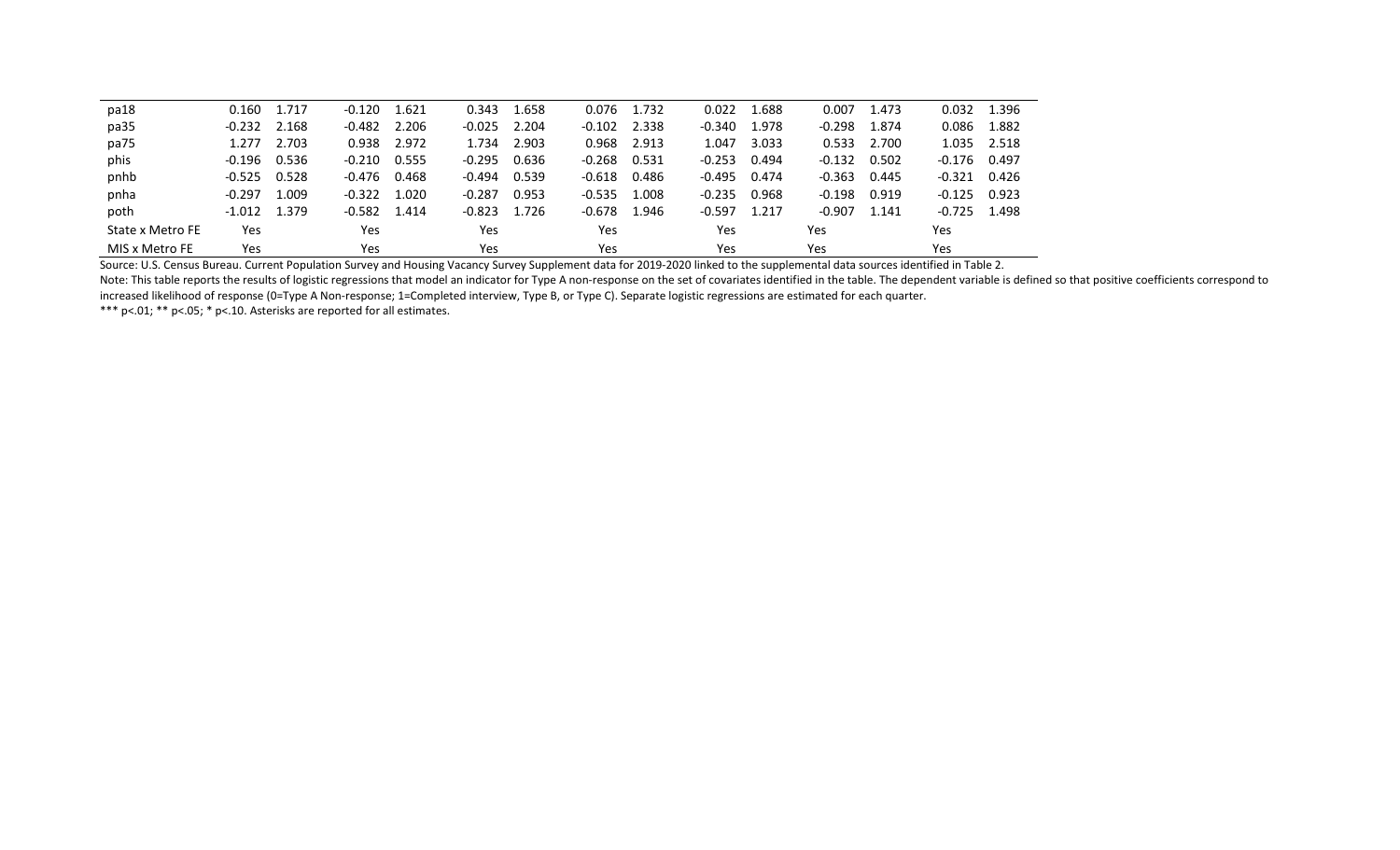| | | | | | | | | | | | | | | |
|---|---|---|---|---|---|---|---|---|---|---|---|---|---|---|
| pa18 | 0.160 | 1.717 | -0.120 | 1.621 | 0.343 | 1.658 | 0.076 | 1.732 | 0.022 | 1.688 | 0.007 | 1.473 | 0.032 | 1.396 |
| pa35 | -0.232 | 2.168 | -0.482 | 2.206 | -0.025 | 2.204 | -0.102 | 2.338 | -0.340 | 1.978 | -0.298 | 1.874 | 0.086 | 1.882 |
| pa75 | 1.277 | 2.703 | 0.938 | 2.972 | 1.734 | 2.903 | 0.968 | 2.913 | 1.047 | 3.033 | 0.533 | 2.700 | 1.035 | 2.518 |
| phis | -0.196 | 0.536 | -0.210 | 0.555 | -0.295 | 0.636 | -0.268 | 0.531 | -0.253 | 0.494 | -0.132 | 0.502 | -0.176 | 0.497 |
| pnhb | -0.525 | 0.528 | -0.476 | 0.468 | -0.494 | 0.539 | -0.618 | 0.486 | -0.495 | 0.474 | -0.363 | 0.445 | -0.321 | 0.426 |
| pnha | -0.297 | 1.009 | -0.322 | 1.020 | -0.287 | 0.953 | -0.535 | 1.008 | -0.235 | 0.968 | -0.198 | 0.919 | -0.125 | 0.923 |
| poth | -1.012 | 1.379 | -0.582 | 1.414 | -0.823 | 1.726 | -0.678 | 1.946 | -0.597 | 1.217 | -0.907 | 1.141 | -0.725 | 1.498 |
| State x Metro FE | Yes | | Yes | | Yes | | Yes | | Yes | | Yes | | Yes | |
| MIS x Metro FE | Yes | | Yes | | Yes | | Yes | | Yes | | Yes | | Yes | |

Source: U.S. Census Bureau. Current Population Survey and Housing Vacancy Survey Supplement data for 2019-2020 linked to the supplemental data sources identified in Table 2.

Note: This table reports the results of logistic regressions that model an indicator for Type A non-response on the set of covariates identified in the table. The dependent variable is defined so that positive coefficients correspond to increased likelihood of response (0=Type A Non-response; 1=Completed interview, Type B, or Type C). Separate logistic regressions are estimated for each quarter.

*** p<.01; ** p<.05; * p<.10. Asterisks are reported for all estimates.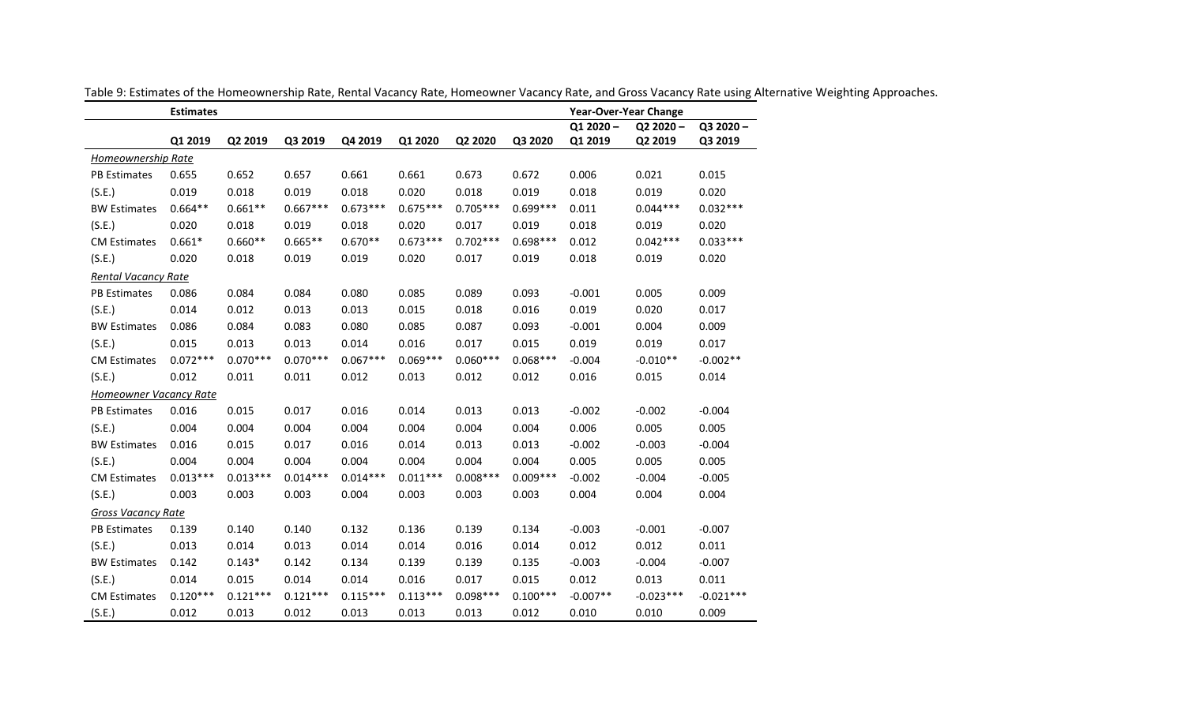Table 9: Estimates of the Homeownership Rate, Rental Vacancy Rate, Homeowner Vacancy Rate, and Gross Vacancy Rate using Alternative Weighting Approaches.

| | **Estimates** | | | | | | | **Year-Over-Year Change** | | |
|---|---|---|---|---|---|---|---|---|---|---|
| | **Q1 2019** | **Q2 2019** | **Q3 2019** | **Q4 2019** | **Q1 2020** | **Q2 2020** | **Q3 2020** | **Q1 2020 – Q1 2019** | **Q2 2020 – Q2 2019** | **Q3 2020 – Q3 2019** |
| *Homeownership Rate* | | | | | | | | | | |
| PB Estimates | 0.655 | 0.652 | 0.657 | 0.661 | 0.661 | 0.673 | 0.672 | 0.006 | 0.021 | 0.015 |
| (S.E.) | 0.019 | 0.018 | 0.019 | 0.018 | 0.020 | 0.018 | 0.019 | 0.018 | 0.019 | 0.020 |
| BW Estimates | 0.664** | 0.661** | 0.667*** | 0.673*** | 0.675*** | 0.705*** | 0.699*** | 0.011 | 0.044*** | 0.032*** |
| (S.E.) | 0.020 | 0.018 | 0.019 | 0.018 | 0.020 | 0.017 | 0.019 | 0.018 | 0.019 | 0.020 |
| CM Estimates | 0.661* | 0.660** | 0.665** | 0.670** | 0.673*** | 0.702*** | 0.698*** | 0.012 | 0.042*** | 0.033*** |
| (S.E.) | 0.020 | 0.018 | 0.019 | 0.019 | 0.020 | 0.017 | 0.019 | 0.018 | 0.019 | 0.020 |
| *Rental Vacancy Rate* | | | | | | | | | | |
| PB Estimates | 0.086 | 0.084 | 0.084 | 0.080 | 0.085 | 0.089 | 0.093 | -0.001 | 0.005 | 0.009 |
| (S.E.) | 0.014 | 0.012 | 0.013 | 0.013 | 0.015 | 0.018 | 0.016 | 0.019 | 0.020 | 0.017 |
| BW Estimates | 0.086 | 0.084 | 0.083 | 0.080 | 0.085 | 0.087 | 0.093 | -0.001 | 0.004 | 0.009 |
| (S.E.) | 0.015 | 0.013 | 0.013 | 0.014 | 0.016 | 0.017 | 0.015 | 0.019 | 0.019 | 0.017 |
| CM Estimates | 0.072*** | 0.070*** | 0.070*** | 0.067*** | 0.069*** | 0.060*** | 0.068*** | -0.004 | -0.010** | -0.002** |
| (S.E.) | 0.012 | 0.011 | 0.011 | 0.012 | 0.013 | 0.012 | 0.012 | 0.016 | 0.015 | 0.014 |
| *Homeowner Vacancy Rate* | | | | | | | | | | |
| PB Estimates | 0.016 | 0.015 | 0.017 | 0.016 | 0.014 | 0.013 | 0.013 | -0.002 | -0.002 | -0.004 |
| (S.E.) | 0.004 | 0.004 | 0.004 | 0.004 | 0.004 | 0.004 | 0.004 | 0.006 | 0.005 | 0.005 |
| BW Estimates | 0.016 | 0.015 | 0.017 | 0.016 | 0.014 | 0.013 | 0.013 | -0.002 | -0.003 | -0.004 |
| (S.E.) | 0.004 | 0.004 | 0.004 | 0.004 | 0.004 | 0.004 | 0.004 | 0.005 | 0.005 | 0.005 |
| CM Estimates | 0.013*** | 0.013*** | 0.014*** | 0.014*** | 0.011*** | 0.008*** | 0.009*** | -0.002 | -0.004 | -0.005 |
| (S.E.) | 0.003 | 0.003 | 0.003 | 0.004 | 0.003 | 0.003 | 0.003 | 0.004 | 0.004 | 0.004 |
| *Gross Vacancy Rate* | | | | | | | | | | |
| PB Estimates | 0.139 | 0.140 | 0.140 | 0.132 | 0.136 | 0.139 | 0.134 | -0.003 | -0.001 | -0.007 |
| (S.E.) | 0.013 | 0.014 | 0.013 | 0.014 | 0.014 | 0.016 | 0.014 | 0.012 | 0.012 | 0.011 |
| BW Estimates | 0.142 | 0.143* | 0.142 | 0.134 | 0.139 | 0.139 | 0.135 | -0.003 | -0.004 | -0.007 |
| (S.E.) | 0.014 | 0.015 | 0.014 | 0.014 | 0.016 | 0.017 | 0.015 | 0.012 | 0.013 | 0.011 |
| CM Estimates | 0.120*** | 0.121*** | 0.121*** | 0.115*** | 0.113*** | 0.098*** | 0.100*** | -0.007** | -0.023*** | -0.021*** |
| (S.E.) | 0.012 | 0.013 | 0.012 | 0.013 | 0.013 | 0.013 | 0.012 | 0.010 | 0.010 | 0.009 |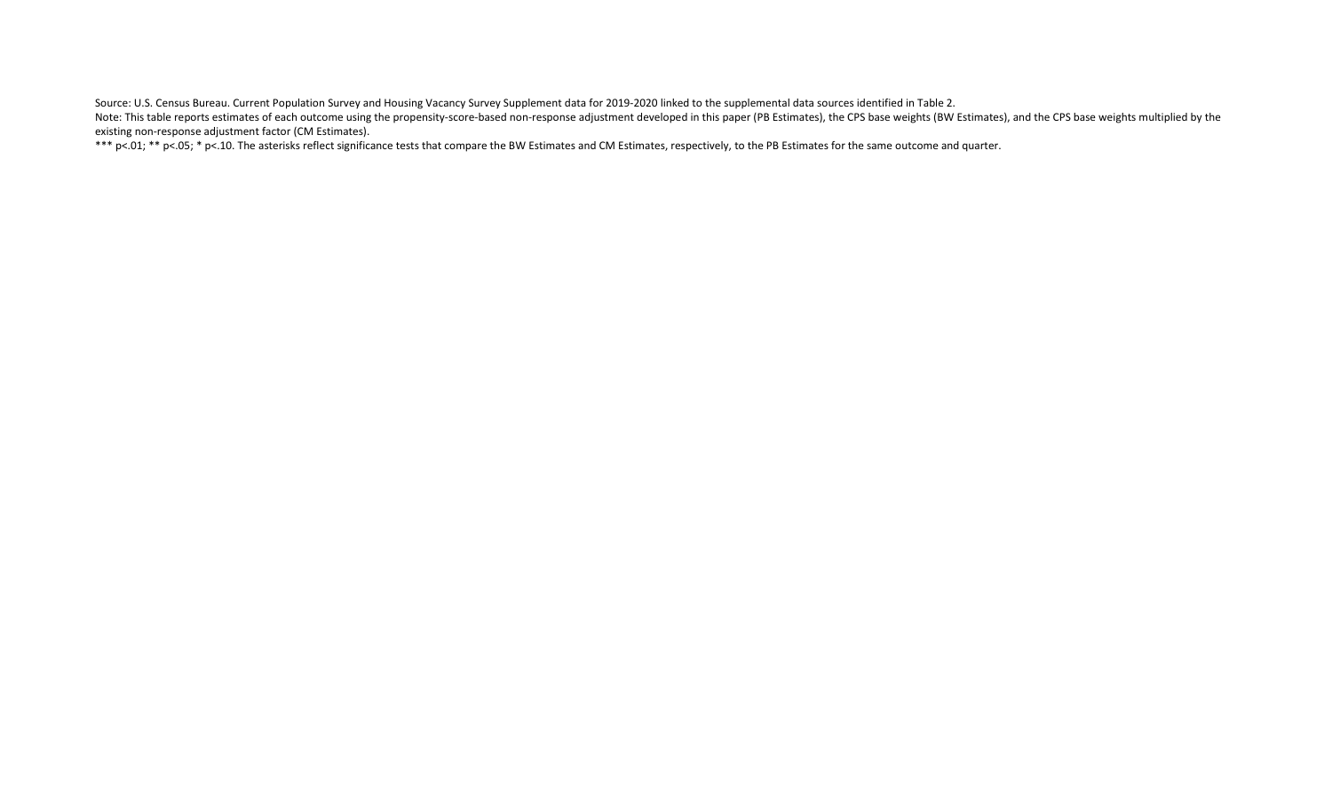Source: U.S. Census Bureau. Current Population Survey and Housing Vacancy Survey Supplement data for 2019-2020 linked to the supplemental data sources identified in Table 2.
Note: This table reports estimates of each outcome using the propensity-score-based non-response adjustment developed in this paper (PB Estimates), the CPS base weights (BW Estimates), and the CPS base weights multiplied by the existing non-response adjustment factor (CM Estimates).
*** p<.01; ** p<.05; * p<.10. The asterisks reflect significance tests that compare the BW Estimates and CM Estimates, respectively, to the PB Estimates for the same outcome and quarter.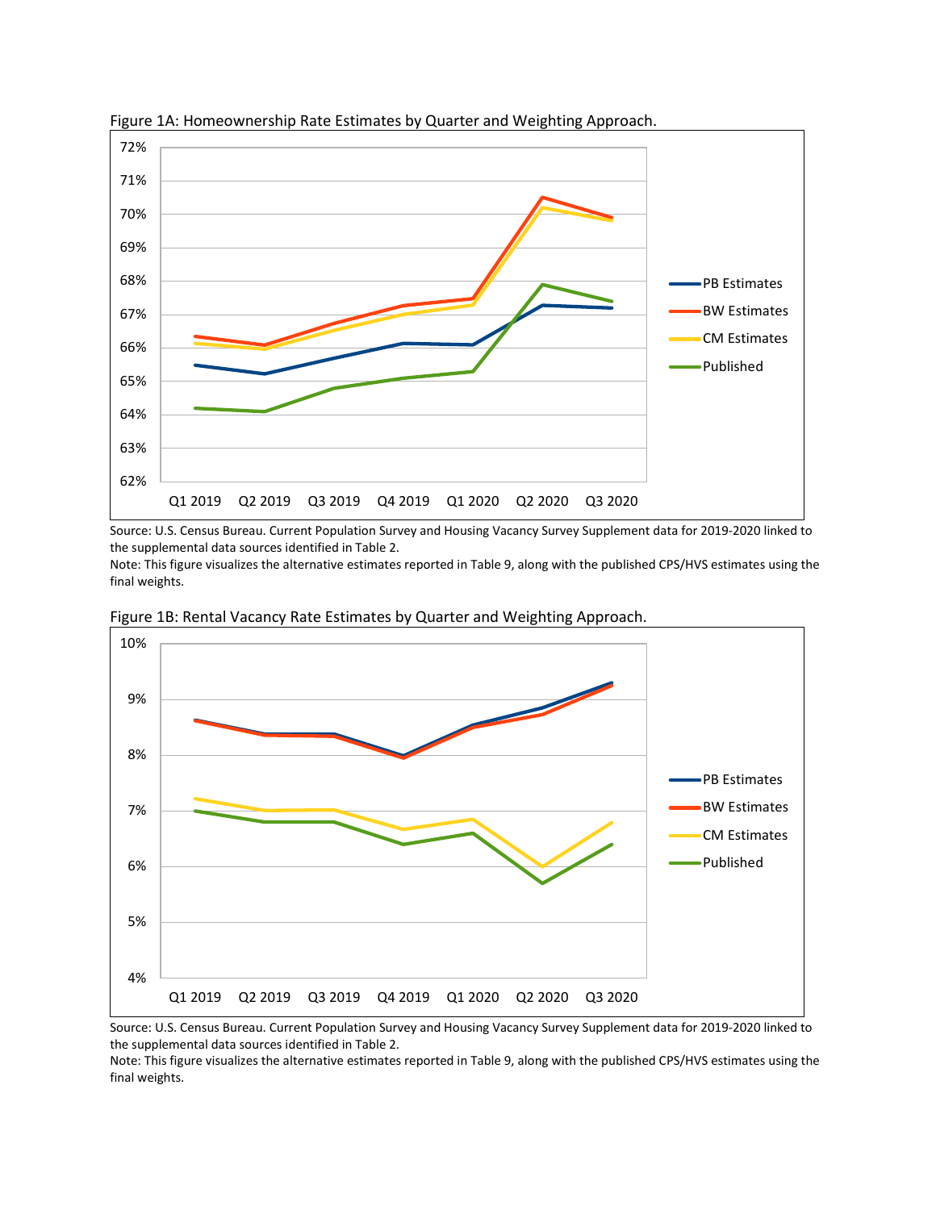Figure 1A: Homeownership Rate Estimates by Quarter and Weighting Approach.

72%
71%
70%
69%
68%
67%
66%
65%
64%
63%
62%

Q1 2019 Q2 2019 Q3 2019 Q4 2019 Q1 2020 Q2 2020 Q3 2020

PB Estimates
BW Estimates
CM Estimates
Published

Source: U.S. Census Bureau. Current Population Survey and Housing Vacancy Survey Supplement data for 2019-2020 linked to the supplemental data sources identified in Table 2.
Note: This figure visualizes the alternative estimates reported in Table 9, along with the published CPS/HVS estimates using the final weights.

Figure 1B: Rental Vacancy Rate Estimates by Quarter and Weighting Approach.

10%
9%
8%
7%
6%
5%
4%

Q1 2019 Q2 2019 Q3 2019 Q4 2019 Q1 2020 Q2 2020 Q3 2020

PB Estimates
BW Estimates
CM Estimates
Published

Source: U.S. Census Bureau. Current Population Survey and Housing Vacancy Survey Supplement data for 2019-2020 linked to the supplemental data sources identified in Table 2.
Note: This figure visualizes the alternative estimates reported in Table 9, along with the published CPS/HVS estimates using the final weights.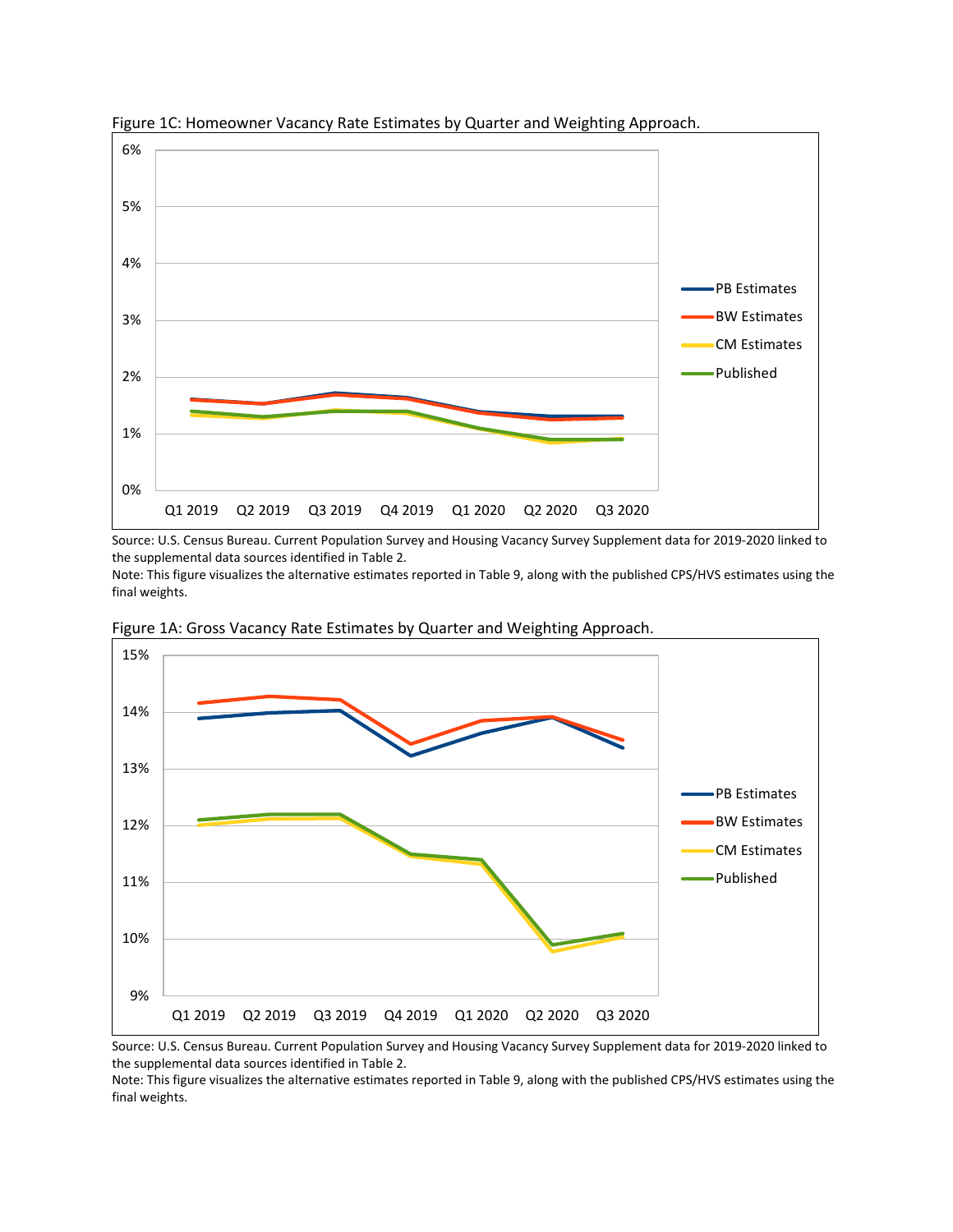Figure 1C: Homeowner Vacancy Rate Estimates by Quarter and Weighting Approach.

6%
5%
4%
3%
2%
1%
0%

Q1 2019 Q2 2019 Q3 2019 Q4 2019 Q1 2020 Q2 2020 Q3 2020

PB Estimates
BW Estimates
CM Estimates
Published

Source: U.S. Census Bureau. Current Population Survey and Housing Vacancy Survey Supplement data for 2019-2020 linked to the supplemental data sources identified in Table 2.
Note: This figure visualizes the alternative estimates reported in Table 9, along with the published CPS/HVS estimates using the final weights.

Figure 1A: Gross Vacancy Rate Estimates by Quarter and Weighting Approach.

15%
14%
13%
12%
11%
10%
9%

Q1 2019 Q2 2019 Q3 2019 Q4 2019 Q1 2020 Q2 2020 Q3 2020

PB Estimates
BW Estimates
CM Estimates
Published

Source: U.S. Census Bureau. Current Population Survey and Housing Vacancy Survey Supplement data for 2019-2020 linked to the supplemental data sources identified in Table 2.
Note: This figure visualizes the alternative estimates reported in Table 9, along with the published CPS/HVS estimates using the final weights.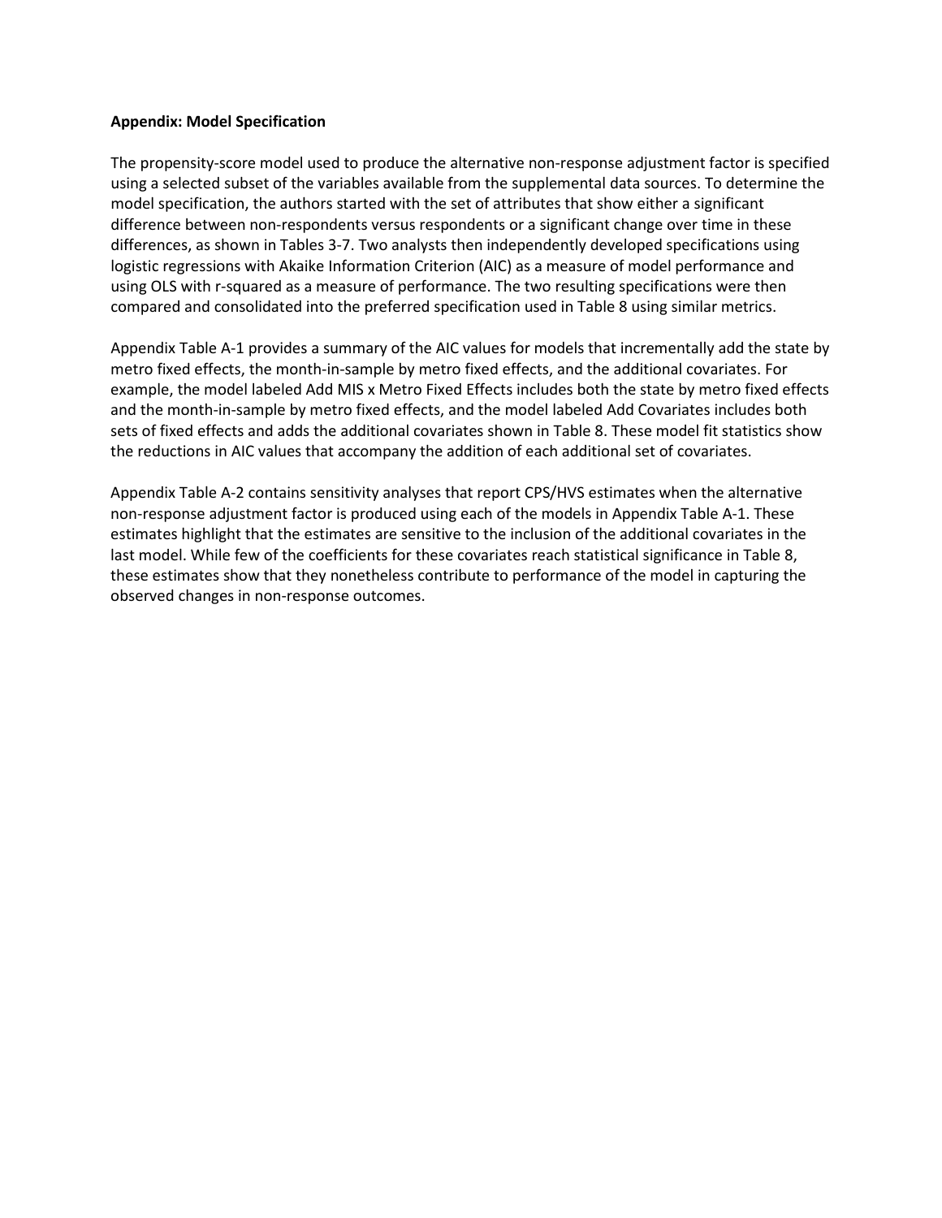**Appendix: Model Specification**

The propensity-score model used to produce the alternative non-response adjustment factor is specified using a selected subset of the variables available from the supplemental data sources. To determine the model specification, the authors started with the set of attributes that show either a significant difference between non-respondents versus respondents or a significant change over time in these differences, as shown in Tables 3-7. Two analysts then independently developed specifications using logistic regressions with Akaike Information Criterion (AIC) as a measure of model performance and using OLS with r-squared as a measure of performance. The two resulting specifications were then compared and consolidated into the preferred specification used in Table 8 using similar metrics.

Appendix Table A-1 provides a summary of the AIC values for models that incrementally add the state by metro fixed effects, the month-in-sample by metro fixed effects, and the additional covariates. For example, the model labeled Add MIS x Metro Fixed Effects includes both the state by metro fixed effects and the month-in-sample by metro fixed effects, and the model labeled Add Covariates includes both sets of fixed effects and adds the additional covariates shown in Table 8. These model fit statistics show the reductions in AIC values that accompany the addition of each additional set of covariates.

Appendix Table A-2 contains sensitivity analyses that report CPS/HVS estimates when the alternative non-response adjustment factor is produced using each of the models in Appendix Table A-1. These estimates highlight that the estimates are sensitive to the inclusion of the additional covariates in the last model. While few of the coefficients for these covariates reach statistical significance in Table 8, these estimates show that they nonetheless contribute to performance of the model in capturing the observed changes in non-response outcomes.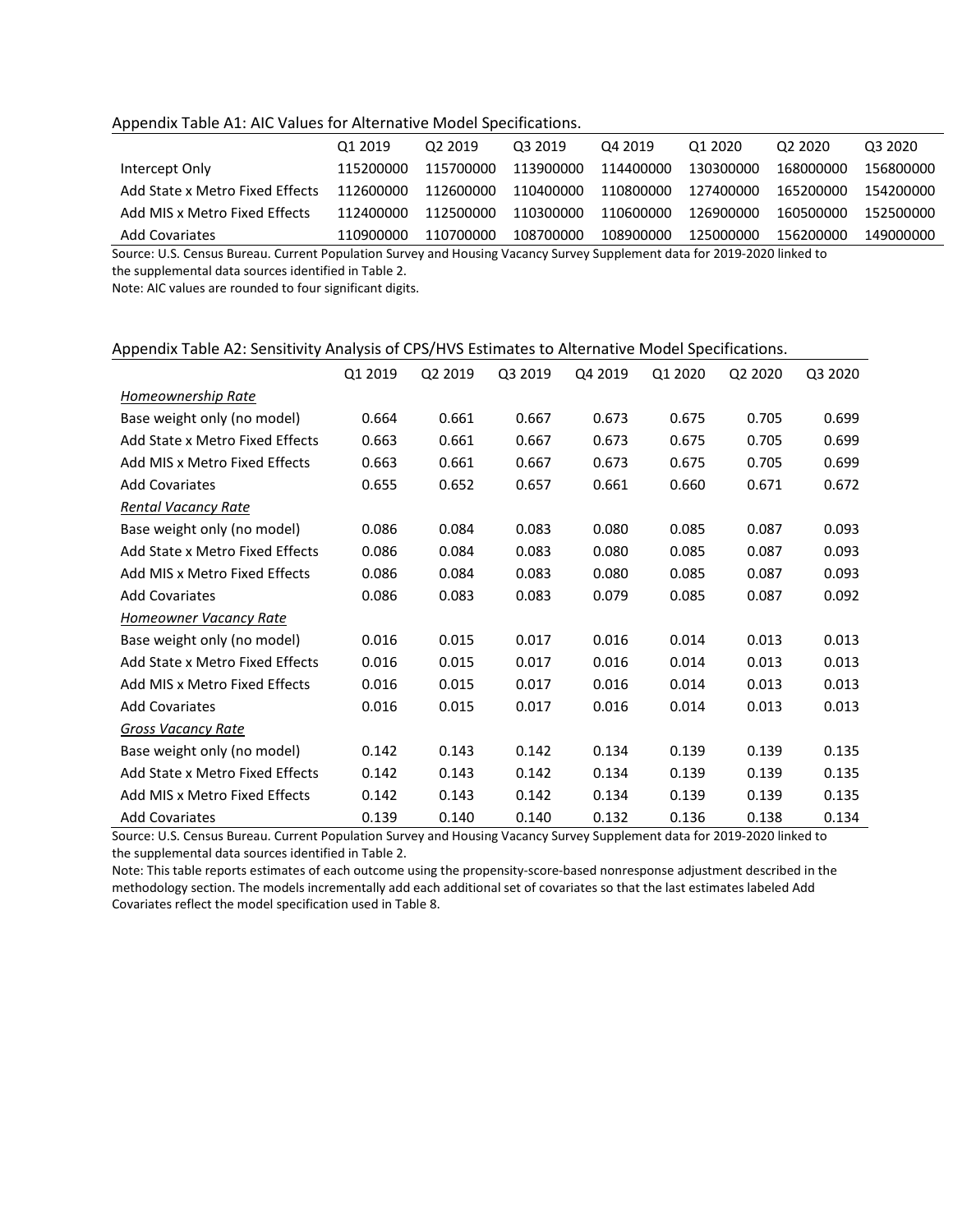Appendix Table A1: AIC Values for Alternative Model Specifications.

| | Q1 2019 | Q2 2019 | Q3 2019 | Q4 2019 | Q1 2020 | Q2 2020 | Q3 2020 |
|---|---|---|---|---|---|---|---|
| Intercept Only | 115200000 | 115700000 | 113900000 | 114400000 | 130300000 | 168000000 | 156800000 |
| Add State x Metro Fixed Effects | 112600000 | 112600000 | 110400000 | 110800000 | 127400000 | 165200000 | 154200000 |
| Add MIS x Metro Fixed Effects | 112400000 | 112500000 | 110300000 | 110600000 | 126900000 | 160500000 | 152500000 |
| Add Covariates | 110900000 | 110700000 | 108700000 | 108900000 | 125000000 | 156200000 | 149000000 |

Source: U.S. Census Bureau. Current Population Survey and Housing Vacancy Survey Supplement data for 2019-2020 linked to the supplemental data sources identified in Table 2.
Note: AIC values are rounded to four significant digits.

Appendix Table A2: Sensitivity Analysis of CPS/HVS Estimates to Alternative Model Specifications.

| | Q1 2019 | Q2 2019 | Q3 2019 | Q4 2019 | Q1 2020 | Q2 2020 | Q3 2020 |
|---|---|---|---|---|---|---|---|
| *Homeownership Rate* | | | | | | | |
| Base weight only (no model) | 0.664 | 0.661 | 0.667 | 0.673 | 0.675 | 0.705 | 0.699 |
| Add State x Metro Fixed Effects | 0.663 | 0.661 | 0.667 | 0.673 | 0.675 | 0.705 | 0.699 |
| Add MIS x Metro Fixed Effects | 0.663 | 0.661 | 0.667 | 0.673 | 0.675 | 0.705 | 0.699 |
| Add Covariates | 0.655 | 0.652 | 0.657 | 0.661 | 0.660 | 0.671 | 0.672 |
| *Rental Vacancy Rate* | | | | | | | |
| Base weight only (no model) | 0.086 | 0.084 | 0.083 | 0.080 | 0.085 | 0.087 | 0.093 |
| Add State x Metro Fixed Effects | 0.086 | 0.084 | 0.083 | 0.080 | 0.085 | 0.087 | 0.093 |
| Add MIS x Metro Fixed Effects | 0.086 | 0.084 | 0.083 | 0.080 | 0.085 | 0.087 | 0.093 |
| Add Covariates | 0.086 | 0.083 | 0.083 | 0.079 | 0.085 | 0.087 | 0.092 |
| *Homeowner Vacancy Rate* | | | | | | | |
| Base weight only (no model) | 0.016 | 0.015 | 0.017 | 0.016 | 0.014 | 0.013 | 0.013 |
| Add State x Metro Fixed Effects | 0.016 | 0.015 | 0.017 | 0.016 | 0.014 | 0.013 | 0.013 |
| Add MIS x Metro Fixed Effects | 0.016 | 0.015 | 0.017 | 0.016 | 0.014 | 0.013 | 0.013 |
| Add Covariates | 0.016 | 0.015 | 0.017 | 0.016 | 0.014 | 0.013 | 0.013 |
| *Gross Vacancy Rate* | | | | | | | |
| Base weight only (no model) | 0.142 | 0.143 | 0.142 | 0.134 | 0.139 | 0.139 | 0.135 |
| Add State x Metro Fixed Effects | 0.142 | 0.143 | 0.142 | 0.134 | 0.139 | 0.139 | 0.135 |
| Add MIS x Metro Fixed Effects | 0.142 | 0.143 | 0.142 | 0.134 | 0.139 | 0.139 | 0.135 |
| Add Covariates | 0.139 | 0.140 | 0.140 | 0.132 | 0.136 | 0.138 | 0.134 |

Source: U.S. Census Bureau. Current Population Survey and Housing Vacancy Survey Supplement data for 2019-2020 linked to the supplemental data sources identified in Table 2.
Note: This table reports estimates of each outcome using the propensity-score-based nonresponse adjustment described in the methodology section. The models incrementally add each additional set of covariates so that the last estimates labeled Add Covariates reflect the model specification used in Table 8.